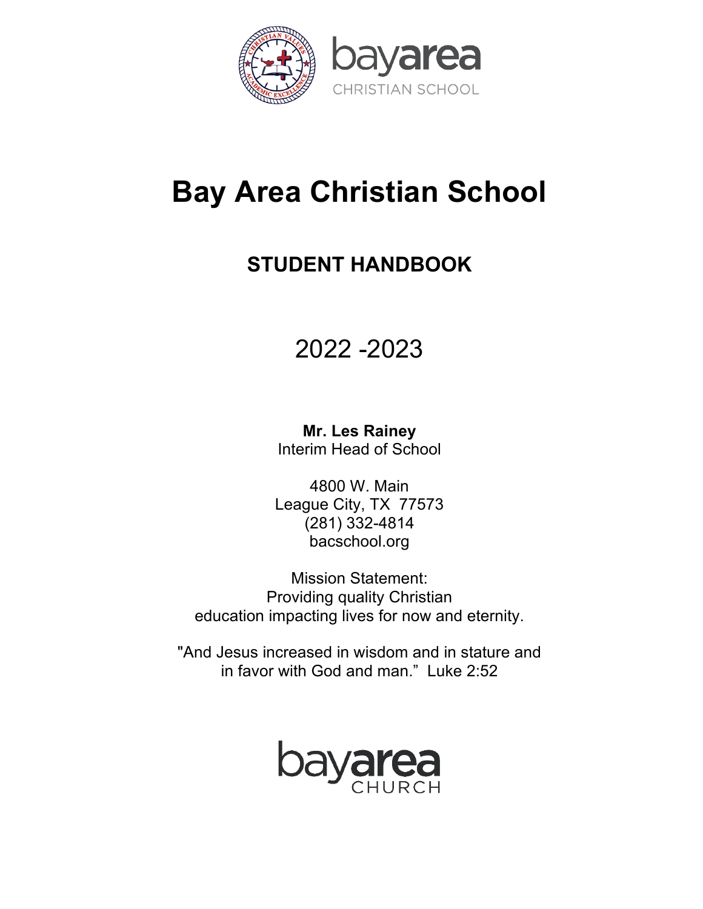# Bay Area Christian School

## STUDENT HANDBOOK

2022 -2023

**Mr. Les Rainey**
Interim Head of School

4800 W. Main
League City, TX 77573
(281) 332-4814
bacschool.org

Mission Statement:
Providing quality Christian
education impacting lives for now and eternity.

"And Jesus increased in wisdom and in stature and in favor with God and man." Luke 2:52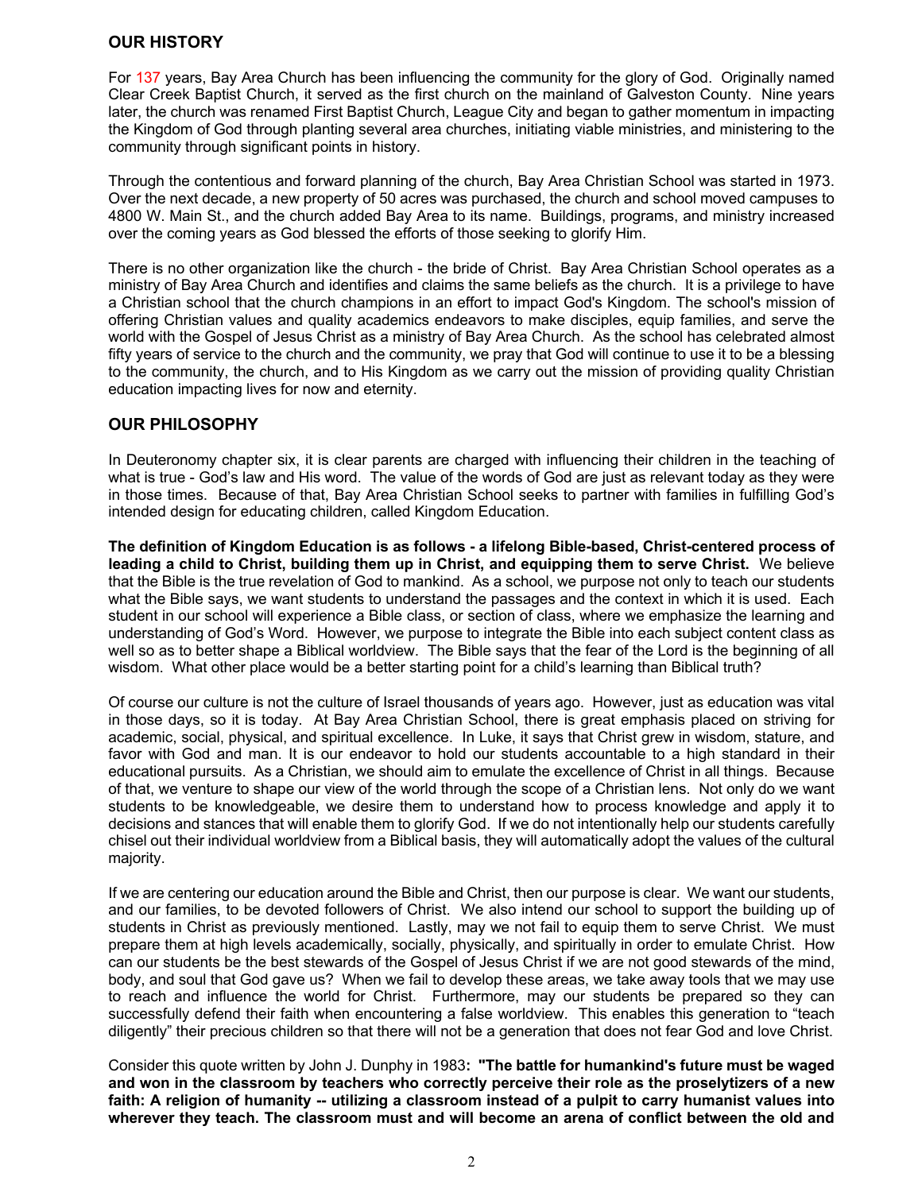## OUR HISTORY

For 137 years, Bay Area Church has been influencing the community for the glory of God. Originally named Clear Creek Baptist Church, it served as the first church on the mainland of Galveston County. Nine years later, the church was renamed First Baptist Church, League City and began to gather momentum in impacting the Kingdom of God through planting several area churches, initiating viable ministries, and ministering to the community through significant points in history.

Through the contentious and forward planning of the church, Bay Area Christian School was started in 1973. Over the next decade, a new property of 50 acres was purchased, the church and school moved campuses to 4800 W. Main St., and the church added Bay Area to its name. Buildings, programs, and ministry increased over the coming years as God blessed the efforts of those seeking to glorify Him.

There is no other organization like the church - the bride of Christ. Bay Area Christian School operates as a ministry of Bay Area Church and identifies and claims the same beliefs as the church. It is a privilege to have a Christian school that the church champions in an effort to impact God's Kingdom. The school's mission of offering Christian values and quality academics endeavors to make disciples, equip families, and serve the world with the Gospel of Jesus Christ as a ministry of Bay Area Church. As the school has celebrated almost fifty years of service to the church and the community, we pray that God will continue to use it to be a blessing to the community, the church, and to His Kingdom as we carry out the mission of providing quality Christian education impacting lives for now and eternity.

## OUR PHILOSOPHY

In Deuteronomy chapter six, it is clear parents are charged with influencing their children in the teaching of what is true - God's law and His word. The value of the words of God are just as relevant today as they were in those times. Because of that, Bay Area Christian School seeks to partner with families in fulfilling God's intended design for educating children, called Kingdom Education.

**The definition of Kingdom Education is as follows - a lifelong Bible-based, Christ-centered process of leading a child to Christ, building them up in Christ, and equipping them to serve Christ.** We believe that the Bible is the true revelation of God to mankind. As a school, we purpose not only to teach our students what the Bible says, we want students to understand the passages and the context in which it is used. Each student in our school will experience a Bible class, or section of class, where we emphasize the learning and understanding of God's Word. However, we purpose to integrate the Bible into each subject content class as well so as to better shape a Biblical worldview. The Bible says that the fear of the Lord is the beginning of all wisdom. What other place would be a better starting point for a child's learning than Biblical truth?

Of course our culture is not the culture of Israel thousands of years ago. However, just as education was vital in those days, so it is today. At Bay Area Christian School, there is great emphasis placed on striving for academic, social, physical, and spiritual excellence. In Luke, it says that Christ grew in wisdom, stature, and favor with God and man. It is our endeavor to hold our students accountable to a high standard in their educational pursuits. As a Christian, we should aim to emulate the excellence of Christ in all things. Because of that, we venture to shape our view of the world through the scope of a Christian lens. Not only do we want students to be knowledgeable, we desire them to understand how to process knowledge and apply it to decisions and stances that will enable them to glorify God. If we do not intentionally help our students carefully chisel out their individual worldview from a Biblical basis, they will automatically adopt the values of the cultural majority.

If we are centering our education around the Bible and Christ, then our purpose is clear. We want our students, and our families, to be devoted followers of Christ. We also intend our school to support the building up of students in Christ as previously mentioned. Lastly, may we not fail to equip them to serve Christ. We must prepare them at high levels academically, socially, physically, and spiritually in order to emulate Christ. How can our students be the best stewards of the Gospel of Jesus Christ if we are not good stewards of the mind, body, and soul that God gave us? When we fail to develop these areas, we take away tools that we may use to reach and influence the world for Christ. Furthermore, may our students be prepared so they can successfully defend their faith when encountering a false worldview. This enables this generation to "teach diligently" their precious children so that there will not be a generation that does not fear God and love Christ.

Consider this quote written by John J. Dunphy in 1983**: "The battle for humankind's future must be waged and won in the classroom by teachers who correctly perceive their role as the proselytizers of a new faith: A religion of humanity -- utilizing a classroom instead of a pulpit to carry humanist values into wherever they teach. The classroom must and will become an arena of conflict between the old and**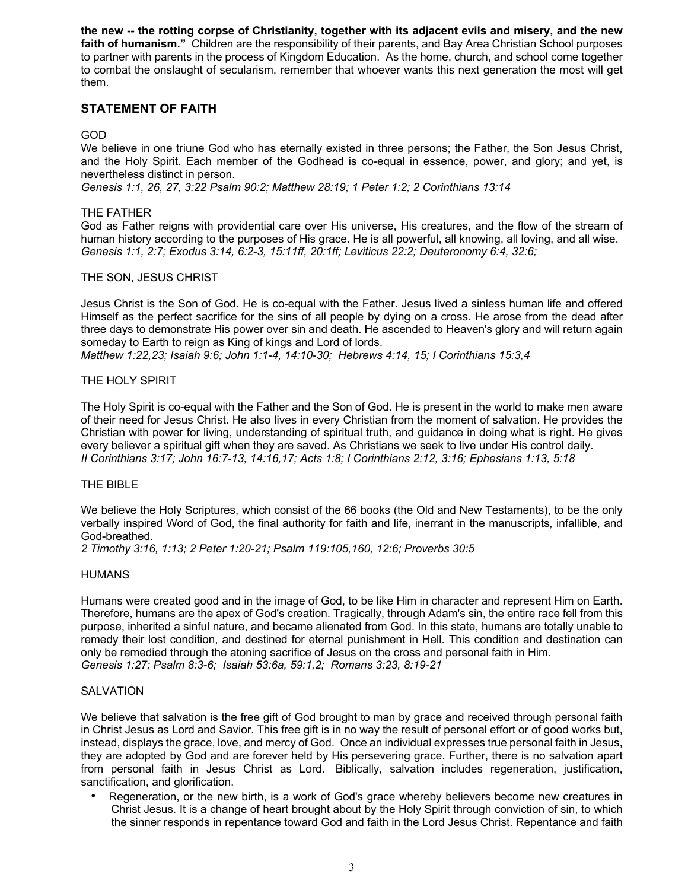**the new -- the rotting corpse of Christianity, together with its adjacent evils and misery, and the new faith of humanism."** Children are the responsibility of their parents, and Bay Area Christian School purposes to partner with parents in the process of Kingdom Education. As the home, church, and school come together to combat the onslaught of secularism, remember that whoever wants this next generation the most will get them.

## STATEMENT OF FAITH

GOD

We believe in one triune God who has eternally existed in three persons; the Father, the Son Jesus Christ, and the Holy Spirit. Each member of the Godhead is co-equal in essence, power, and glory; and yet, is nevertheless distinct in person.

*Genesis 1:1, 26, 27, 3:22 Psalm 90:2; Matthew 28:19; 1 Peter 1:2; 2 Corinthians 13:14*

THE FATHER

God as Father reigns with providential care over His universe, His creatures, and the flow of the stream of human history according to the purposes of His grace. He is all powerful, all knowing, all loving, and all wise.

*Genesis 1:1, 2:7; Exodus 3:14, 6:2-3, 15:11ff, 20:1ff; Leviticus 22:2; Deuteronomy 6:4, 32:6;*

THE SON, JESUS CHRIST

Jesus Christ is the Son of God. He is co-equal with the Father. Jesus lived a sinless human life and offered Himself as the perfect sacrifice for the sins of all people by dying on a cross. He arose from the dead after three days to demonstrate His power over sin and death. He ascended to Heaven's glory and will return again someday to Earth to reign as King of kings and Lord of lords.

*Matthew 1:22,23; Isaiah 9:6; John 1:1-4, 14:10-30; Hebrews 4:14, 15; I Corinthians 15:3,4*

THE HOLY SPIRIT

The Holy Spirit is co-equal with the Father and the Son of God. He is present in the world to make men aware of their need for Jesus Christ. He also lives in every Christian from the moment of salvation. He provides the Christian with power for living, understanding of spiritual truth, and guidance in doing what is right. He gives every believer a spiritual gift when they are saved. As Christians we seek to live under His control daily.

*II Corinthians 3:17; John 16:7-13, 14:16,17; Acts 1:8; I Corinthians 2:12, 3:16; Ephesians 1:13, 5:18*

THE BIBLE

We believe the Holy Scriptures, which consist of the 66 books (the Old and New Testaments), to be the only verbally inspired Word of God, the final authority for faith and life, inerrant in the manuscripts, infallible, and God-breathed.

*2 Timothy 3:16, 1:13; 2 Peter 1:20-21; Psalm 119:105,160, 12:6; Proverbs 30:5*

HUMANS

Humans were created good and in the image of God, to be like Him in character and represent Him on Earth. Therefore, humans are the apex of God's creation. Tragically, through Adam's sin, the entire race fell from this purpose, inherited a sinful nature, and became alienated from God. In this state, humans are totally unable to remedy their lost condition, and destined for eternal punishment in Hell. This condition and destination can only be remedied through the atoning sacrifice of Jesus on the cross and personal faith in Him.

*Genesis 1:27; Psalm 8:3-6; Isaiah 53:6a, 59:1,2; Romans 3:23, 8:19-21*

SALVATION

We believe that salvation is the free gift of God brought to man by grace and received through personal faith in Christ Jesus as Lord and Savior. This free gift is in no way the result of personal effort or of good works but, instead, displays the grace, love, and mercy of God. Once an individual expresses true personal faith in Jesus, they are adopted by God and are forever held by His persevering grace. Further, there is no salvation apart from personal faith in Jesus Christ as Lord. Biblically, salvation includes regeneration, justification, sanctification, and glorification.

- Regeneration, or the new birth, is a work of God's grace whereby believers become new creatures in Christ Jesus. It is a change of heart brought about by the Holy Spirit through conviction of sin, to which the sinner responds in repentance toward God and faith in the Lord Jesus Christ. Repentance and faith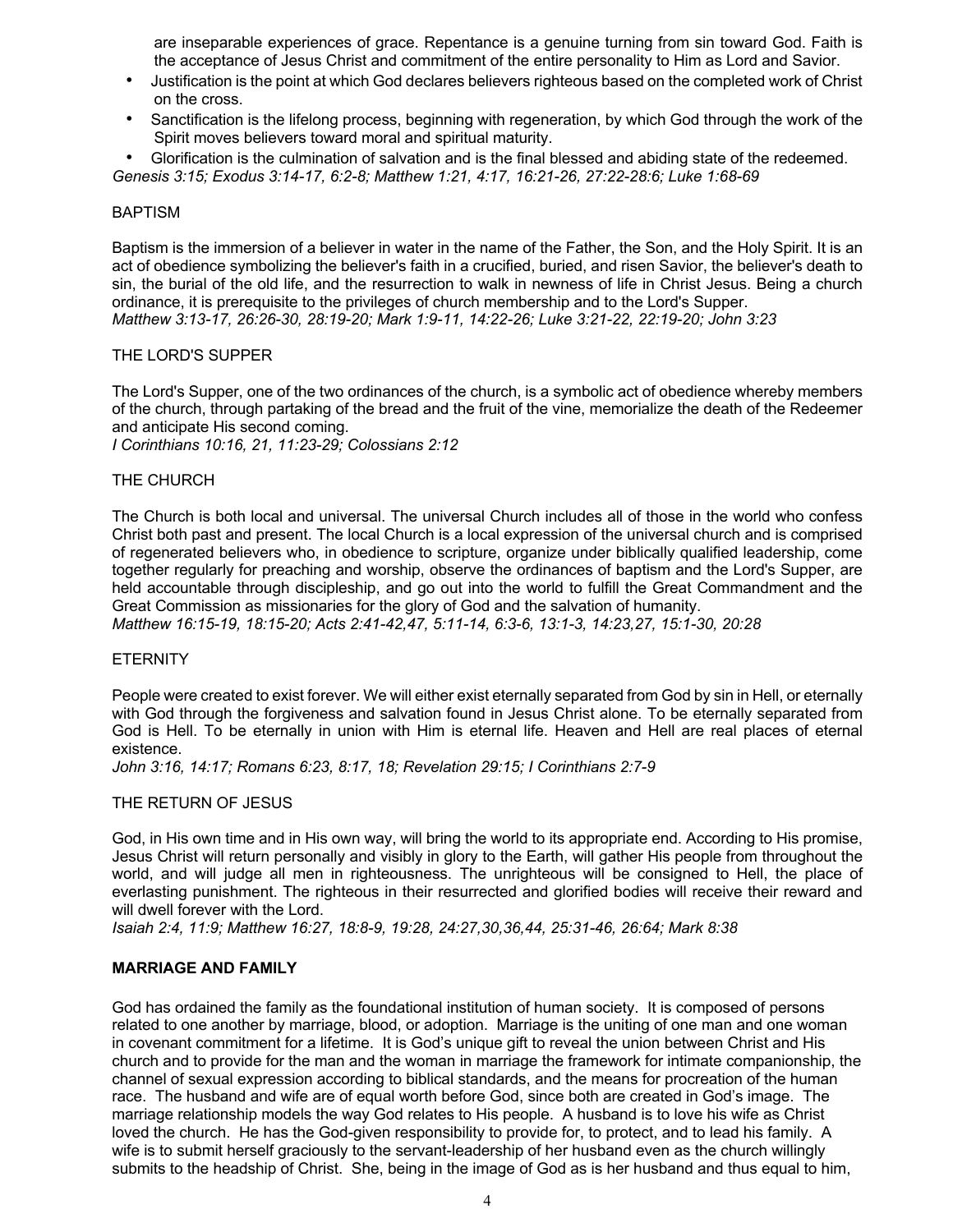are inseparable experiences of grace. Repentance is a genuine turning from sin toward God. Faith is the acceptance of Jesus Christ and commitment of the entire personality to Him as Lord and Savior.

- Justification is the point at which God declares believers righteous based on the completed work of Christ on the cross.
- Sanctification is the lifelong process, beginning with regeneration, by which God through the work of the Spirit moves believers toward moral and spiritual maturity.
- Glorification is the culmination of salvation and is the final blessed and abiding state of the redeemed.

*Genesis 3:15; Exodus 3:14-17, 6:2-8; Matthew 1:21, 4:17, 16:21-26, 27:22-28:6; Luke 1:68-69*

BAPTISM

Baptism is the immersion of a believer in water in the name of the Father, the Son, and the Holy Spirit. It is an act of obedience symbolizing the believer's faith in a crucified, buried, and risen Savior, the believer's death to sin, the burial of the old life, and the resurrection to walk in newness of life in Christ Jesus. Being a church ordinance, it is prerequisite to the privileges of church membership and to the Lord's Supper.
*Matthew 3:13-17, 26:26-30, 28:19-20; Mark 1:9-11, 14:22-26; Luke 3:21-22, 22:19-20; John 3:23*

THE LORD'S SUPPER

The Lord's Supper, one of the two ordinances of the church, is a symbolic act of obedience whereby members of the church, through partaking of the bread and the fruit of the vine, memorialize the death of the Redeemer and anticipate His second coming.
*I Corinthians 10:16, 21, 11:23-29; Colossians 2:12*

THE CHURCH

The Church is both local and universal. The universal Church includes all of those in the world who confess Christ both past and present. The local Church is a local expression of the universal church and is comprised of regenerated believers who, in obedience to scripture, organize under biblically qualified leadership, come together regularly for preaching and worship, observe the ordinances of baptism and the Lord's Supper, are held accountable through discipleship, and go out into the world to fulfill the Great Commandment and the Great Commission as missionaries for the glory of God and the salvation of humanity.
*Matthew 16:15-19, 18:15-20; Acts 2:41-42,47, 5:11-14, 6:3-6, 13:1-3, 14:23,27, 15:1-30, 20:28*

ETERNITY

People were created to exist forever. We will either exist eternally separated from God by sin in Hell, or eternally with God through the forgiveness and salvation found in Jesus Christ alone. To be eternally separated from God is Hell. To be eternally in union with Him is eternal life. Heaven and Hell are real places of eternal existence.
*John 3:16, 14:17; Romans 6:23, 8:17, 18; Revelation 29:15; I Corinthians 2:7-9*

THE RETURN OF JESUS

God, in His own time and in His own way, will bring the world to its appropriate end. According to His promise, Jesus Christ will return personally and visibly in glory to the Earth, will gather His people from throughout the world, and will judge all men in righteousness. The unrighteous will be consigned to Hell, the place of everlasting punishment. The righteous in their resurrected and glorified bodies will receive their reward and will dwell forever with the Lord.
*Isaiah 2:4, 11:9; Matthew 16:27, 18:8-9, 19:28, 24:27,30,36,44, 25:31-46, 26:64; Mark 8:38*

**MARRIAGE AND FAMILY**

God has ordained the family as the foundational institution of human society. It is composed of persons related to one another by marriage, blood, or adoption. Marriage is the uniting of one man and one woman in covenant commitment for a lifetime. It is God's unique gift to reveal the union between Christ and His church and to provide for the man and the woman in marriage the framework for intimate companionship, the channel of sexual expression according to biblical standards, and the means for procreation of the human race. The husband and wife are of equal worth before God, since both are created in God's image. The marriage relationship models the way God relates to His people. A husband is to love his wife as Christ loved the church. He has the God-given responsibility to provide for, to protect, and to lead his family. A wife is to submit herself graciously to the servant-leadership of her husband even as the church willingly submits to the headship of Christ. She, being in the image of God as is her husband and thus equal to him,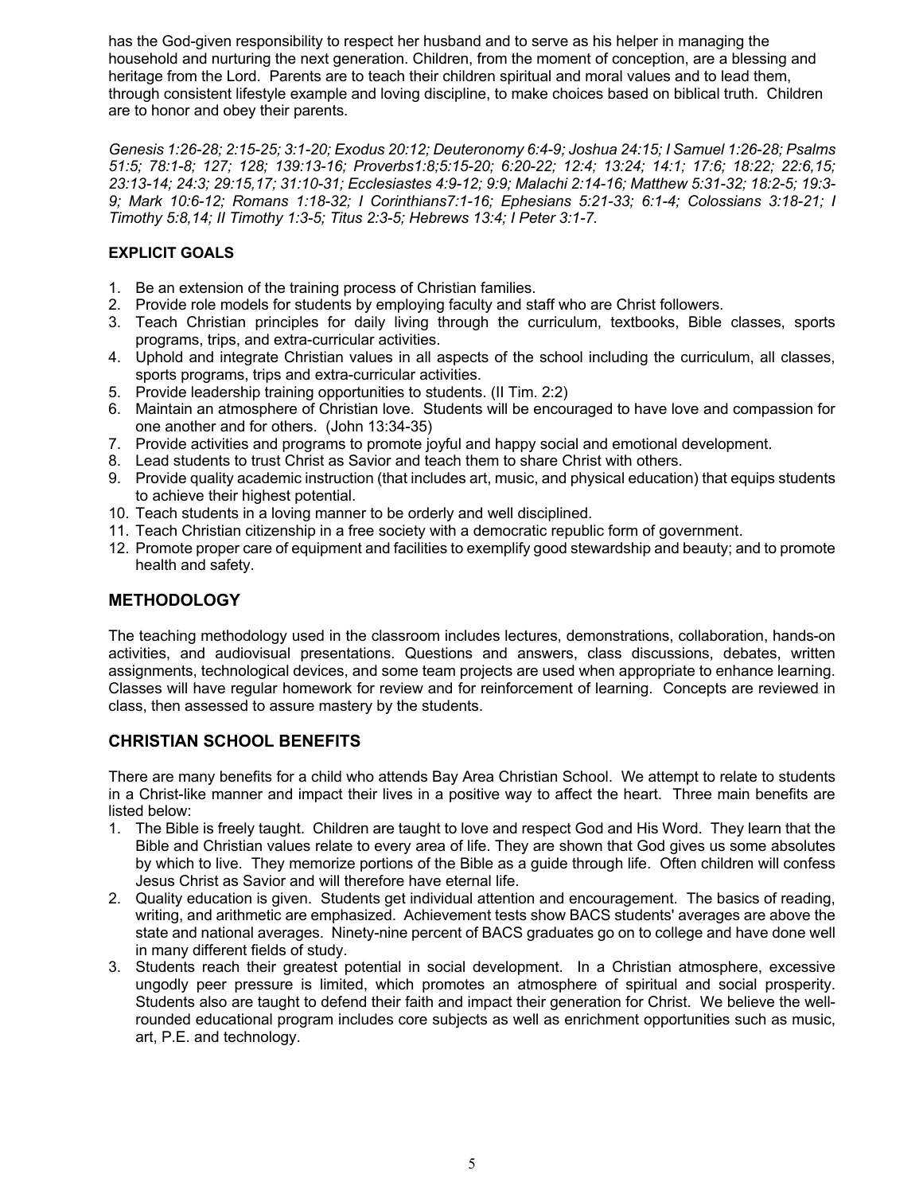has the God-given responsibility to respect her husband and to serve as his helper in managing the household and nurturing the next generation. Children, from the moment of conception, are a blessing and heritage from the Lord. Parents are to teach their children spiritual and moral values and to lead them, through consistent lifestyle example and loving discipline, to make choices based on biblical truth. Children are to honor and obey their parents.

*Genesis 1:26-28; 2:15-25; 3:1-20; Exodus 20:12; Deuteronomy 6:4-9; Joshua 24:15; I Samuel 1:26-28; Psalms 51:5; 78:1-8; 127; 128; 139:13-16; Proverbs1:8;5:15-20; 6:20-22; 12:4; 13:24; 14:1; 17:6; 18:22; 22:6,15; 23:13-14; 24:3; 29:15,17; 31:10-31; Ecclesiastes 4:9-12; 9:9; Malachi 2:14-16; Matthew 5:31-32; 18:2-5; 19:3-9; Mark 10:6-12; Romans 1:18-32; I Corinthians7:1-16; Ephesians 5:21-33; 6:1-4; Colossians 3:18-21; I Timothy 5:8,14; II Timothy 1:3-5; Titus 2:3-5; Hebrews 13:4; I Peter 3:1-7.*

**EXPLICIT GOALS**

1. Be an extension of the training process of Christian families.
2. Provide role models for students by employing faculty and staff who are Christ followers.
3. Teach Christian principles for daily living through the curriculum, textbooks, Bible classes, sports programs, trips, and extra-curricular activities.
4. Uphold and integrate Christian values in all aspects of the school including the curriculum, all classes, sports programs, trips and extra-curricular activities.
5. Provide leadership training opportunities to students. (II Tim. 2:2)
6. Maintain an atmosphere of Christian love. Students will be encouraged to have love and compassion for one another and for others. (John 13:34-35)
7. Provide activities and programs to promote joyful and happy social and emotional development.
8. Lead students to trust Christ as Savior and teach them to share Christ with others.
9. Provide quality academic instruction (that includes art, music, and physical education) that equips students to achieve their highest potential.
10. Teach students in a loving manner to be orderly and well disciplined.
11. Teach Christian citizenship in a free society with a democratic republic form of government.
12. Promote proper care of equipment and facilities to exemplify good stewardship and beauty; and to promote health and safety.

## METHODOLOGY

The teaching methodology used in the classroom includes lectures, demonstrations, collaboration, hands-on activities, and audiovisual presentations. Questions and answers, class discussions, debates, written assignments, technological devices, and some team projects are used when appropriate to enhance learning. Classes will have regular homework for review and for reinforcement of learning. Concepts are reviewed in class, then assessed to assure mastery by the students.

## CHRISTIAN SCHOOL BENEFITS

There are many benefits for a child who attends Bay Area Christian School. We attempt to relate to students in a Christ-like manner and impact their lives in a positive way to affect the heart. Three main benefits are listed below:

1. The Bible is freely taught. Children are taught to love and respect God and His Word. They learn that the Bible and Christian values relate to every area of life. They are shown that God gives us some absolutes by which to live. They memorize portions of the Bible as a guide through life. Often children will confess Jesus Christ as Savior and will therefore have eternal life.
2. Quality education is given. Students get individual attention and encouragement. The basics of reading, writing, and arithmetic are emphasized. Achievement tests show BACS students' averages are above the state and national averages. Ninety-nine percent of BACS graduates go on to college and have done well in many different fields of study.
3. Students reach their greatest potential in social development. In a Christian atmosphere, excessive ungodly peer pressure is limited, which promotes an atmosphere of spiritual and social prosperity. Students also are taught to defend their faith and impact their generation for Christ. We believe the well-rounded educational program includes core subjects as well as enrichment opportunities such as music, art, P.E. and technology.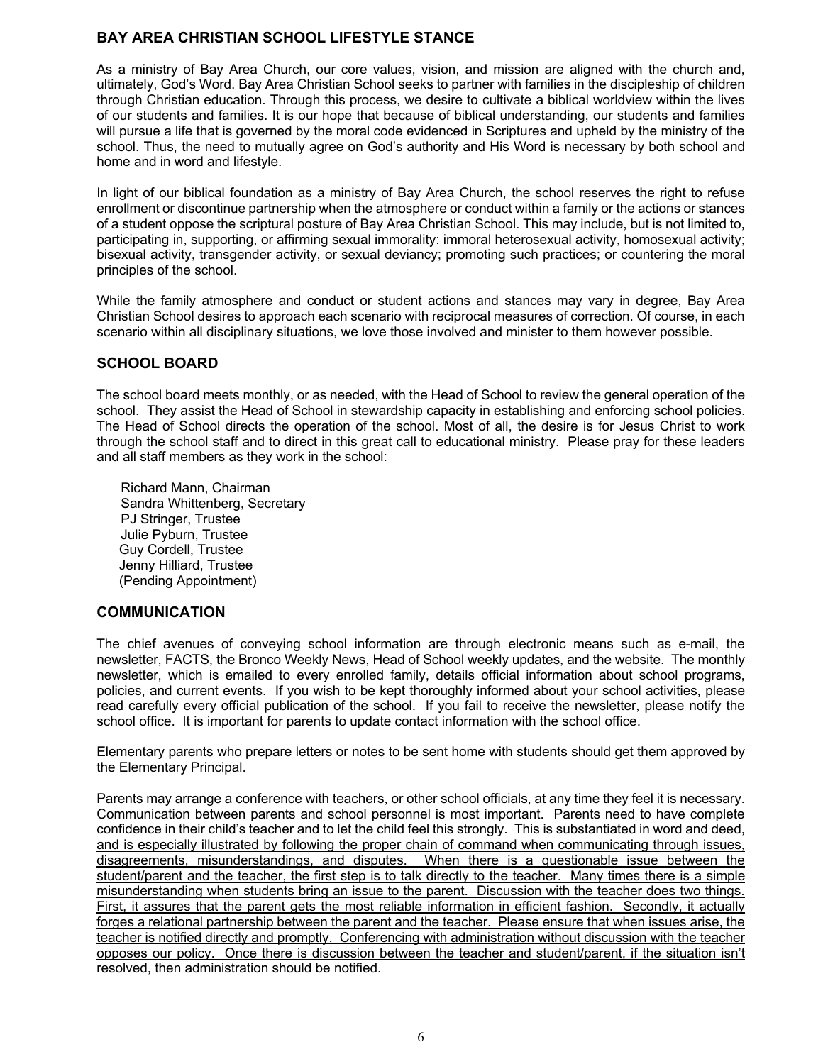## BAY AREA CHRISTIAN SCHOOL LIFESTYLE STANCE

As a ministry of Bay Area Church, our core values, vision, and mission are aligned with the church and, ultimately, God's Word. Bay Area Christian School seeks to partner with families in the discipleship of children through Christian education. Through this process, we desire to cultivate a biblical worldview within the lives of our students and families. It is our hope that because of biblical understanding, our students and families will pursue a life that is governed by the moral code evidenced in Scriptures and upheld by the ministry of the school. Thus, the need to mutually agree on God's authority and His Word is necessary by both school and home and in word and lifestyle.

In light of our biblical foundation as a ministry of Bay Area Church, the school reserves the right to refuse enrollment or discontinue partnership when the atmosphere or conduct within a family or the actions or stances of a student oppose the scriptural posture of Bay Area Christian School. This may include, but is not limited to, participating in, supporting, or affirming sexual immorality: immoral heterosexual activity, homosexual activity; bisexual activity, transgender activity, or sexual deviancy; promoting such practices; or countering the moral principles of the school.

While the family atmosphere and conduct or student actions and stances may vary in degree, Bay Area Christian School desires to approach each scenario with reciprocal measures of correction. Of course, in each scenario within all disciplinary situations, we love those involved and minister to them however possible.

## SCHOOL BOARD

The school board meets monthly, or as needed, with the Head of School to review the general operation of the school. They assist the Head of School in stewardship capacity in establishing and enforcing school policies. The Head of School directs the operation of the school. Most of all, the desire is for Jesus Christ to work through the school staff and to direct in this great call to educational ministry. Please pray for these leaders and all staff members as they work in the school:

Richard Mann, Chairman
Sandra Whittenberg, Secretary
PJ Stringer, Trustee
Julie Pyburn, Trustee
Guy Cordell, Trustee
Jenny Hilliard, Trustee
(Pending Appointment)

## COMMUNICATION

The chief avenues of conveying school information are through electronic means such as e-mail, the newsletter, FACTS, the Bronco Weekly News, Head of School weekly updates, and the website. The monthly newsletter, which is emailed to every enrolled family, details official information about school programs, policies, and current events. If you wish to be kept thoroughly informed about your school activities, please read carefully every official publication of the school. If you fail to receive the newsletter, please notify the school office. It is important for parents to update contact information with the school office.

Elementary parents who prepare letters or notes to be sent home with students should get them approved by the Elementary Principal.

Parents may arrange a conference with teachers, or other school officials, at any time they feel it is necessary. Communication between parents and school personnel is most important. Parents need to have complete confidence in their child's teacher and to let the child feel this strongly. <u>This is substantiated in word and deed, and is especially illustrated by following the proper chain of command when communicating through issues, disagreements, misunderstandings, and disputes. When there is a questionable issue between the student/parent and the teacher, the first step is to talk directly to the teacher. Many times there is a simple misunderstanding when students bring an issue to the parent. Discussion with the teacher does two things. First, it assures that the parent gets the most reliable information in efficient fashion. Secondly, it actually forges a relational partnership between the parent and the teacher. Please ensure that when issues arise, the teacher is notified directly and promptly. Conferencing with administration without discussion with the teacher opposes our policy. Once there is discussion between the teacher and student/parent, if the situation isn't resolved, then administration should be notified.</u>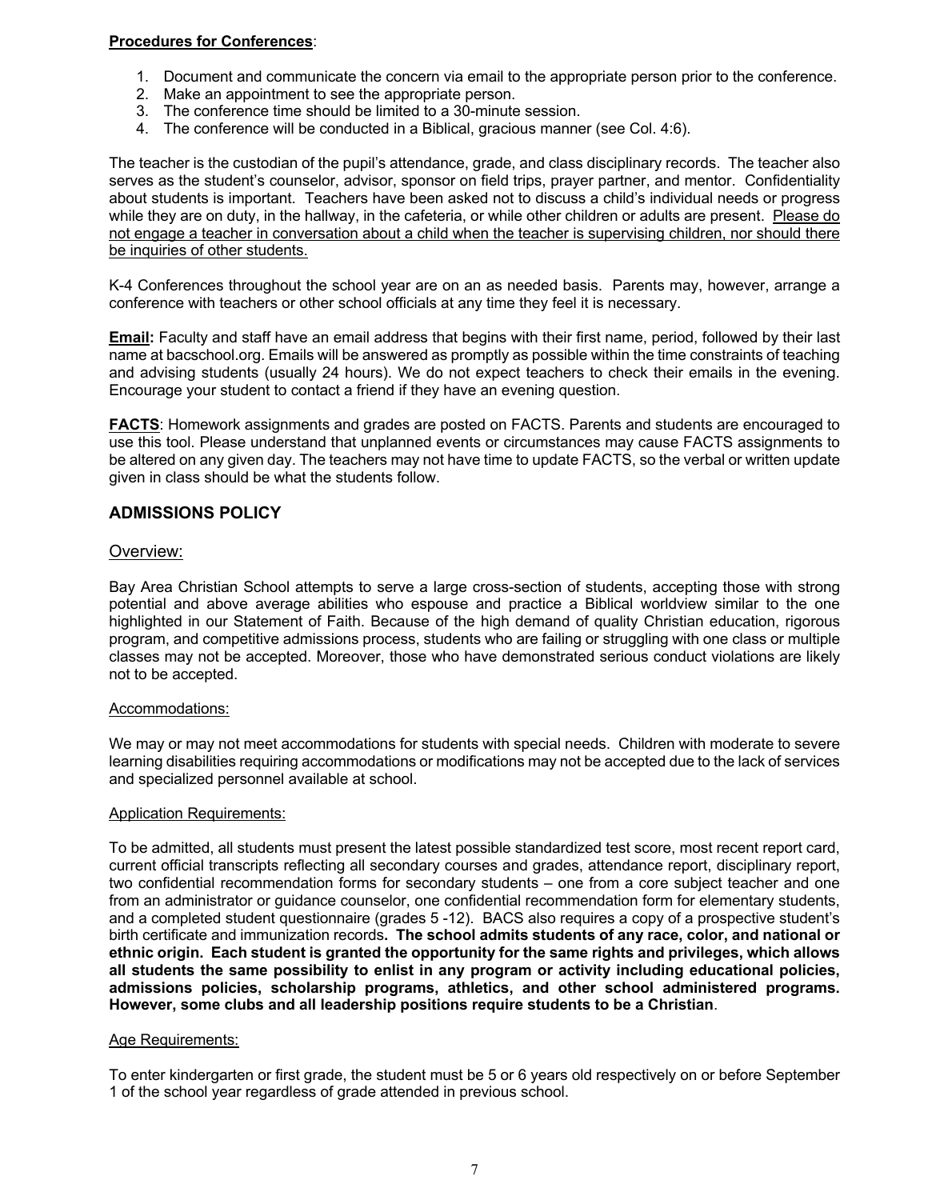**Procedures for Conferences**:

1. Document and communicate the concern via email to the appropriate person prior to the conference.
2. Make an appointment to see the appropriate person.
3. The conference time should be limited to a 30-minute session.
4. The conference will be conducted in a Biblical, gracious manner (see Col. 4:6).

The teacher is the custodian of the pupil's attendance, grade, and class disciplinary records. The teacher also serves as the student's counselor, advisor, sponsor on field trips, prayer partner, and mentor. Confidentiality about students is important. Teachers have been asked not to discuss a child's individual needs or progress while they are on duty, in the hallway, in the cafeteria, or while other children or adults are present. Please do not engage a teacher in conversation about a child when the teacher is supervising children, nor should there be inquiries of other students.

K-4 Conferences throughout the school year are on an as needed basis. Parents may, however, arrange a conference with teachers or other school officials at any time they feel it is necessary.

**Email:** Faculty and staff have an email address that begins with their first name, period, followed by their last name at bacschool.org. Emails will be answered as promptly as possible within the time constraints of teaching and advising students (usually 24 hours). We do not expect teachers to check their emails in the evening. Encourage your student to contact a friend if they have an evening question.

**FACTS**: Homework assignments and grades are posted on FACTS. Parents and students are encouraged to use this tool. Please understand that unplanned events or circumstances may cause FACTS assignments to be altered on any given day. The teachers may not have time to update FACTS, so the verbal or written update given in class should be what the students follow.

## ADMISSIONS POLICY

### Overview:

Bay Area Christian School attempts to serve a large cross-section of students, accepting those with strong potential and above average abilities who espouse and practice a Biblical worldview similar to the one highlighted in our Statement of Faith. Because of the high demand of quality Christian education, rigorous program, and competitive admissions process, students who are failing or struggling with one class or multiple classes may not be accepted. Moreover, those who have demonstrated serious conduct violations are likely not to be accepted.

#### Accommodations:

We may or may not meet accommodations for students with special needs. Children with moderate to severe learning disabilities requiring accommodations or modifications may not be accepted due to the lack of services and specialized personnel available at school.

#### Application Requirements:

To be admitted, all students must present the latest possible standardized test score, most recent report card, current official transcripts reflecting all secondary courses and grades, attendance report, disciplinary report, two confidential recommendation forms for secondary students – one from a core subject teacher and one from an administrator or guidance counselor, one confidential recommendation form for elementary students, and a completed student questionnaire (grades 5 -12). BACS also requires a copy of a prospective student's birth certificate and immunization records**. The school admits students of any race, color, and national or ethnic origin. Each student is granted the opportunity for the same rights and privileges, which allows all students the same possibility to enlist in any program or activity including educational policies, admissions policies, scholarship programs, athletics, and other school administered programs. However, some clubs and all leadership positions require students to be a Christian**.

#### Age Requirements:

To enter kindergarten or first grade, the student must be 5 or 6 years old respectively on or before September 1 of the school year regardless of grade attended in previous school.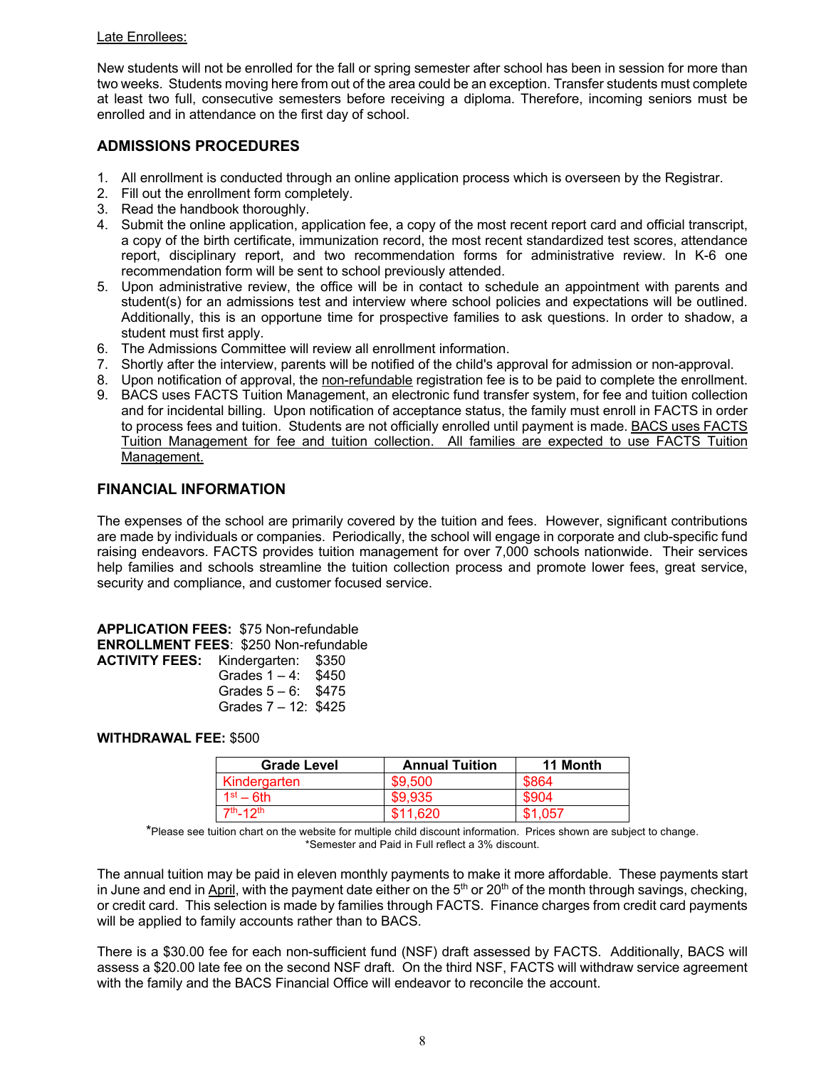Late Enrollees:

New students will not be enrolled for the fall or spring semester after school has been in session for more than two weeks. Students moving here from out of the area could be an exception. Transfer students must complete at least two full, consecutive semesters before receiving a diploma. Therefore, incoming seniors must be enrolled and in attendance on the first day of school.

## ADMISSIONS PROCEDURES

1. All enrollment is conducted through an online application process which is overseen by the Registrar.
2. Fill out the enrollment form completely.
3. Read the handbook thoroughly.
4. Submit the online application, application fee, a copy of the most recent report card and official transcript, a copy of the birth certificate, immunization record, the most recent standardized test scores, attendance report, disciplinary report, and two recommendation forms for administrative review. In K-6 one recommendation form will be sent to school previously attended.
5. Upon administrative review, the office will be in contact to schedule an appointment with parents and student(s) for an admissions test and interview where school policies and expectations will be outlined. Additionally, this is an opportune time for prospective families to ask questions. In order to shadow, a student must first apply.
6. The Admissions Committee will review all enrollment information.
7. Shortly after the interview, parents will be notified of the child's approval for admission or non-approval.
8. Upon notification of approval, the non-refundable registration fee is to be paid to complete the enrollment.
9. BACS uses FACTS Tuition Management, an electronic fund transfer system, for fee and tuition collection and for incidental billing. Upon notification of acceptance status, the family must enroll in FACTS in order to process fees and tuition. Students are not officially enrolled until payment is made. BACS uses FACTS Tuition Management for fee and tuition collection. All families are expected to use FACTS Tuition Management.

## FINANCIAL INFORMATION

The expenses of the school are primarily covered by the tuition and fees. However, significant contributions are made by individuals or companies. Periodically, the school will engage in corporate and club-specific fund raising endeavors. FACTS provides tuition management for over 7,000 schools nationwide. Their services help families and schools streamline the tuition collection process and promote lower fees, great service, security and compliance, and customer focused service.

**APPLICATION FEES:** $75 Non-refundable
**ENROLLMENT FEES**: $250 Non-refundable
**ACTIVITY FEES:**
- Kindergarten: $350
- Grades 1 – 4: $450
- Grades 5 – 6: $475
- Grades 7 – 12: $425

**WITHDRAWAL FEE:** $500

| Grade Level | Annual Tuition | 11 Month |
|---|---|---|
| Kindergarten | $9,500 | $864 |
| 1st – 6th | $9,935 | $904 |
| 7th-12th | $11,620 | $1,057 |

*Please see tuition chart on the website for multiple child discount information. Prices shown are subject to change.
*Semester and Paid in Full reflect a 3% discount.

The annual tuition may be paid in eleven monthly payments to make it more affordable. These payments start in June and end in April, with the payment date either on the 5th or 20th of the month through savings, checking, or credit card. This selection is made by families through FACTS. Finance charges from credit card payments will be applied to family accounts rather than to BACS.

There is a $30.00 fee for each non-sufficient fund (NSF) draft assessed by FACTS. Additionally, BACS will assess a $20.00 late fee on the second NSF draft. On the third NSF, FACTS will withdraw service agreement with the family and the BACS Financial Office will endeavor to reconcile the account.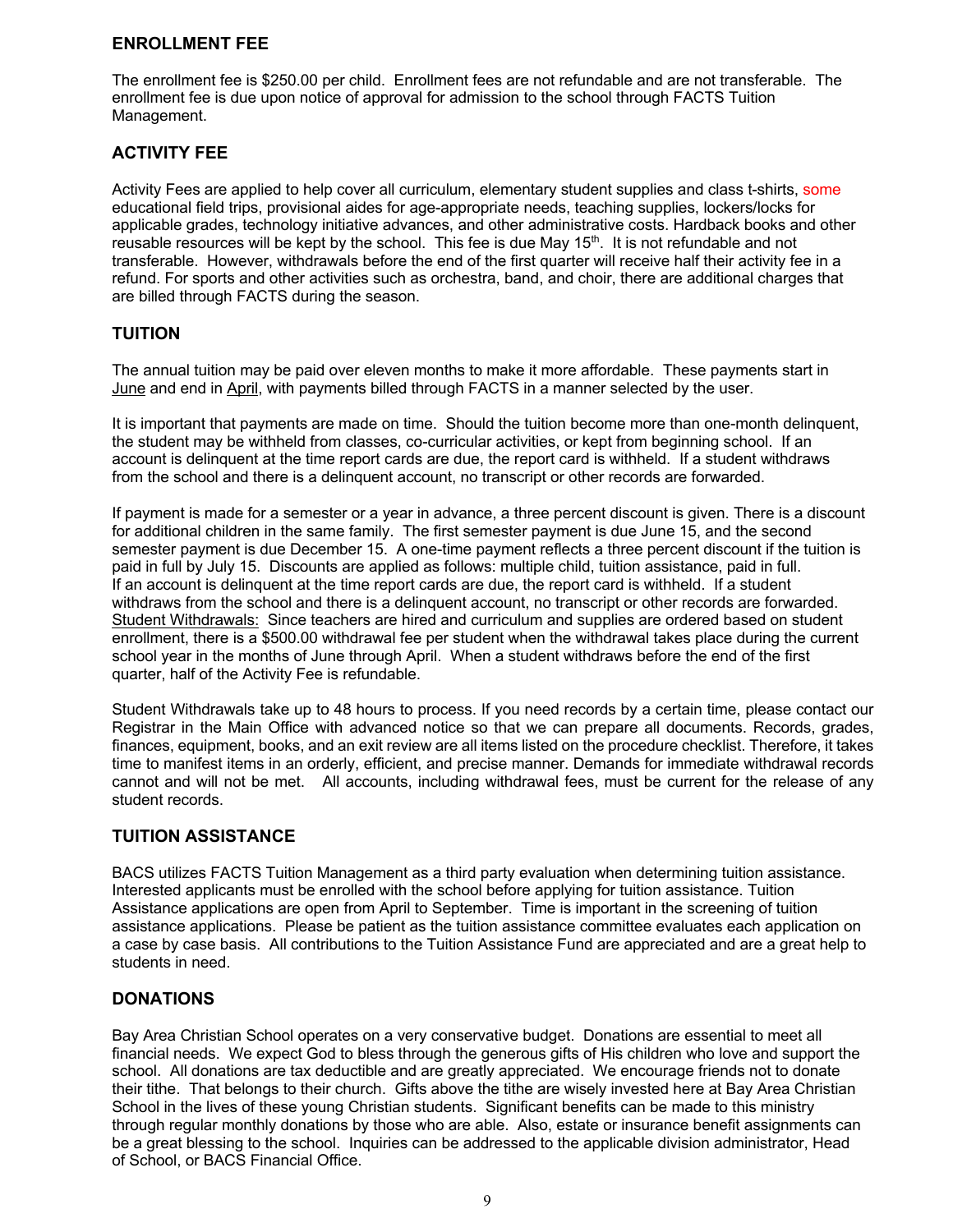## ENROLLMENT FEE

The enrollment fee is $250.00 per child. Enrollment fees are not refundable and are not transferable. The enrollment fee is due upon notice of approval for admission to the school through FACTS Tuition Management.

## ACTIVITY FEE

Activity Fees are applied to help cover all curriculum, elementary student supplies and class t-shirts, some educational field trips, provisional aides for age-appropriate needs, teaching supplies, lockers/locks for applicable grades, technology initiative advances, and other administrative costs. Hardback books and other reusable resources will be kept by the school. This fee is due May 15th. It is not refundable and not transferable. However, withdrawals before the end of the first quarter will receive half their activity fee in a refund. For sports and other activities such as orchestra, band, and choir, there are additional charges that are billed through FACTS during the season.

## TUITION

The annual tuition may be paid over eleven months to make it more affordable. These payments start in June and end in April, with payments billed through FACTS in a manner selected by the user.

It is important that payments are made on time. Should the tuition become more than one-month delinquent, the student may be withheld from classes, co-curricular activities, or kept from beginning school. If an account is delinquent at the time report cards are due, the report card is withheld. If a student withdraws from the school and there is a delinquent account, no transcript or other records are forwarded.

If payment is made for a semester or a year in advance, a three percent discount is given. There is a discount for additional children in the same family. The first semester payment is due June 15, and the second semester payment is due December 15. A one-time payment reflects a three percent discount if the tuition is paid in full by July 15. Discounts are applied as follows: multiple child, tuition assistance, paid in full. If an account is delinquent at the time report cards are due, the report card is withheld. If a student withdraws from the school and there is a delinquent account, no transcript or other records are forwarded. Student Withdrawals: Since teachers are hired and curriculum and supplies are ordered based on student enrollment, there is a $500.00 withdrawal fee per student when the withdrawal takes place during the current school year in the months of June through April. When a student withdraws before the end of the first quarter, half of the Activity Fee is refundable.

Student Withdrawals take up to 48 hours to process. If you need records by a certain time, please contact our Registrar in the Main Office with advanced notice so that we can prepare all documents. Records, grades, finances, equipment, books, and an exit review are all items listed on the procedure checklist. Therefore, it takes time to manifest items in an orderly, efficient, and precise manner. Demands for immediate withdrawal records cannot and will not be met. All accounts, including withdrawal fees, must be current for the release of any student records.

## TUITION ASSISTANCE

BACS utilizes FACTS Tuition Management as a third party evaluation when determining tuition assistance. Interested applicants must be enrolled with the school before applying for tuition assistance. Tuition Assistance applications are open from April to September. Time is important in the screening of tuition assistance applications. Please be patient as the tuition assistance committee evaluates each application on a case by case basis. All contributions to the Tuition Assistance Fund are appreciated and are a great help to students in need.

## DONATIONS

Bay Area Christian School operates on a very conservative budget. Donations are essential to meet all financial needs. We expect God to bless through the generous gifts of His children who love and support the school. All donations are tax deductible and are greatly appreciated. We encourage friends not to donate their tithe. That belongs to their church. Gifts above the tithe are wisely invested here at Bay Area Christian School in the lives of these young Christian students. Significant benefits can be made to this ministry through regular monthly donations by those who are able. Also, estate or insurance benefit assignments can be a great blessing to the school. Inquiries can be addressed to the applicable division administrator, Head of School, or BACS Financial Office.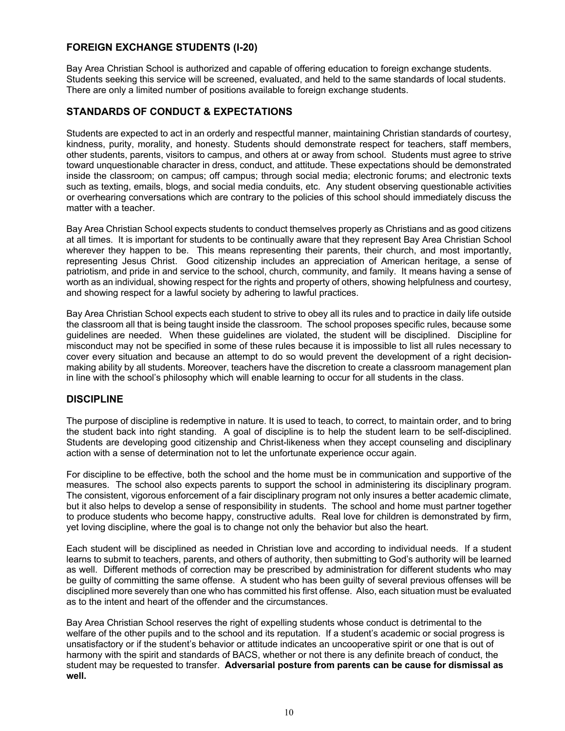## FOREIGN EXCHANGE STUDENTS (I-20)

Bay Area Christian School is authorized and capable of offering education to foreign exchange students. Students seeking this service will be screened, evaluated, and held to the same standards of local students. There are only a limited number of positions available to foreign exchange students.

## STANDARDS OF CONDUCT & EXPECTATIONS

Students are expected to act in an orderly and respectful manner, maintaining Christian standards of courtesy, kindness, purity, morality, and honesty. Students should demonstrate respect for teachers, staff members, other students, parents, visitors to campus, and others at or away from school. Students must agree to strive toward unquestionable character in dress, conduct, and attitude. These expectations should be demonstrated inside the classroom; on campus; off campus; through social media; electronic forums; and electronic texts such as texting, emails, blogs, and social media conduits, etc. Any student observing questionable activities or overhearing conversations which are contrary to the policies of this school should immediately discuss the matter with a teacher.

Bay Area Christian School expects students to conduct themselves properly as Christians and as good citizens at all times. It is important for students to be continually aware that they represent Bay Area Christian School wherever they happen to be. This means representing their parents, their church, and most importantly, representing Jesus Christ. Good citizenship includes an appreciation of American heritage, a sense of patriotism, and pride in and service to the school, church, community, and family. It means having a sense of worth as an individual, showing respect for the rights and property of others, showing helpfulness and courtesy, and showing respect for a lawful society by adhering to lawful practices.

Bay Area Christian School expects each student to strive to obey all its rules and to practice in daily life outside the classroom all that is being taught inside the classroom. The school proposes specific rules, because some guidelines are needed. When these guidelines are violated, the student will be disciplined. Discipline for misconduct may not be specified in some of these rules because it is impossible to list all rules necessary to cover every situation and because an attempt to do so would prevent the development of a right decision-making ability by all students. Moreover, teachers have the discretion to create a classroom management plan in line with the school's philosophy which will enable learning to occur for all students in the class.

## DISCIPLINE

The purpose of discipline is redemptive in nature. It is used to teach, to correct, to maintain order, and to bring the student back into right standing. A goal of discipline is to help the student learn to be self-disciplined. Students are developing good citizenship and Christ-likeness when they accept counseling and disciplinary action with a sense of determination not to let the unfortunate experience occur again.

For discipline to be effective, both the school and the home must be in communication and supportive of the measures. The school also expects parents to support the school in administering its disciplinary program. The consistent, vigorous enforcement of a fair disciplinary program not only insures a better academic climate, but it also helps to develop a sense of responsibility in students. The school and home must partner together to produce students who become happy, constructive adults. Real love for children is demonstrated by firm, yet loving discipline, where the goal is to change not only the behavior but also the heart.

Each student will be disciplined as needed in Christian love and according to individual needs. If a student learns to submit to teachers, parents, and others of authority, then submitting to God's authority will be learned as well. Different methods of correction may be prescribed by administration for different students who may be guilty of committing the same offense. A student who has been guilty of several previous offenses will be disciplined more severely than one who has committed his first offense. Also, each situation must be evaluated as to the intent and heart of the offender and the circumstances.

Bay Area Christian School reserves the right of expelling students whose conduct is detrimental to the welfare of the other pupils and to the school and its reputation. If a student's academic or social progress is unsatisfactory or if the student's behavior or attitude indicates an uncooperative spirit or one that is out of harmony with the spirit and standards of BACS, whether or not there is any definite breach of conduct, the student may be requested to transfer. **Adversarial posture from parents can be cause for dismissal as well.**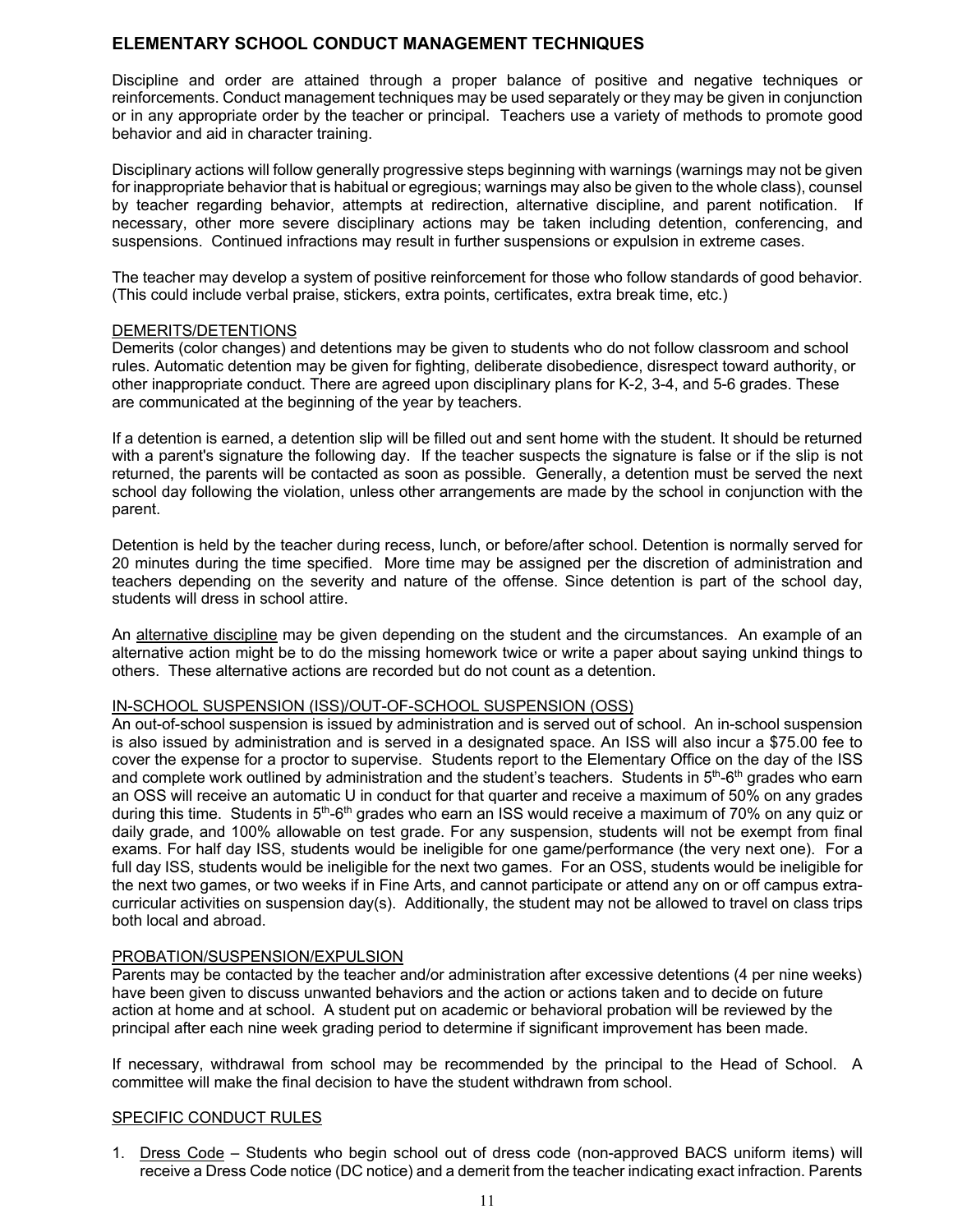## ELEMENTARY SCHOOL CONDUCT MANAGEMENT TECHNIQUES

Discipline and order are attained through a proper balance of positive and negative techniques or reinforcements. Conduct management techniques may be used separately or they may be given in conjunction or in any appropriate order by the teacher or principal. Teachers use a variety of methods to promote good behavior and aid in character training.

Disciplinary actions will follow generally progressive steps beginning with warnings (warnings may not be given for inappropriate behavior that is habitual or egregious; warnings may also be given to the whole class), counsel by teacher regarding behavior, attempts at redirection, alternative discipline, and parent notification. If necessary, other more severe disciplinary actions may be taken including detention, conferencing, and suspensions. Continued infractions may result in further suspensions or expulsion in extreme cases.

The teacher may develop a system of positive reinforcement for those who follow standards of good behavior. (This could include verbal praise, stickers, extra points, certificates, extra break time, etc.)

### DEMERITS/DETENTIONS

Demerits (color changes) and detentions may be given to students who do not follow classroom and school rules. Automatic detention may be given for fighting, deliberate disobedience, disrespect toward authority, or other inappropriate conduct. There are agreed upon disciplinary plans for K-2, 3-4, and 5-6 grades. These are communicated at the beginning of the year by teachers.

If a detention is earned, a detention slip will be filled out and sent home with the student. It should be returned with a parent's signature the following day. If the teacher suspects the signature is false or if the slip is not returned, the parents will be contacted as soon as possible. Generally, a detention must be served the next school day following the violation, unless other arrangements are made by the school in conjunction with the parent.

Detention is held by the teacher during recess, lunch, or before/after school. Detention is normally served for 20 minutes during the time specified. More time may be assigned per the discretion of administration and teachers depending on the severity and nature of the offense. Since detention is part of the school day, students will dress in school attire.

An alternative discipline may be given depending on the student and the circumstances. An example of an alternative action might be to do the missing homework twice or write a paper about saying unkind things to others. These alternative actions are recorded but do not count as a detention.

### IN-SCHOOL SUSPENSION (ISS)/OUT-OF-SCHOOL SUSPENSION (OSS)

An out-of-school suspension is issued by administration and is served out of school. An in-school suspension is also issued by administration and is served in a designated space. An ISS will also incur a $75.00 fee to cover the expense for a proctor to supervise. Students report to the Elementary Office on the day of the ISS and complete work outlined by administration and the student's teachers. Students in 5th-6th grades who earn an OSS will receive an automatic U in conduct for that quarter and receive a maximum of 50% on any grades during this time. Students in 5th-6th grades who earn an ISS would receive a maximum of 70% on any quiz or daily grade, and 100% allowable on test grade. For any suspension, students will not be exempt from final exams. For half day ISS, students would be ineligible for one game/performance (the very next one). For a full day ISS, students would be ineligible for the next two games. For an OSS, students would be ineligible for the next two games, or two weeks if in Fine Arts, and cannot participate or attend any on or off campus extra-curricular activities on suspension day(s). Additionally, the student may not be allowed to travel on class trips both local and abroad.

### PROBATION/SUSPENSION/EXPULSION

Parents may be contacted by the teacher and/or administration after excessive detentions (4 per nine weeks) have been given to discuss unwanted behaviors and the action or actions taken and to decide on future action at home and at school. A student put on academic or behavioral probation will be reviewed by the principal after each nine week grading period to determine if significant improvement has been made.

If necessary, withdrawal from school may be recommended by the principal to the Head of School. A committee will make the final decision to have the student withdrawn from school.

### SPECIFIC CONDUCT RULES

1. Dress Code – Students who begin school out of dress code (non-approved BACS uniform items) will receive a Dress Code notice (DC notice) and a demerit from the teacher indicating exact infraction. Parents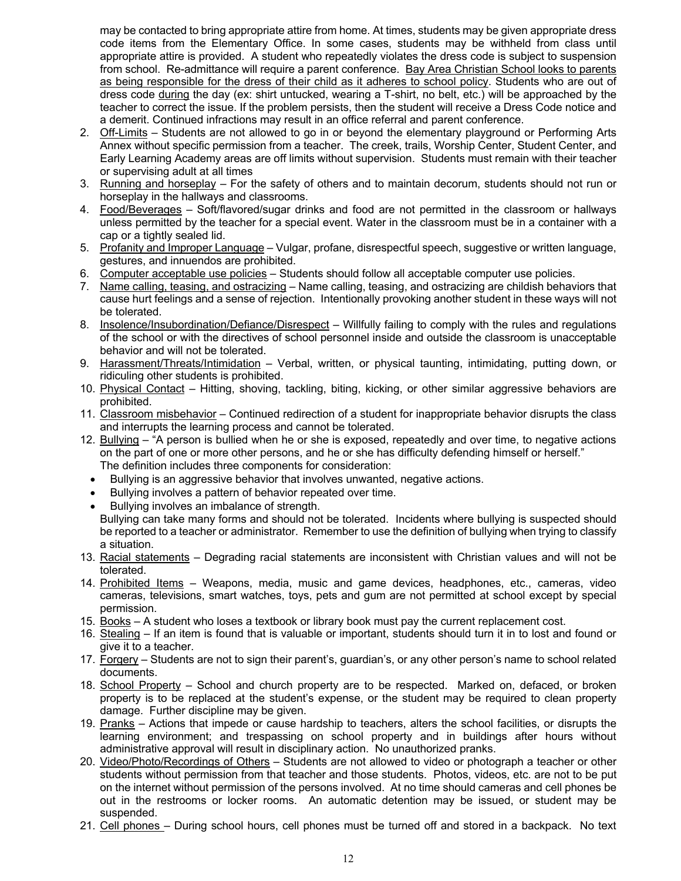may be contacted to bring appropriate attire from home. At times, students may be given appropriate dress code items from the Elementary Office. In some cases, students may be withheld from class until appropriate attire is provided. A student who repeatedly violates the dress code is subject to suspension from school. Re-admittance will require a parent conference. Bay Area Christian School looks to parents as being responsible for the dress of their child as it adheres to school policy. Students who are out of dress code during the day (ex: shirt untucked, wearing a T-shirt, no belt, etc.) will be approached by the teacher to correct the issue. If the problem persists, then the student will receive a Dress Code notice and a demerit. Continued infractions may result in an office referral and parent conference.

2. Off-Limits – Students are not allowed to go in or beyond the elementary playground or Performing Arts Annex without specific permission from a teacher. The creek, trails, Worship Center, Student Center, and Early Learning Academy areas are off limits without supervision. Students must remain with their teacher or supervising adult at all times
3. Running and horseplay – For the safety of others and to maintain decorum, students should not run or horseplay in the hallways and classrooms.
4. Food/Beverages – Soft/flavored/sugar drinks and food are not permitted in the classroom or hallways unless permitted by the teacher for a special event. Water in the classroom must be in a container with a cap or a tightly sealed lid.
5. Profanity and Improper Language – Vulgar, profane, disrespectful speech, suggestive or written language, gestures, and innuendos are prohibited.
6. Computer acceptable use policies – Students should follow all acceptable computer use policies.
7. Name calling, teasing, and ostracizing – Name calling, teasing, and ostracizing are childish behaviors that cause hurt feelings and a sense of rejection. Intentionally provoking another student in these ways will not be tolerated.
8. Insolence/Insubordination/Defiance/Disrespect – Willfully failing to comply with the rules and regulations of the school or with the directives of school personnel inside and outside the classroom is unacceptable behavior and will not be tolerated.
9. Harassment/Threats/Intimidation – Verbal, written, or physical taunting, intimidating, putting down, or ridiculing other students is prohibited.
10. Physical Contact – Hitting, shoving, tackling, biting, kicking, or other similar aggressive behaviors are prohibited.
11. Classroom misbehavior – Continued redirection of a student for inappropriate behavior disrupts the class and interrupts the learning process and cannot be tolerated.
12. Bullying – "A person is bullied when he or she is exposed, repeatedly and over time, to negative actions on the part of one or more other persons, and he or she has difficulty defending himself or herself." The definition includes three components for consideration:
    - Bullying is an aggressive behavior that involves unwanted, negative actions.
    - Bullying involves a pattern of behavior repeated over time.
    - Bullying involves an imbalance of strength.

    Bullying can take many forms and should not be tolerated. Incidents where bullying is suspected should be reported to a teacher or administrator. Remember to use the definition of bullying when trying to classify a situation.
13. Racial statements – Degrading racial statements are inconsistent with Christian values and will not be tolerated.
14. Prohibited Items – Weapons, media, music and game devices, headphones, etc., cameras, video cameras, televisions, smart watches, toys, pets and gum are not permitted at school except by special permission.
15. Books – A student who loses a textbook or library book must pay the current replacement cost.
16. Stealing – If an item is found that is valuable or important, students should turn it in to lost and found or give it to a teacher.
17. Forgery – Students are not to sign their parent's, guardian's, or any other person's name to school related documents.
18. School Property – School and church property are to be respected. Marked on, defaced, or broken property is to be replaced at the student's expense, or the student may be required to clean property damage. Further discipline may be given.
19. Pranks – Actions that impede or cause hardship to teachers, alters the school facilities, or disrupts the learning environment; and trespassing on school property and in buildings after hours without administrative approval will result in disciplinary action. No unauthorized pranks.
20. Video/Photo/Recordings of Others – Students are not allowed to video or photograph a teacher or other students without permission from that teacher and those students. Photos, videos, etc. are not to be put on the internet without permission of the persons involved. At no time should cameras and cell phones be out in the restrooms or locker rooms. An automatic detention may be issued, or student may be suspended.
21. Cell phones – During school hours, cell phones must be turned off and stored in a backpack. No text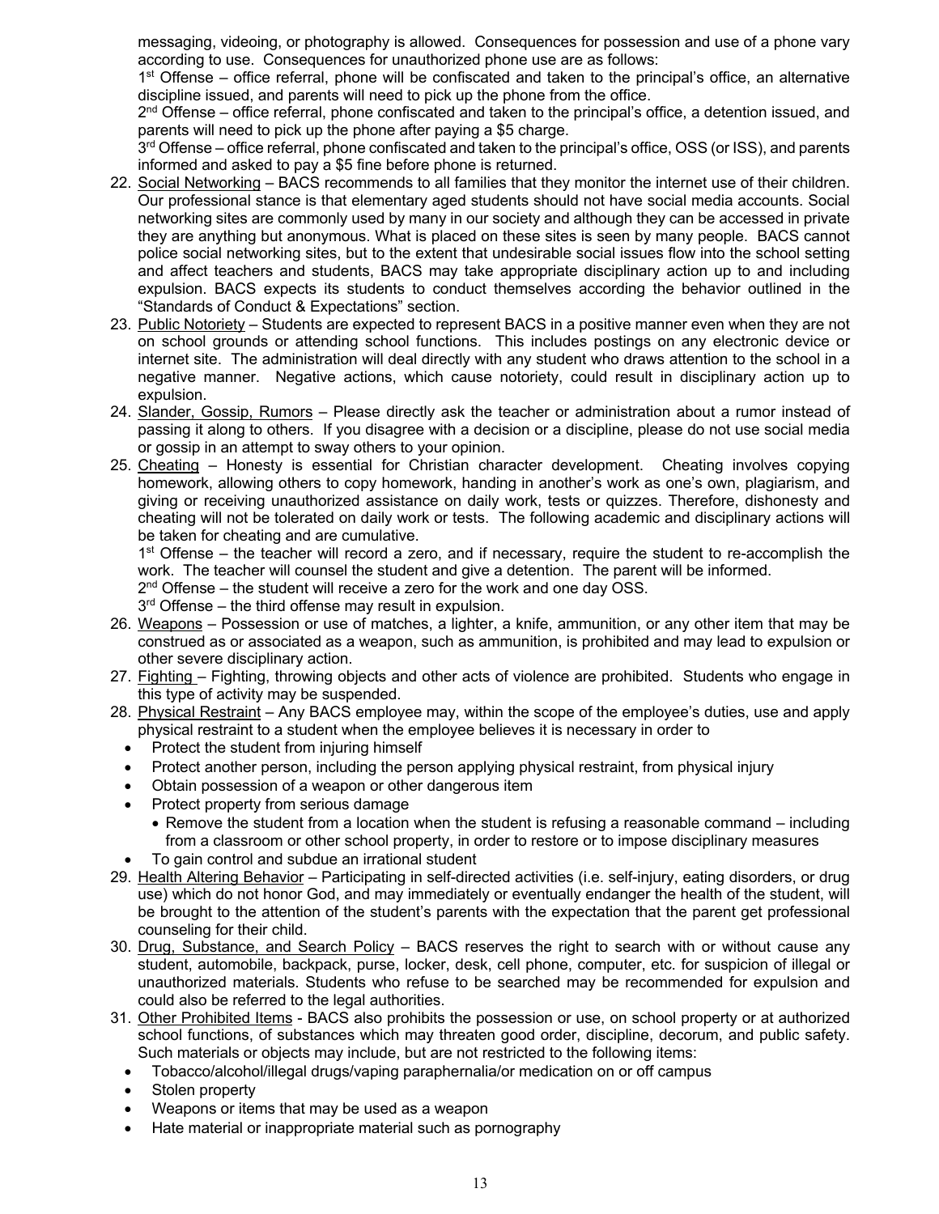messaging, videoing, or photography is allowed. Consequences for possession and use of a phone vary according to use. Consequences for unauthorized phone use are as follows:

1st Offense – office referral, phone will be confiscated and taken to the principal's office, an alternative discipline issued, and parents will need to pick up the phone from the office.

2nd Offense – office referral, phone confiscated and taken to the principal's office, a detention issued, and parents will need to pick up the phone after paying a $5 charge.

3rd Offense – office referral, phone confiscated and taken to the principal's office, OSS (or ISS), and parents informed and asked to pay a $5 fine before phone is returned.

22. <u>Social Networking</u> – BACS recommends to all families that they monitor the internet use of their children. Our professional stance is that elementary aged students should not have social media accounts. Social networking sites are commonly used by many in our society and although they can be accessed in private they are anything but anonymous. What is placed on these sites is seen by many people. BACS cannot police social networking sites, but to the extent that undesirable social issues flow into the school setting and affect teachers and students, BACS may take appropriate disciplinary action up to and including expulsion. BACS expects its students to conduct themselves according the behavior outlined in the "Standards of Conduct & Expectations" section.
23. <u>Public Notoriety</u> – Students are expected to represent BACS in a positive manner even when they are not on school grounds or attending school functions. This includes postings on any electronic device or internet site. The administration will deal directly with any student who draws attention to the school in a negative manner. Negative actions, which cause notoriety, could result in disciplinary action up to expulsion.
24. <u>Slander, Gossip, Rumors</u> – Please directly ask the teacher or administration about a rumor instead of passing it along to others. If you disagree with a decision or a discipline, please do not use social media or gossip in an attempt to sway others to your opinion.
25. <u>Cheating</u> – Honesty is essential for Christian character development. Cheating involves copying homework, allowing others to copy homework, handing in another's work as one's own, plagiarism, and giving or receiving unauthorized assistance on daily work, tests or quizzes. Therefore, dishonesty and cheating will not be tolerated on daily work or tests. The following academic and disciplinary actions will be taken for cheating and are cumulative.

    1st Offense – the teacher will record a zero, and if necessary, require the student to re-accomplish the work. The teacher will counsel the student and give a detention. The parent will be informed.

    2nd Offense – the student will receive a zero for the work and one day OSS.

    3rd Offense – the third offense may result in expulsion.
26. <u>Weapons</u> – Possession or use of matches, a lighter, a knife, ammunition, or any other item that may be construed as or associated as a weapon, such as ammunition, is prohibited and may lead to expulsion or other severe disciplinary action.
27. <u>Fighting</u> – Fighting, throwing objects and other acts of violence are prohibited. Students who engage in this type of activity may be suspended.
28. <u>Physical Restraint</u> – Any BACS employee may, within the scope of the employee's duties, use and apply physical restraint to a student when the employee believes it is necessary in order to
    - Protect the student from injuring himself
    - Protect another person, including the person applying physical restraint, from physical injury
    - Obtain possession of a weapon or other dangerous item
    - Protect property from serious damage
      - Remove the student from a location when the student is refusing a reasonable command – including from a classroom or other school property, in order to restore or to impose disciplinary measures
    - To gain control and subdue an irrational student
29. <u>Health Altering Behavior</u> – Participating in self-directed activities (i.e. self-injury, eating disorders, or drug use) which do not honor God, and may immediately or eventually endanger the health of the student, will be brought to the attention of the student's parents with the expectation that the parent get professional counseling for their child.
30. <u>Drug, Substance, and Search Policy</u> – BACS reserves the right to search with or without cause any student, automobile, backpack, purse, locker, desk, cell phone, computer, etc. for suspicion of illegal or unauthorized materials. Students who refuse to be searched may be recommended for expulsion and could also be referred to the legal authorities.
31. <u>Other Prohibited Items</u> - BACS also prohibits the possession or use, on school property or at authorized school functions, of substances which may threaten good order, discipline, decorum, and public safety. Such materials or objects may include, but are not restricted to the following items:
    - Tobacco/alcohol/illegal drugs/vaping paraphernalia/or medication on or off campus
    - Stolen property
    - Weapons or items that may be used as a weapon
    - Hate material or inappropriate material such as pornography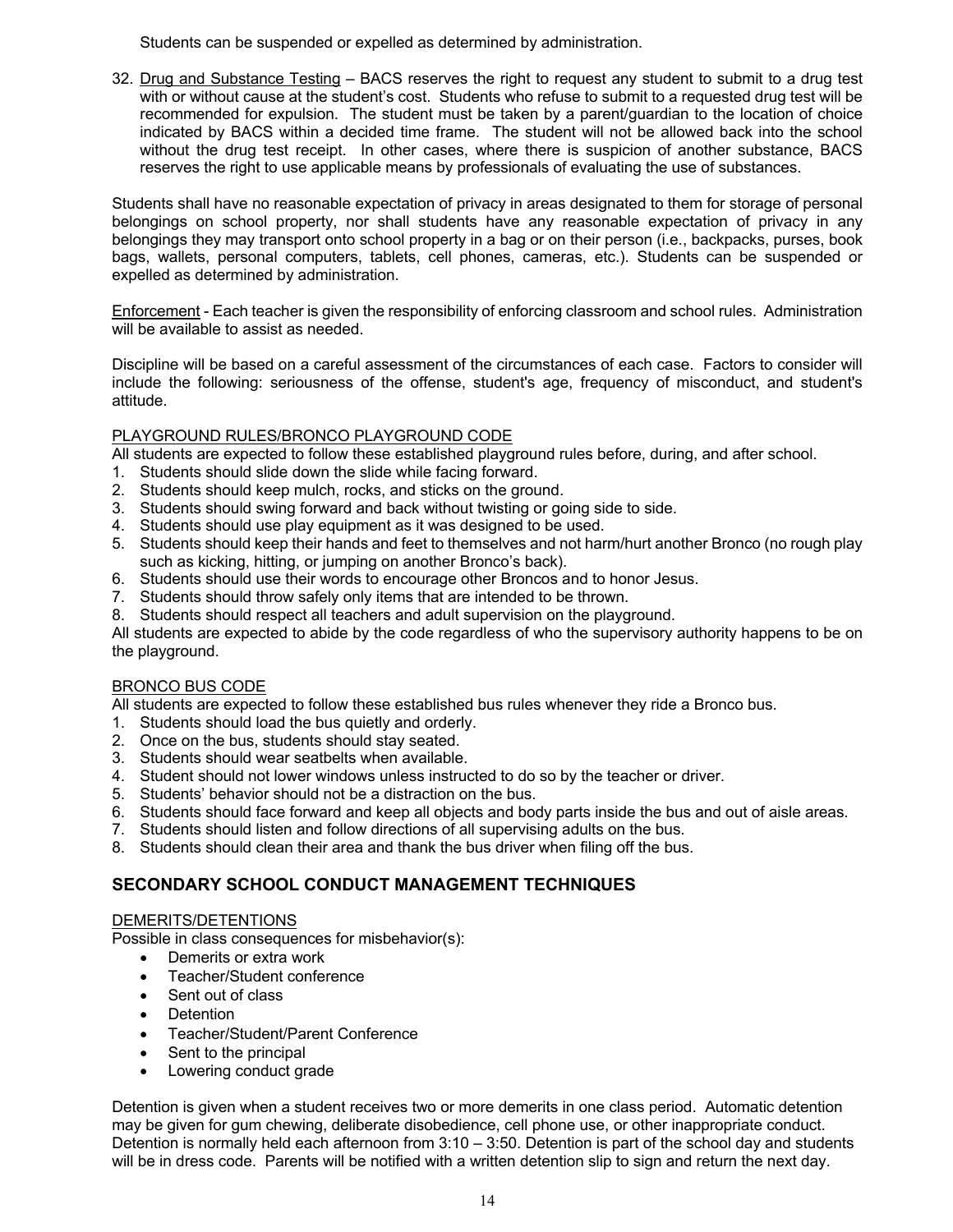Students can be suspended or expelled as determined by administration.

32. Drug and Substance Testing – BACS reserves the right to request any student to submit to a drug test with or without cause at the student's cost. Students who refuse to submit to a requested drug test will be recommended for expulsion. The student must be taken by a parent/guardian to the location of choice indicated by BACS within a decided time frame. The student will not be allowed back into the school without the drug test receipt. In other cases, where there is suspicion of another substance, BACS reserves the right to use applicable means by professionals of evaluating the use of substances.

Students shall have no reasonable expectation of privacy in areas designated to them for storage of personal belongings on school property, nor shall students have any reasonable expectation of privacy in any belongings they may transport onto school property in a bag or on their person (i.e., backpacks, purses, book bags, wallets, personal computers, tablets, cell phones, cameras, etc.). Students can be suspended or expelled as determined by administration.

Enforcement - Each teacher is given the responsibility of enforcing classroom and school rules. Administration will be available to assist as needed.

Discipline will be based on a careful assessment of the circumstances of each case. Factors to consider will include the following: seriousness of the offense, student's age, frequency of misconduct, and student's attitude.

PLAYGROUND RULES/BRONCO PLAYGROUND CODE

All students are expected to follow these established playground rules before, during, and after school.

1. Students should slide down the slide while facing forward.
2. Students should keep mulch, rocks, and sticks on the ground.
3. Students should swing forward and back without twisting or going side to side.
4. Students should use play equipment as it was designed to be used.
5. Students should keep their hands and feet to themselves and not harm/hurt another Bronco (no rough play such as kicking, hitting, or jumping on another Bronco's back).
6. Students should use their words to encourage other Broncos and to honor Jesus.
7. Students should throw safely only items that are intended to be thrown.
8. Students should respect all teachers and adult supervision on the playground.

All students are expected to abide by the code regardless of who the supervisory authority happens to be on the playground.

BRONCO BUS CODE

All students are expected to follow these established bus rules whenever they ride a Bronco bus.

1. Students should load the bus quietly and orderly.
2. Once on the bus, students should stay seated.
3. Students should wear seatbelts when available.
4. Student should not lower windows unless instructed to do so by the teacher or driver.
5. Students' behavior should not be a distraction on the bus.
6. Students should face forward and keep all objects and body parts inside the bus and out of aisle areas.
7. Students should listen and follow directions of all supervising adults on the bus.
8. Students should clean their area and thank the bus driver when filing off the bus.

## SECONDARY SCHOOL CONDUCT MANAGEMENT TECHNIQUES

DEMERITS/DETENTIONS

Possible in class consequences for misbehavior(s):

- Demerits or extra work
- Teacher/Student conference
- Sent out of class
- Detention
- Teacher/Student/Parent Conference
- Sent to the principal
- Lowering conduct grade

Detention is given when a student receives two or more demerits in one class period. Automatic detention may be given for gum chewing, deliberate disobedience, cell phone use, or other inappropriate conduct. Detention is normally held each afternoon from 3:10 – 3:50. Detention is part of the school day and students will be in dress code. Parents will be notified with a written detention slip to sign and return the next day.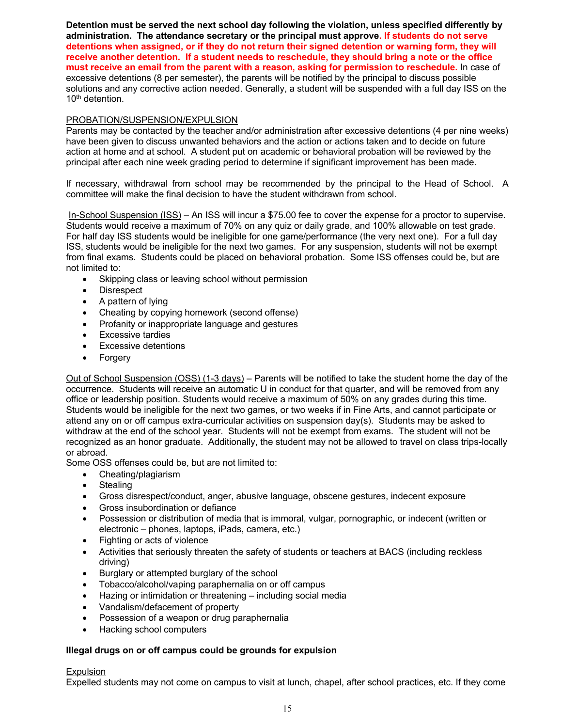**Detention must be served the next school day following the violation, unless specified differently by administration. The attendance secretary or the principal must approve. If students do not serve detentions when assigned, or if they do not return their signed detention or warning form, they will receive another detention. If a student needs to reschedule, they should bring a note or the office must receive an email from the parent with a reason, asking for permission to reschedule.** In case of excessive detentions (8 per semester), the parents will be notified by the principal to discuss possible solutions and any corrective action needed. Generally, a student will be suspended with a full day ISS on the 10th detention.

PROBATION/SUSPENSION/EXPULSION

Parents may be contacted by the teacher and/or administration after excessive detentions (4 per nine weeks) have been given to discuss unwanted behaviors and the action or actions taken and to decide on future action at home and at school. A student put on academic or behavioral probation will be reviewed by the principal after each nine week grading period to determine if significant improvement has been made.

If necessary, withdrawal from school may be recommended by the principal to the Head of School. A committee will make the final decision to have the student withdrawn from school.

In-School Suspension (ISS) – An ISS will incur a $75.00 fee to cover the expense for a proctor to supervise. Students would receive a maximum of 70% on any quiz or daily grade, and 100% allowable on test grade. For half day ISS students would be ineligible for one game/performance (the very next one). For a full day ISS, students would be ineligible for the next two games. For any suspension, students will not be exempt from final exams. Students could be placed on behavioral probation. Some ISS offenses could be, but are not limited to:

- Skipping class or leaving school without permission
- Disrespect
- A pattern of lying
- Cheating by copying homework (second offense)
- Profanity or inappropriate language and gestures
- Excessive tardies
- Excessive detentions
- Forgery

Out of School Suspension (OSS) (1-3 days) – Parents will be notified to take the student home the day of the occurrence. Students will receive an automatic U in conduct for that quarter, and will be removed from any office or leadership position. Students would receive a maximum of 50% on any grades during this time. Students would be ineligible for the next two games, or two weeks if in Fine Arts, and cannot participate or attend any on or off campus extra-curricular activities on suspension day(s). Students may be asked to withdraw at the end of the school year. Students will not be exempt from exams. The student will not be recognized as an honor graduate. Additionally, the student may not be allowed to travel on class trips-locally or abroad.

Some OSS offenses could be, but are not limited to:

- Cheating/plagiarism
- Stealing
- Gross disrespect/conduct, anger, abusive language, obscene gestures, indecent exposure
- Gross insubordination or defiance
- Possession or distribution of media that is immoral, vulgar, pornographic, or indecent (written or electronic – phones, laptops, iPads, camera, etc.)
- Fighting or acts of violence
- Activities that seriously threaten the safety of students or teachers at BACS (including reckless driving)
- Burglary or attempted burglary of the school
- Tobacco/alcohol/vaping paraphernalia on or off campus
- Hazing or intimidation or threatening – including social media
- Vandalism/defacement of property
- Possession of a weapon or drug paraphernalia
- Hacking school computers

**Illegal drugs on or off campus could be grounds for expulsion**

Expulsion

Expelled students may not come on campus to visit at lunch, chapel, after school practices, etc. If they come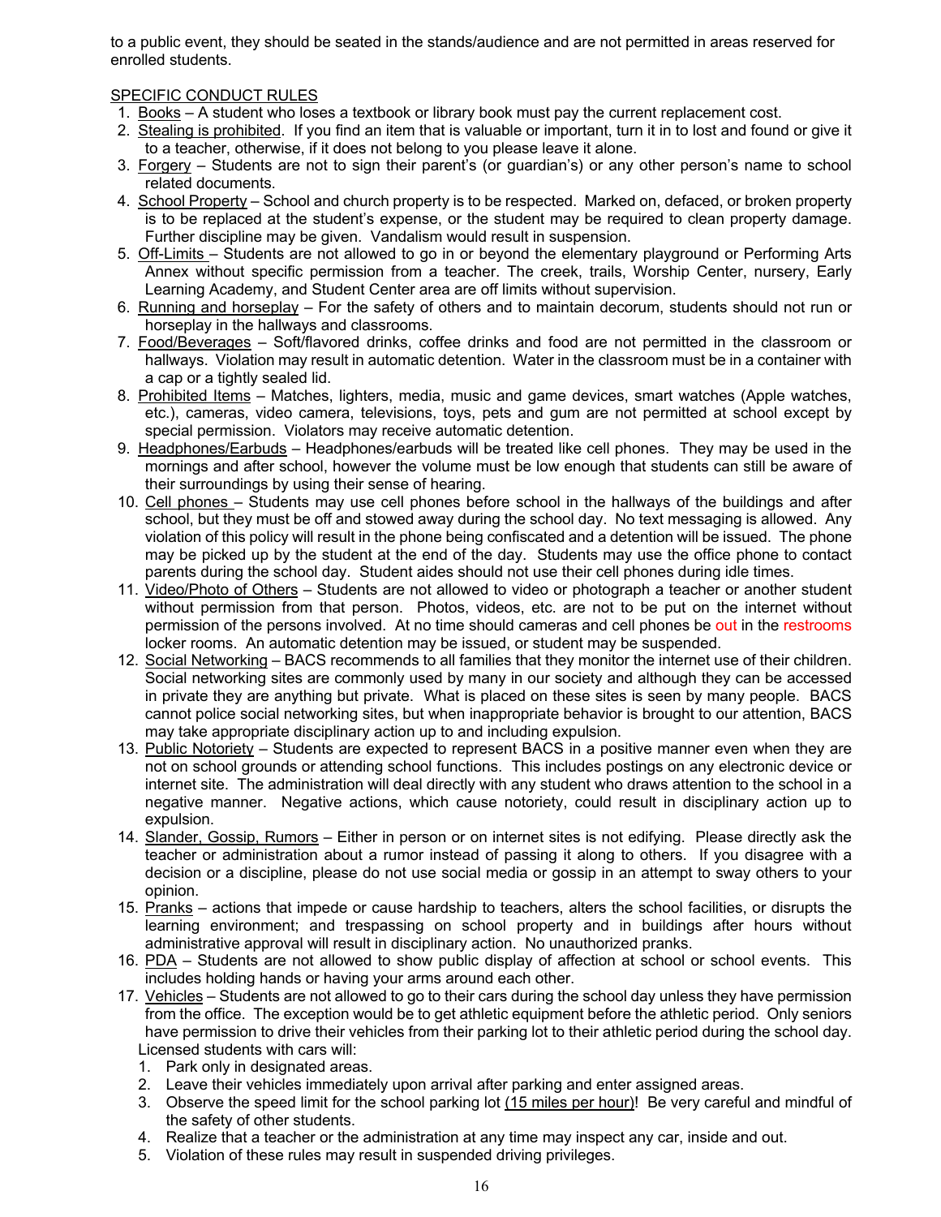to a public event, they should be seated in the stands/audience and are not permitted in areas reserved for enrolled students.

SPECIFIC CONDUCT RULES

1. Books – A student who loses a textbook or library book must pay the current replacement cost.
2. Stealing is prohibited. If you find an item that is valuable or important, turn it in to lost and found or give it to a teacher, otherwise, if it does not belong to you please leave it alone.
3. Forgery – Students are not to sign their parent's (or guardian's) or any other person's name to school related documents.
4. School Property – School and church property is to be respected. Marked on, defaced, or broken property is to be replaced at the student's expense, or the student may be required to clean property damage. Further discipline may be given. Vandalism would result in suspension.
5. Off-Limits – Students are not allowed to go in or beyond the elementary playground or Performing Arts Annex without specific permission from a teacher. The creek, trails, Worship Center, nursery, Early Learning Academy, and Student Center area are off limits without supervision.
6. Running and horseplay – For the safety of others and to maintain decorum, students should not run or horseplay in the hallways and classrooms.
7. Food/Beverages – Soft/flavored drinks, coffee drinks and food are not permitted in the classroom or hallways. Violation may result in automatic detention. Water in the classroom must be in a container with a cap or a tightly sealed lid.
8. Prohibited Items – Matches, lighters, media, music and game devices, smart watches (Apple watches, etc.), cameras, video camera, televisions, toys, pets and gum are not permitted at school except by special permission. Violators may receive automatic detention.
9. Headphones/Earbuds – Headphones/earbuds will be treated like cell phones. They may be used in the mornings and after school, however the volume must be low enough that students can still be aware of their surroundings by using their sense of hearing.
10. Cell phones – Students may use cell phones before school in the hallways of the buildings and after school, but they must be off and stowed away during the school day. No text messaging is allowed. Any violation of this policy will result in the phone being confiscated and a detention will be issued. The phone may be picked up by the student at the end of the day. Students may use the office phone to contact parents during the school day. Student aides should not use their cell phones during idle times.
11. Video/Photo of Others – Students are not allowed to video or photograph a teacher or another student without permission from that person. Photos, videos, etc. are not to be put on the internet without permission of the persons involved. At no time should cameras and cell phones be out in the restrooms locker rooms. An automatic detention may be issued, or student may be suspended.
12. Social Networking – BACS recommends to all families that they monitor the internet use of their children. Social networking sites are commonly used by many in our society and although they can be accessed in private they are anything but private. What is placed on these sites is seen by many people. BACS cannot police social networking sites, but when inappropriate behavior is brought to our attention, BACS may take appropriate disciplinary action up to and including expulsion.
13. Public Notoriety – Students are expected to represent BACS in a positive manner even when they are not on school grounds or attending school functions. This includes postings on any electronic device or internet site. The administration will deal directly with any student who draws attention to the school in a negative manner. Negative actions, which cause notoriety, could result in disciplinary action up to expulsion.
14. Slander, Gossip, Rumors – Either in person or on internet sites is not edifying. Please directly ask the teacher or administration about a rumor instead of passing it along to others. If you disagree with a decision or a discipline, please do not use social media or gossip in an attempt to sway others to your opinion.
15. Pranks – actions that impede or cause hardship to teachers, alters the school facilities, or disrupts the learning environment; and trespassing on school property and in buildings after hours without administrative approval will result in disciplinary action. No unauthorized pranks.
16. PDA – Students are not allowed to show public display of affection at school or school events. This includes holding hands or having your arms around each other.
17. Vehicles – Students are not allowed to go to their cars during the school day unless they have permission from the office. The exception would be to get athletic equipment before the athletic period. Only seniors have permission to drive their vehicles from their parking lot to their athletic period during the school day. Licensed students with cars will:
    1. Park only in designated areas.
    2. Leave their vehicles immediately upon arrival after parking and enter assigned areas.
    3. Observe the speed limit for the school parking lot (15 miles per hour)! Be very careful and mindful of the safety of other students.
    4. Realize that a teacher or the administration at any time may inspect any car, inside and out.
    5. Violation of these rules may result in suspended driving privileges.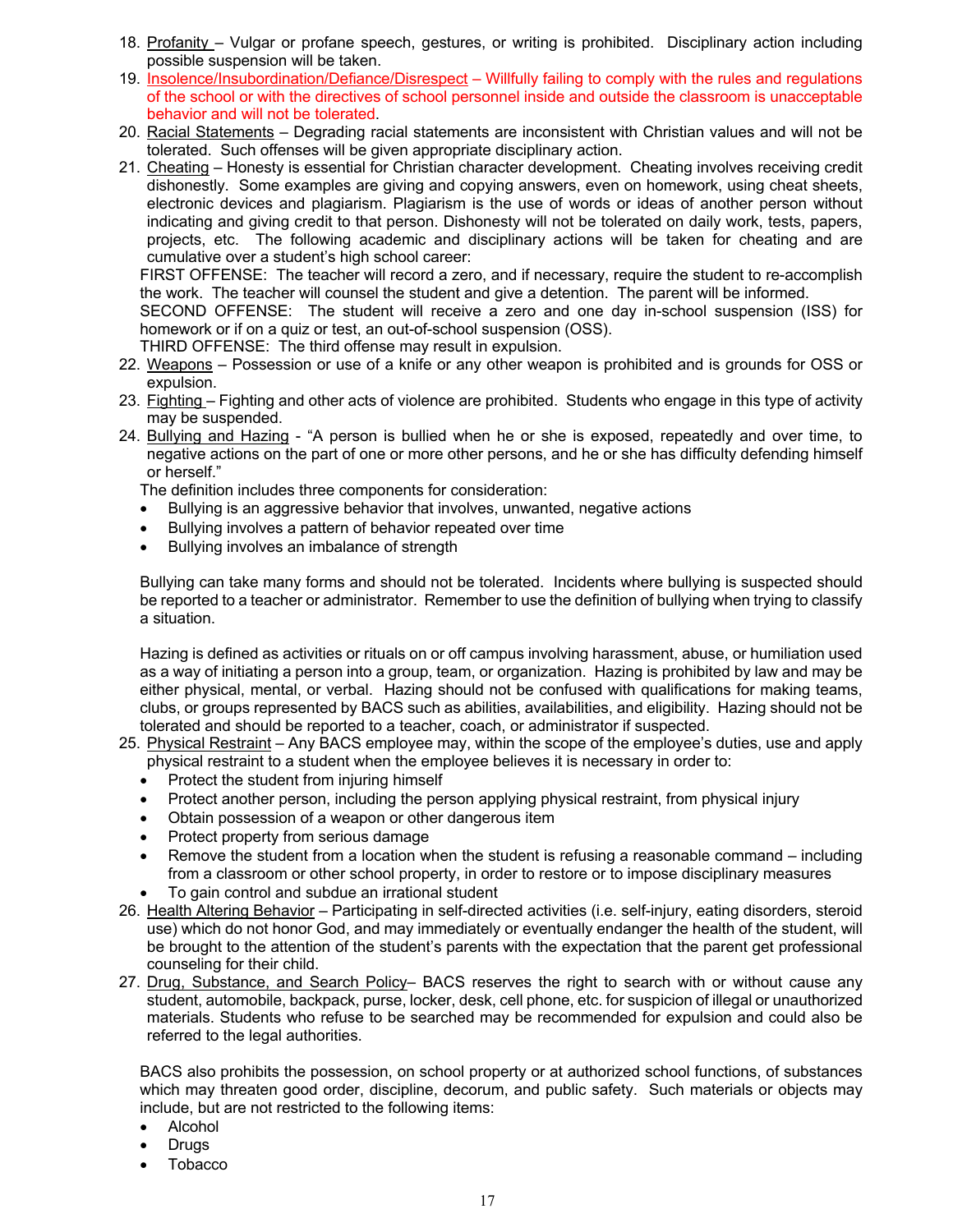18. Profanity – Vulgar or profane speech, gestures, or writing is prohibited. Disciplinary action including possible suspension will be taken.
19. Insolence/Insubordination/Defiance/Disrespect – Willfully failing to comply with the rules and regulations of the school or with the directives of school personnel inside and outside the classroom is unacceptable behavior and will not be tolerated.
20. Racial Statements – Degrading racial statements are inconsistent with Christian values and will not be tolerated. Such offenses will be given appropriate disciplinary action.
21. Cheating – Honesty is essential for Christian character development. Cheating involves receiving credit dishonestly. Some examples are giving and copying answers, even on homework, using cheat sheets, electronic devices and plagiarism. Plagiarism is the use of words or ideas of another person without indicating and giving credit to that person. Dishonesty will not be tolerated on daily work, tests, papers, projects, etc. The following academic and disciplinary actions will be taken for cheating and are cumulative over a student's high school career:

   FIRST OFFENSE: The teacher will record a zero, and if necessary, require the student to re-accomplish the work. The teacher will counsel the student and give a detention. The parent will be informed.

   SECOND OFFENSE: The student will receive a zero and one day in-school suspension (ISS) for homework or if on a quiz or test, an out-of-school suspension (OSS).

   THIRD OFFENSE: The third offense may result in expulsion.
22. Weapons – Possession or use of a knife or any other weapon is prohibited and is grounds for OSS or expulsion.
23. Fighting – Fighting and other acts of violence are prohibited. Students who engage in this type of activity may be suspended.
24. Bullying and Hazing - "A person is bullied when he or she is exposed, repeatedly and over time, to negative actions on the part of one or more other persons, and he or she has difficulty defending himself or herself."

   The definition includes three components for consideration:
   - Bullying is an aggressive behavior that involves, unwanted, negative actions
   - Bullying involves a pattern of behavior repeated over time
   - Bullying involves an imbalance of strength

   Bullying can take many forms and should not be tolerated. Incidents where bullying is suspected should be reported to a teacher or administrator. Remember to use the definition of bullying when trying to classify a situation.

   Hazing is defined as activities or rituals on or off campus involving harassment, abuse, or humiliation used as a way of initiating a person into a group, team, or organization. Hazing is prohibited by law and may be either physical, mental, or verbal. Hazing should not be confused with qualifications for making teams, clubs, or groups represented by BACS such as abilities, availabilities, and eligibility. Hazing should not be tolerated and should be reported to a teacher, coach, or administrator if suspected.
25. Physical Restraint – Any BACS employee may, within the scope of the employee's duties, use and apply physical restraint to a student when the employee believes it is necessary in order to:
   - Protect the student from injuring himself
   - Protect another person, including the person applying physical restraint, from physical injury
   - Obtain possession of a weapon or other dangerous item
   - Protect property from serious damage
   - Remove the student from a location when the student is refusing a reasonable command – including from a classroom or other school property, in order to restore or to impose disciplinary measures
   - To gain control and subdue an irrational student
26. Health Altering Behavior – Participating in self-directed activities (i.e. self-injury, eating disorders, steroid use) which do not honor God, and may immediately or eventually endanger the health of the student, will be brought to the attention of the student's parents with the expectation that the parent get professional counseling for their child.
27. Drug, Substance, and Search Policy– BACS reserves the right to search with or without cause any student, automobile, backpack, purse, locker, desk, cell phone, etc. for suspicion of illegal or unauthorized materials. Students who refuse to be searched may be recommended for expulsion and could also be referred to the legal authorities.

   BACS also prohibits the possession, on school property or at authorized school functions, of substances which may threaten good order, discipline, decorum, and public safety. Such materials or objects may include, but are not restricted to the following items:
   - Alcohol
   - Drugs
   - Tobacco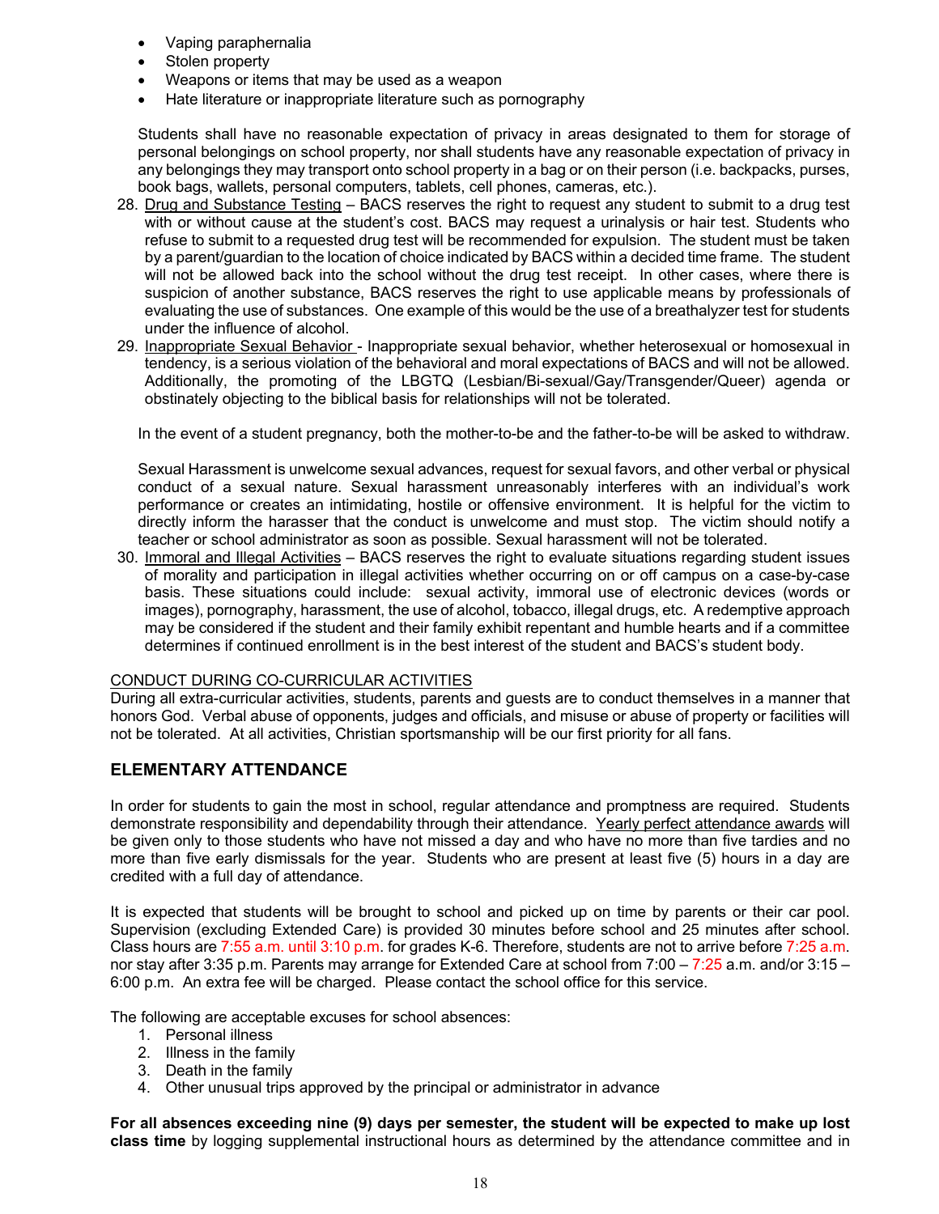- Vaping paraphernalia
- Stolen property
- Weapons or items that may be used as a weapon
- Hate literature or inappropriate literature such as pornography

Students shall have no reasonable expectation of privacy in areas designated to them for storage of personal belongings on school property, nor shall students have any reasonable expectation of privacy in any belongings they may transport onto school property in a bag or on their person (i.e. backpacks, purses, book bags, wallets, personal computers, tablets, cell phones, cameras, etc.).

28. Drug and Substance Testing – BACS reserves the right to request any student to submit to a drug test with or without cause at the student's cost. BACS may request a urinalysis or hair test. Students who refuse to submit to a requested drug test will be recommended for expulsion. The student must be taken by a parent/guardian to the location of choice indicated by BACS within a decided time frame. The student will not be allowed back into the school without the drug test receipt. In other cases, where there is suspicion of another substance, BACS reserves the right to use applicable means by professionals of evaluating the use of substances. One example of this would be the use of a breathalyzer test for students under the influence of alcohol.
29. Inappropriate Sexual Behavior - Inappropriate sexual behavior, whether heterosexual or homosexual in tendency, is a serious violation of the behavioral and moral expectations of BACS and will not be allowed. Additionally, the promoting of the LBGTQ (Lesbian/Bi-sexual/Gay/Transgender/Queer) agenda or obstinately objecting to the biblical basis for relationships will not be tolerated.

   In the event of a student pregnancy, both the mother-to-be and the father-to-be will be asked to withdraw.

   Sexual Harassment is unwelcome sexual advances, request for sexual favors, and other verbal or physical conduct of a sexual nature. Sexual harassment unreasonably interferes with an individual's work performance or creates an intimidating, hostile or offensive environment. It is helpful for the victim to directly inform the harasser that the conduct is unwelcome and must stop. The victim should notify a teacher or school administrator as soon as possible. Sexual harassment will not be tolerated.
30. Immoral and Illegal Activities – BACS reserves the right to evaluate situations regarding student issues of morality and participation in illegal activities whether occurring on or off campus on a case-by-case basis. These situations could include: sexual activity, immoral use of electronic devices (words or images), pornography, harassment, the use of alcohol, tobacco, illegal drugs, etc. A redemptive approach may be considered if the student and their family exhibit repentant and humble hearts and if a committee determines if continued enrollment is in the best interest of the student and BACS's student body.

CONDUCT DURING CO-CURRICULAR ACTIVITIES

During all extra-curricular activities, students, parents and guests are to conduct themselves in a manner that honors God. Verbal abuse of opponents, judges and officials, and misuse or abuse of property or facilities will not be tolerated. At all activities, Christian sportsmanship will be our first priority for all fans.

## ELEMENTARY ATTENDANCE

In order for students to gain the most in school, regular attendance and promptness are required. Students demonstrate responsibility and dependability through their attendance. Yearly perfect attendance awards will be given only to those students who have not missed a day and who have no more than five tardies and no more than five early dismissals for the year. Students who are present at least five (5) hours in a day are credited with a full day of attendance.

It is expected that students will be brought to school and picked up on time by parents or their car pool. Supervision (excluding Extended Care) is provided 30 minutes before school and 25 minutes after school. Class hours are 7:55 a.m. until 3:10 p.m. for grades K-6. Therefore, students are not to arrive before 7:25 a.m. nor stay after 3:35 p.m. Parents may arrange for Extended Care at school from 7:00 – 7:25 a.m. and/or 3:15 – 6:00 p.m. An extra fee will be charged. Please contact the school office for this service.

The following are acceptable excuses for school absences:

1. Personal illness
2. Illness in the family
3. Death in the family
4. Other unusual trips approved by the principal or administrator in advance

**For all absences exceeding nine (9) days per semester, the student will be expected to make up lost class time** by logging supplemental instructional hours as determined by the attendance committee and in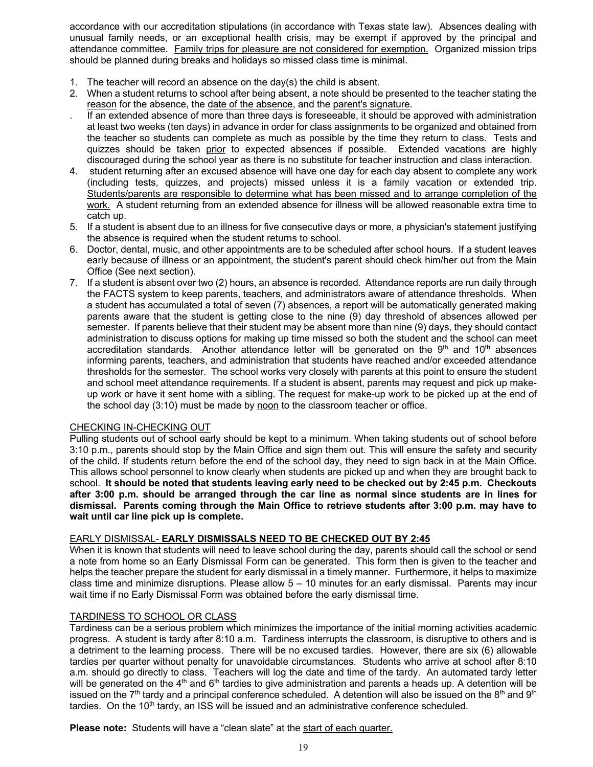accordance with our accreditation stipulations (in accordance with Texas state law). Absences dealing with unusual family needs, or an exceptional health crisis, may be exempt if approved by the principal and attendance committee. Family trips for pleasure are not considered for exemption. Organized mission trips should be planned during breaks and holidays so missed class time is minimal.

1. The teacher will record an absence on the day(s) the child is absent.
2. When a student returns to school after being absent, a note should be presented to the teacher stating the reason for the absence, the date of the absence, and the parent's signature.

. If an extended absence of more than three days is foreseeable, it should be approved with administration at least two weeks (ten days) in advance in order for class assignments to be organized and obtained from the teacher so students can complete as much as possible by the time they return to class. Tests and quizzes should be taken prior to expected absences if possible. Extended vacations are highly discouraged during the school year as there is no substitute for teacher instruction and class interaction.

4. student returning after an excused absence will have one day for each day absent to complete any work (including tests, quizzes, and projects) missed unless it is a family vacation or extended trip. Students/parents are responsible to determine what has been missed and to arrange completion of the work. A student returning from an extended absence for illness will be allowed reasonable extra time to catch up.
5. If a student is absent due to an illness for five consecutive days or more, a physician's statement justifying the absence is required when the student returns to school.
6. Doctor, dental, music, and other appointments are to be scheduled after school hours. If a student leaves early because of illness or an appointment, the student's parent should check him/her out from the Main Office (See next section).
7. If a student is absent over two (2) hours, an absence is recorded. Attendance reports are run daily through the FACTS system to keep parents, teachers, and administrators aware of attendance thresholds. When a student has accumulated a total of seven (7) absences, a report will be automatically generated making parents aware that the student is getting close to the nine (9) day threshold of absences allowed per semester. If parents believe that their student may be absent more than nine (9) days, they should contact administration to discuss options for making up time missed so both the student and the school can meet accreditation standards. Another attendance letter will be generated on the 9th and 10th absences informing parents, teachers, and administration that students have reached and/or exceeded attendance thresholds for the semester. The school works very closely with parents at this point to ensure the student and school meet attendance requirements. If a student is absent, parents may request and pick up make-up work or have it sent home with a sibling. The request for make-up work to be picked up at the end of the school day (3:10) must be made by noon to the classroom teacher or office.

## CHECKING IN-CHECKING OUT

Pulling students out of school early should be kept to a minimum. When taking students out of school before 3:10 p.m., parents should stop by the Main Office and sign them out. This will ensure the safety and security of the child. If students return before the end of the school day, they need to sign back in at the Main Office. This allows school personnel to know clearly when students are picked up and when they are brought back to school. **It should be noted that students leaving early need to be checked out by 2:45 p.m. Checkouts after 3:00 p.m. should be arranged through the car line as normal since students are in lines for dismissal. Parents coming through the Main Office to retrieve students after 3:00 p.m. may have to wait until car line pick up is complete.**

## EARLY DISMISSAL- **EARLY DISMISSALS NEED TO BE CHECKED OUT BY 2:45**

When it is known that students will need to leave school during the day, parents should call the school or send a note from home so an Early Dismissal Form can be generated. This form then is given to the teacher and helps the teacher prepare the student for early dismissal in a timely manner. Furthermore, it helps to maximize class time and minimize disruptions. Please allow 5 – 10 minutes for an early dismissal. Parents may incur wait time if no Early Dismissal Form was obtained before the early dismissal time.

## TARDINESS TO SCHOOL OR CLASS

Tardiness can be a serious problem which minimizes the importance of the initial morning activities academic progress. A student is tardy after 8:10 a.m. Tardiness interrupts the classroom, is disruptive to others and is a detriment to the learning process. There will be no excused tardies. However, there are six (6) allowable tardies per quarter without penalty for unavoidable circumstances. Students who arrive at school after 8:10 a.m. should go directly to class. Teachers will log the date and time of the tardy. An automated tardy letter will be generated on the 4th and 6th tardies to give administration and parents a heads up. A detention will be issued on the 7th tardy and a principal conference scheduled. A detention will also be issued on the 8th and 9th tardies. On the 10th tardy, an ISS will be issued and an administrative conference scheduled.

**Please note:** Students will have a "clean slate" at the start of each quarter.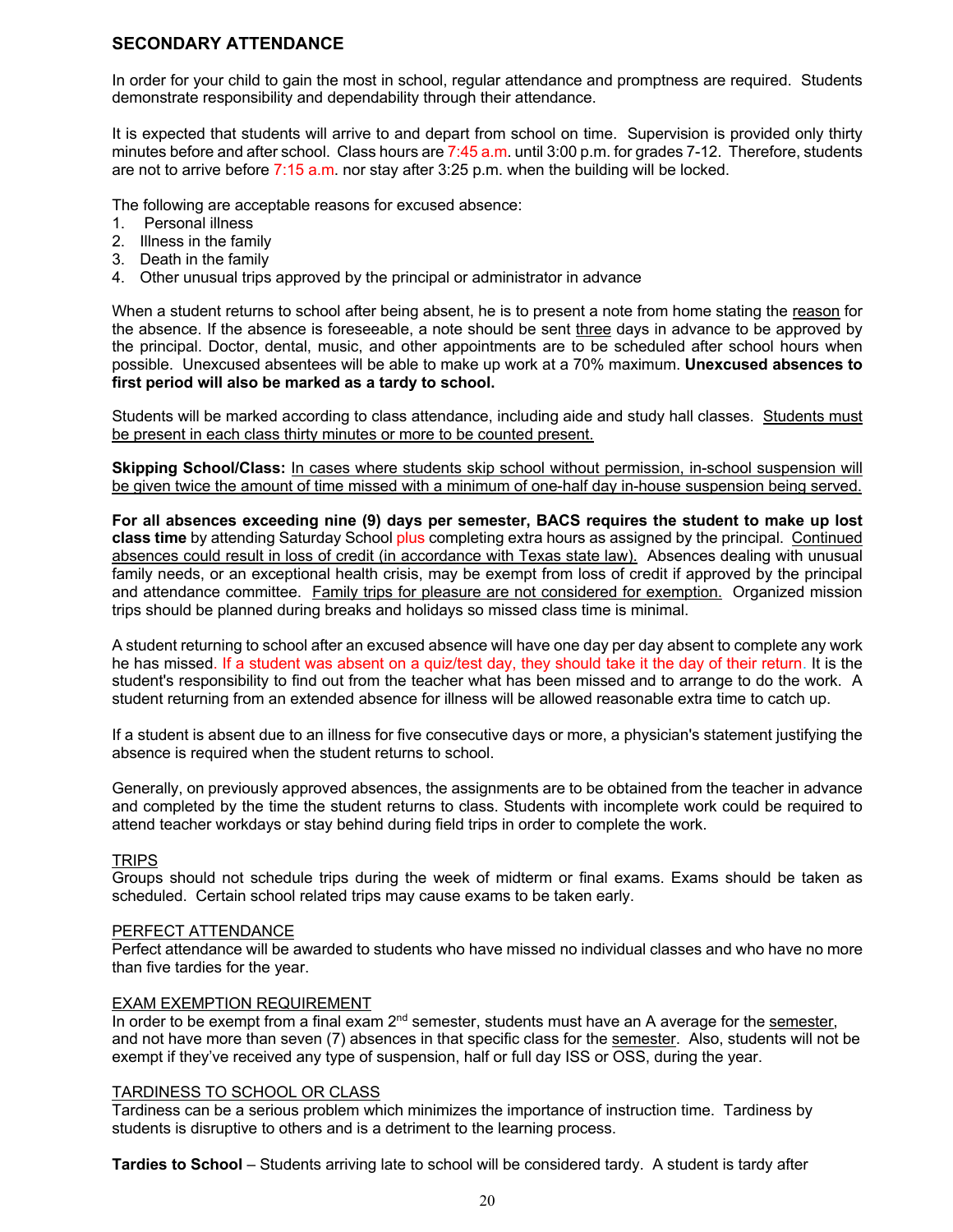## SECONDARY ATTENDANCE

In order for your child to gain the most in school, regular attendance and promptness are required. Students demonstrate responsibility and dependability through their attendance.

It is expected that students will arrive to and depart from school on time. Supervision is provided only thirty minutes before and after school. Class hours are 7:45 a.m. until 3:00 p.m. for grades 7-12. Therefore, students are not to arrive before 7:15 a.m. nor stay after 3:25 p.m. when the building will be locked.

The following are acceptable reasons for excused absence:

1. Personal illness
2. Illness in the family
3. Death in the family
4. Other unusual trips approved by the principal or administrator in advance

When a student returns to school after being absent, he is to present a note from home stating the reason for the absence. If the absence is foreseeable, a note should be sent three days in advance to be approved by the principal. Doctor, dental, music, and other appointments are to be scheduled after school hours when possible. Unexcused absentees will be able to make up work at a 70% maximum. **Unexcused absences to first period will also be marked as a tardy to school.**

Students will be marked according to class attendance, including aide and study hall classes. Students must be present in each class thirty minutes or more to be counted present.

**Skipping School/Class:** In cases where students skip school without permission, in-school suspension will be given twice the amount of time missed with a minimum of one-half day in-house suspension being served.

**For all absences exceeding nine (9) days per semester, BACS requires the student to make up lost class time** by attending Saturday School plus completing extra hours as assigned by the principal. Continued absences could result in loss of credit (in accordance with Texas state law). Absences dealing with unusual family needs, or an exceptional health crisis, may be exempt from loss of credit if approved by the principal and attendance committee. Family trips for pleasure are not considered for exemption. Organized mission trips should be planned during breaks and holidays so missed class time is minimal.

A student returning to school after an excused absence will have one day per day absent to complete any work he has missed. If a student was absent on a quiz/test day, they should take it the day of their return. It is the student's responsibility to find out from the teacher what has been missed and to arrange to do the work. A student returning from an extended absence for illness will be allowed reasonable extra time to catch up.

If a student is absent due to an illness for five consecutive days or more, a physician's statement justifying the absence is required when the student returns to school.

Generally, on previously approved absences, the assignments are to be obtained from the teacher in advance and completed by the time the student returns to class. Students with incomplete work could be required to attend teacher workdays or stay behind during field trips in order to complete the work.

### TRIPS

Groups should not schedule trips during the week of midterm or final exams. Exams should be taken as scheduled. Certain school related trips may cause exams to be taken early.

### PERFECT ATTENDANCE

Perfect attendance will be awarded to students who have missed no individual classes and who have no more than five tardies for the year.

### EXAM EXEMPTION REQUIREMENT

In order to be exempt from a final exam 2nd semester, students must have an A average for the semester, and not have more than seven (7) absences in that specific class for the semester. Also, students will not be exempt if they've received any type of suspension, half or full day ISS or OSS, during the year.

### TARDINESS TO SCHOOL OR CLASS

Tardiness can be a serious problem which minimizes the importance of instruction time. Tardiness by students is disruptive to others and is a detriment to the learning process.

**Tardies to School** – Students arriving late to school will be considered tardy. A student is tardy after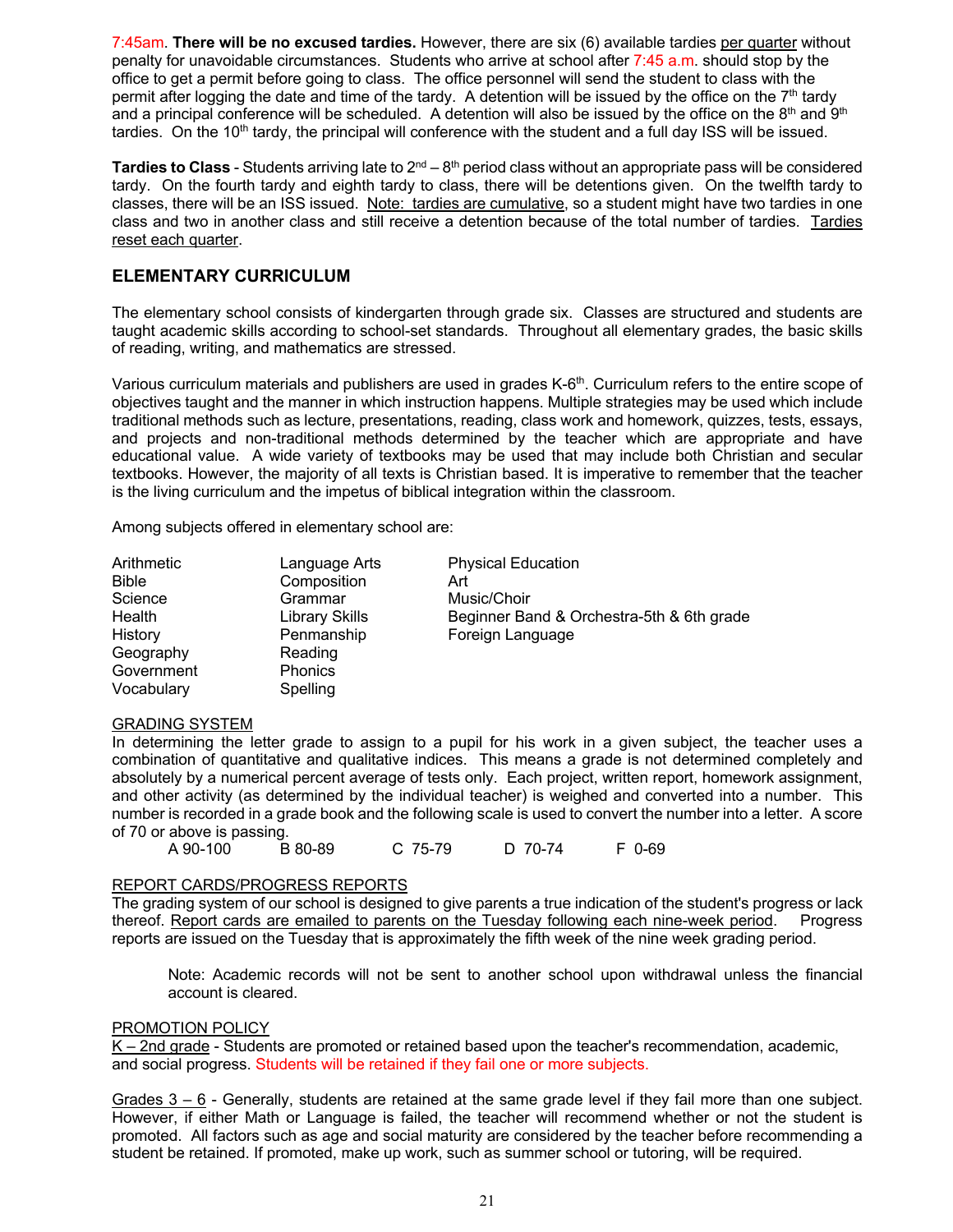7:45am. **There will be no excused tardies.** However, there are six (6) available tardies per quarter without penalty for unavoidable circumstances. Students who arrive at school after 7:45 a.m. should stop by the office to get a permit before going to class. The office personnel will send the student to class with the permit after logging the date and time of the tardy. A detention will be issued by the office on the 7th tardy and a principal conference will be scheduled. A detention will also be issued by the office on the 8th and 9th tardies. On the 10th tardy, the principal will conference with the student and a full day ISS will be issued.

**Tardies to Class** - Students arriving late to 2nd – 8th period class without an appropriate pass will be considered tardy. On the fourth tardy and eighth tardy to class, there will be detentions given. On the twelfth tardy to classes, there will be an ISS issued. Note: tardies are cumulative, so a student might have two tardies in one class and two in another class and still receive a detention because of the total number of tardies. Tardies reset each quarter.

## ELEMENTARY CURRICULUM

The elementary school consists of kindergarten through grade six. Classes are structured and students are taught academic skills according to school-set standards. Throughout all elementary grades, the basic skills of reading, writing, and mathematics are stressed.

Various curriculum materials and publishers are used in grades K-6th. Curriculum refers to the entire scope of objectives taught and the manner in which instruction happens. Multiple strategies may be used which include traditional methods such as lecture, presentations, reading, class work and homework, quizzes, tests, essays, and projects and non-traditional methods determined by the teacher which are appropriate and have educational value. A wide variety of textbooks may be used that may include both Christian and secular textbooks. However, the majority of all texts is Christian based. It is imperative to remember that the teacher is the living curriculum and the impetus of biblical integration within the classroom.

Among subjects offered in elementary school are:

| | | |
|---|---|---|
| Arithmetic | Language Arts | Physical Education |
| Bible | Composition | Art |
| Science | Grammar | Music/Choir |
| Health | Library Skills | Beginner Band & Orchestra-5th & 6th grade |
| History | Penmanship | Foreign Language |
| Geography | Reading | |
| Government | Phonics | |
| Vocabulary | Spelling | |

### GRADING SYSTEM

In determining the letter grade to assign to a pupil for his work in a given subject, the teacher uses a combination of quantitative and qualitative indices. This means a grade is not determined completely and absolutely by a numerical percent average of tests only. Each project, written report, homework assignment, and other activity (as determined by the individual teacher) is weighed and converted into a number. This number is recorded in a grade book and the following scale is used to convert the number into a letter. A score of 70 or above is passing.

A 90-100 B 80-89 C 75-79 D 70-74 F 0-69

### REPORT CARDS/PROGRESS REPORTS

The grading system of our school is designed to give parents a true indication of the student's progress or lack thereof. Report cards are emailed to parents on the Tuesday following each nine-week period. Progress reports are issued on the Tuesday that is approximately the fifth week of the nine week grading period.

> Note: Academic records will not be sent to another school upon withdrawal unless the financial account is cleared.

### PROMOTION POLICY

K – 2nd grade - Students are promoted or retained based upon the teacher's recommendation, academic, and social progress. Students will be retained if they fail one or more subjects.

Grades 3 – 6 - Generally, students are retained at the same grade level if they fail more than one subject. However, if either Math or Language is failed, the teacher will recommend whether or not the student is promoted. All factors such as age and social maturity are considered by the teacher before recommending a student be retained. If promoted, make up work, such as summer school or tutoring, will be required.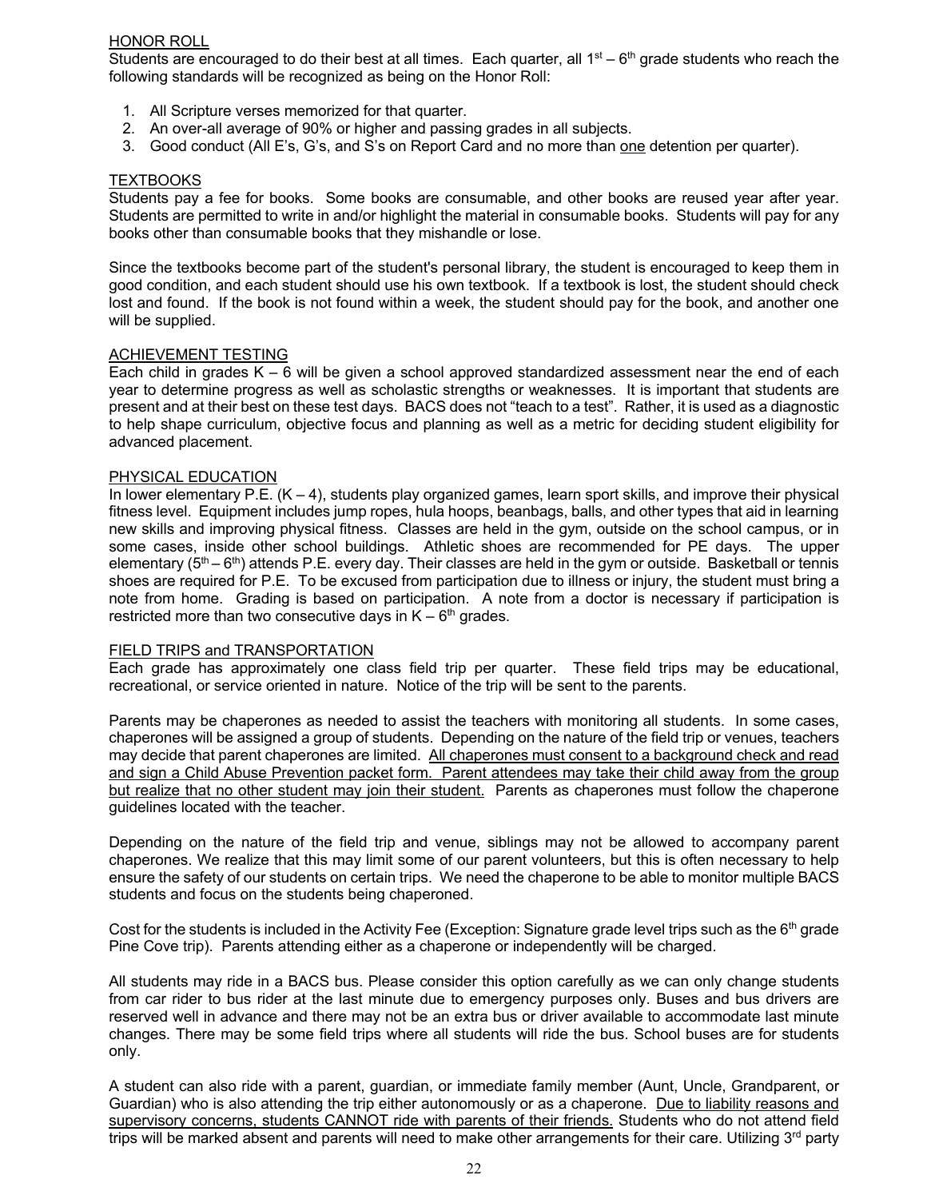## HONOR ROLL

Students are encouraged to do their best at all times. Each quarter, all 1st – 6th grade students who reach the following standards will be recognized as being on the Honor Roll:

1. All Scripture verses memorized for that quarter.
2. An over-all average of 90% or higher and passing grades in all subjects.
3. Good conduct (All E's, G's, and S's on Report Card and no more than one detention per quarter).

## TEXTBOOKS

Students pay a fee for books. Some books are consumable, and other books are reused year after year. Students are permitted to write in and/or highlight the material in consumable books. Students will pay for any books other than consumable books that they mishandle or lose.

Since the textbooks become part of the student's personal library, the student is encouraged to keep them in good condition, and each student should use his own textbook. If a textbook is lost, the student should check lost and found. If the book is not found within a week, the student should pay for the book, and another one will be supplied.

## ACHIEVEMENT TESTING

Each child in grades K – 6 will be given a school approved standardized assessment near the end of each year to determine progress as well as scholastic strengths or weaknesses. It is important that students are present and at their best on these test days. BACS does not "teach to a test". Rather, it is used as a diagnostic to help shape curriculum, objective focus and planning as well as a metric for deciding student eligibility for advanced placement.

## PHYSICAL EDUCATION

In lower elementary P.E. (K – 4), students play organized games, learn sport skills, and improve their physical fitness level. Equipment includes jump ropes, hula hoops, beanbags, balls, and other types that aid in learning new skills and improving physical fitness. Classes are held in the gym, outside on the school campus, or in some cases, inside other school buildings. Athletic shoes are recommended for PE days. The upper elementary (5th – 6th) attends P.E. every day. Their classes are held in the gym or outside. Basketball or tennis shoes are required for P.E. To be excused from participation due to illness or injury, the student must bring a note from home. Grading is based on participation. A note from a doctor is necessary if participation is restricted more than two consecutive days in K – 6th grades.

## FIELD TRIPS and TRANSPORTATION

Each grade has approximately one class field trip per quarter. These field trips may be educational, recreational, or service oriented in nature. Notice of the trip will be sent to the parents.

Parents may be chaperones as needed to assist the teachers with monitoring all students. In some cases, chaperones will be assigned a group of students. Depending on the nature of the field trip or venues, teachers may decide that parent chaperones are limited. All chaperones must consent to a background check and read and sign a Child Abuse Prevention packet form. Parent attendees may take their child away from the group but realize that no other student may join their student. Parents as chaperones must follow the chaperone guidelines located with the teacher.

Depending on the nature of the field trip and venue, siblings may not be allowed to accompany parent chaperones. We realize that this may limit some of our parent volunteers, but this is often necessary to help ensure the safety of our students on certain trips. We need the chaperone to be able to monitor multiple BACS students and focus on the students being chaperoned.

Cost for the students is included in the Activity Fee (Exception: Signature grade level trips such as the 6th grade Pine Cove trip). Parents attending either as a chaperone or independently will be charged.

All students may ride in a BACS bus. Please consider this option carefully as we can only change students from car rider to bus rider at the last minute due to emergency purposes only. Buses and bus drivers are reserved well in advance and there may not be an extra bus or driver available to accommodate last minute changes. There may be some field trips where all students will ride the bus. School buses are for students only.

A student can also ride with a parent, guardian, or immediate family member (Aunt, Uncle, Grandparent, or Guardian) who is also attending the trip either autonomously or as a chaperone. Due to liability reasons and supervisory concerns, students CANNOT ride with parents of their friends. Students who do not attend field trips will be marked absent and parents will need to make other arrangements for their care. Utilizing 3rd party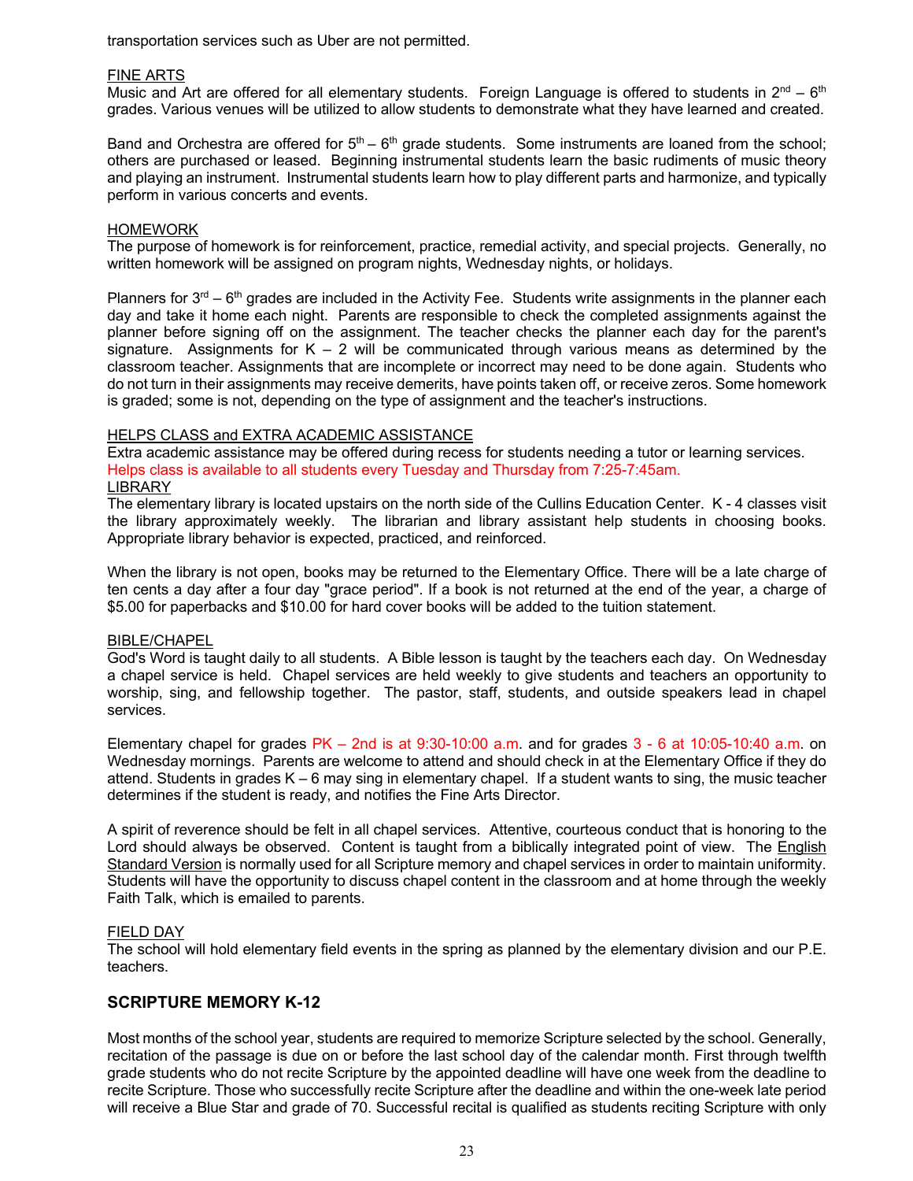transportation services such as Uber are not permitted.

FINE ARTS

Music and Art are offered for all elementary students. Foreign Language is offered to students in 2nd – 6th grades. Various venues will be utilized to allow students to demonstrate what they have learned and created.

Band and Orchestra are offered for 5th – 6th grade students. Some instruments are loaned from the school; others are purchased or leased. Beginning instrumental students learn the basic rudiments of music theory and playing an instrument. Instrumental students learn how to play different parts and harmonize, and typically perform in various concerts and events.

HOMEWORK

The purpose of homework is for reinforcement, practice, remedial activity, and special projects. Generally, no written homework will be assigned on program nights, Wednesday nights, or holidays.

Planners for 3rd – 6th grades are included in the Activity Fee. Students write assignments in the planner each day and take it home each night. Parents are responsible to check the completed assignments against the planner before signing off on the assignment. The teacher checks the planner each day for the parent's signature. Assignments for K – 2 will be communicated through various means as determined by the classroom teacher. Assignments that are incomplete or incorrect may need to be done again. Students who do not turn in their assignments may receive demerits, have points taken off, or receive zeros. Some homework is graded; some is not, depending on the type of assignment and the teacher's instructions.

HELPS CLASS and EXTRA ACADEMIC ASSISTANCE

Extra academic assistance may be offered during recess for students needing a tutor or learning services. Helps class is available to all students every Tuesday and Thursday from 7:25-7:45am.

LIBRARY

The elementary library is located upstairs on the north side of the Cullins Education Center. K - 4 classes visit the library approximately weekly. The librarian and library assistant help students in choosing books. Appropriate library behavior is expected, practiced, and reinforced.

When the library is not open, books may be returned to the Elementary Office. There will be a late charge of ten cents a day after a four day "grace period". If a book is not returned at the end of the year, a charge of $5.00 for paperbacks and $10.00 for hard cover books will be added to the tuition statement.

BIBLE/CHAPEL

God's Word is taught daily to all students. A Bible lesson is taught by the teachers each day. On Wednesday a chapel service is held. Chapel services are held weekly to give students and teachers an opportunity to worship, sing, and fellowship together. The pastor, staff, students, and outside speakers lead in chapel services.

Elementary chapel for grades PK – 2nd is at 9:30-10:00 a.m. and for grades 3 - 6 at 10:05-10:40 a.m. on Wednesday mornings. Parents are welcome to attend and should check in at the Elementary Office if they do attend. Students in grades K – 6 may sing in elementary chapel. If a student wants to sing, the music teacher determines if the student is ready, and notifies the Fine Arts Director.

A spirit of reverence should be felt in all chapel services. Attentive, courteous conduct that is honoring to the Lord should always be observed. Content is taught from a biblically integrated point of view. The English Standard Version is normally used for all Scripture memory and chapel services in order to maintain uniformity. Students will have the opportunity to discuss chapel content in the classroom and at home through the weekly Faith Talk, which is emailed to parents.

FIELD DAY

The school will hold elementary field events in the spring as planned by the elementary division and our P.E. teachers.

## SCRIPTURE MEMORY K-12

Most months of the school year, students are required to memorize Scripture selected by the school. Generally, recitation of the passage is due on or before the last school day of the calendar month. First through twelfth grade students who do not recite Scripture by the appointed deadline will have one week from the deadline to recite Scripture. Those who successfully recite Scripture after the deadline and within the one-week late period will receive a Blue Star and grade of 70. Successful recital is qualified as students reciting Scripture with only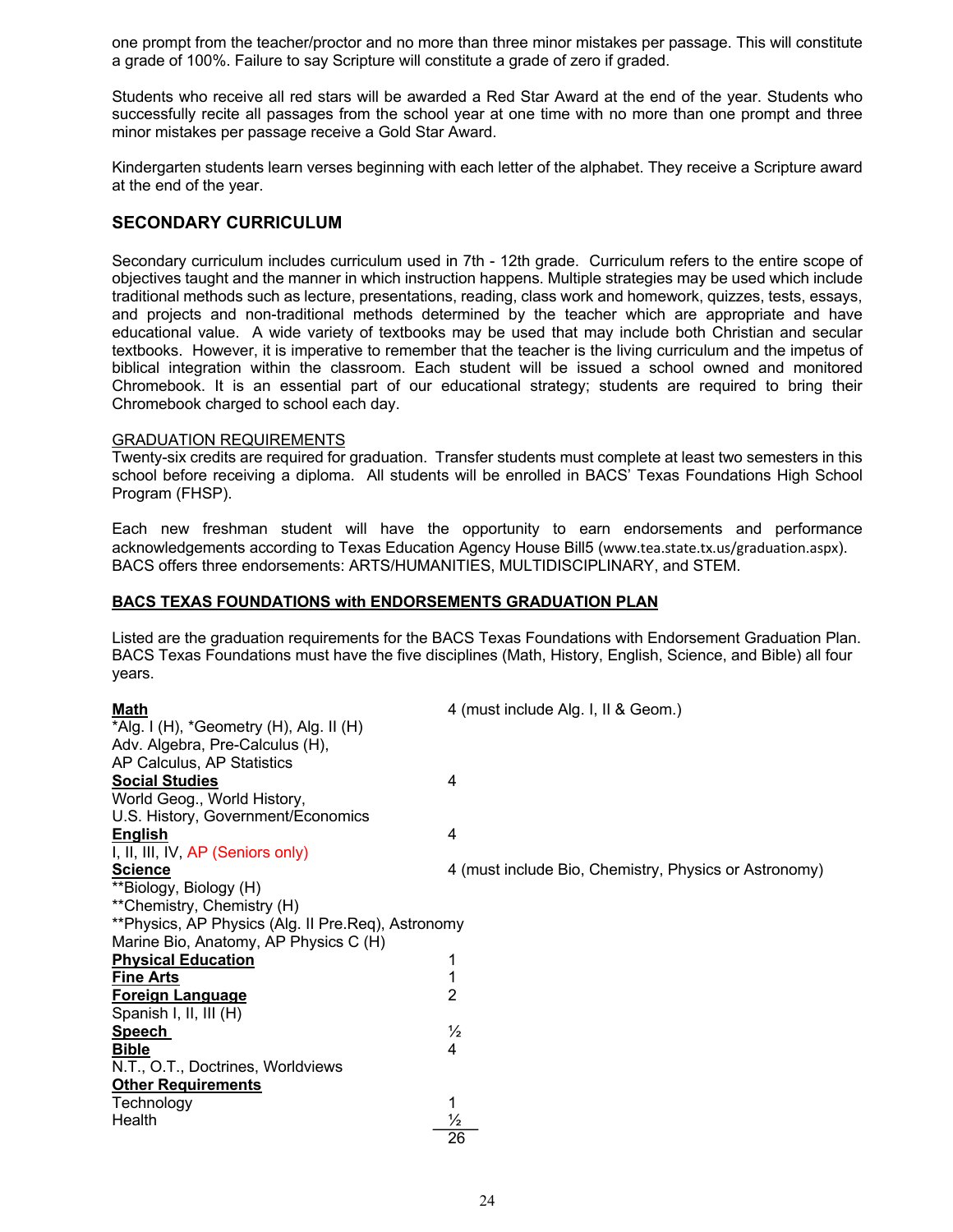one prompt from the teacher/proctor and no more than three minor mistakes per passage. This will constitute a grade of 100%. Failure to say Scripture will constitute a grade of zero if graded.

Students who receive all red stars will be awarded a Red Star Award at the end of the year. Students who successfully recite all passages from the school year at one time with no more than one prompt and three minor mistakes per passage receive a Gold Star Award.

Kindergarten students learn verses beginning with each letter of the alphabet. They receive a Scripture award at the end of the year.

## SECONDARY CURRICULUM

Secondary curriculum includes curriculum used in 7th - 12th grade. Curriculum refers to the entire scope of objectives taught and the manner in which instruction happens. Multiple strategies may be used which include traditional methods such as lecture, presentations, reading, class work and homework, quizzes, tests, essays, and projects and non-traditional methods determined by the teacher which are appropriate and have educational value. A wide variety of textbooks may be used that may include both Christian and secular textbooks. However, it is imperative to remember that the teacher is the living curriculum and the impetus of biblical integration within the classroom. Each student will be issued a school owned and monitored Chromebook. It is an essential part of our educational strategy; students are required to bring their Chromebook charged to school each day.

GRADUATION REQUIREMENTS

Twenty-six credits are required for graduation. Transfer students must complete at least two semesters in this school before receiving a diploma. All students will be enrolled in BACS' Texas Foundations High School Program (FHSP).

Each new freshman student will have the opportunity to earn endorsements and performance acknowledgements according to Texas Education Agency House Bill5 (www.tea.state.tx.us/graduation.aspx). BACS offers three endorsements: ARTS/HUMANITIES, MULTIDISCIPLINARY, and STEM.

**BACS TEXAS FOUNDATIONS with ENDORSEMENTS GRADUATION PLAN**

Listed are the graduation requirements for the BACS Texas Foundations with Endorsement Graduation Plan. BACS Texas Foundations must have the five disciplines (Math, History, English, Science, and Bible) all four years.

| Subject | Credits |
|---|---|
| **Math** | 4 (must include Alg. I, II & Geom.) |
| *Alg. I (H), *Geometry (H), Alg. II (H) | |
| Adv. Algebra, Pre-Calculus (H), | |
| AP Calculus, AP Statistics | |
| **Social Studies** | 4 |
| World Geog., World History, | |
| U.S. History, Government/Economics | |
| **English** | 4 |
| I, II, III, IV, AP (Seniors only) | |
| **Science** | 4 (must include Bio, Chemistry, Physics or Astronomy) |
| **Biology, Biology (H) | |
| **Chemistry, Chemistry (H) | |
| **Physics, AP Physics (Alg. II Pre.Req), Astronomy | |
| Marine Bio, Anatomy, AP Physics C (H) | |
| **Physical Education** | 1 |
| **Fine Arts** | 1 |
| **Foreign Language** | 2 |
| Spanish I, II, III (H) | |
| **Speech** | ½ |
| **Bible** | 4 |
| N.T., O.T., Doctrines, Worldviews | |
| **Other Requirements** | |
| Technology | 1 |
| Health | ½ |
| | 26 |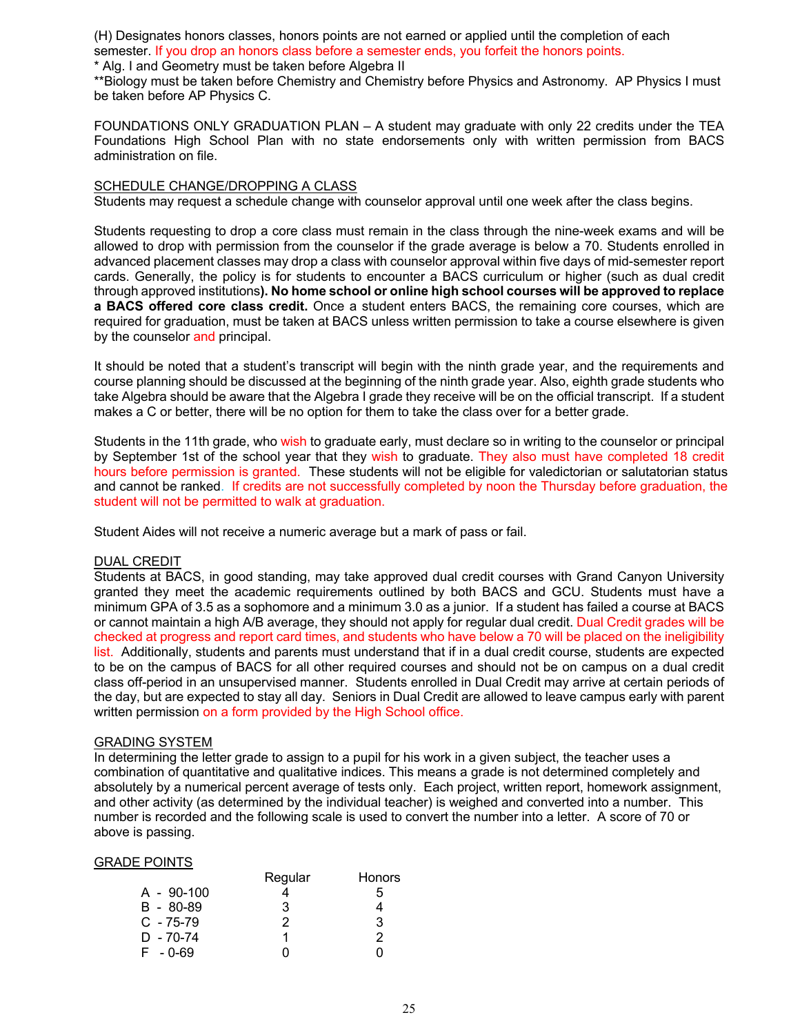(H) Designates honors classes, honors points are not earned or applied until the completion of each semester. If you drop an honors class before a semester ends, you forfeit the honors points.

* Alg. I and Geometry must be taken before Algebra II

**Biology must be taken before Chemistry and Chemistry before Physics and Astronomy. AP Physics I must be taken before AP Physics C.

FOUNDATIONS ONLY GRADUATION PLAN – A student may graduate with only 22 credits under the TEA Foundations High School Plan with no state endorsements only with written permission from BACS administration on file.

SCHEDULE CHANGE/DROPPING A CLASS

Students may request a schedule change with counselor approval until one week after the class begins.

Students requesting to drop a core class must remain in the class through the nine-week exams and will be allowed to drop with permission from the counselor if the grade average is below a 70. Students enrolled in advanced placement classes may drop a class with counselor approval within five days of mid-semester report cards. Generally, the policy is for students to encounter a BACS curriculum or higher (such as dual credit through approved institutions**). No home school or online high school courses will be approved to replace a BACS offered core class credit.** Once a student enters BACS, the remaining core courses, which are required for graduation, must be taken at BACS unless written permission to take a course elsewhere is given by the counselor and principal.

It should be noted that a student's transcript will begin with the ninth grade year, and the requirements and course planning should be discussed at the beginning of the ninth grade year. Also, eighth grade students who take Algebra should be aware that the Algebra I grade they receive will be on the official transcript. If a student makes a C or better, there will be no option for them to take the class over for a better grade.

Students in the 11th grade, who wish to graduate early, must declare so in writing to the counselor or principal by September 1st of the school year that they wish to graduate. They also must have completed 18 credit hours before permission is granted. These students will not be eligible for valedictorian or salutatorian status and cannot be ranked. If credits are not successfully completed by noon the Thursday before graduation, the student will not be permitted to walk at graduation.

Student Aides will not receive a numeric average but a mark of pass or fail.

DUAL CREDIT

Students at BACS, in good standing, may take approved dual credit courses with Grand Canyon University granted they meet the academic requirements outlined by both BACS and GCU. Students must have a minimum GPA of 3.5 as a sophomore and a minimum 3.0 as a junior. If a student has failed a course at BACS or cannot maintain a high A/B average, they should not apply for regular dual credit. Dual Credit grades will be checked at progress and report card times, and students who have below a 70 will be placed on the ineligibility list. Additionally, students and parents must understand that if in a dual credit course, students are expected to be on the campus of BACS for all other required courses and should not be on campus on a dual credit class off-period in an unsupervised manner. Students enrolled in Dual Credit may arrive at certain periods of the day, but are expected to stay all day. Seniors in Dual Credit are allowed to leave campus early with parent written permission on a form provided by the High School office.

GRADING SYSTEM

In determining the letter grade to assign to a pupil for his work in a given subject, the teacher uses a combination of quantitative and qualitative indices. This means a grade is not determined completely and absolutely by a numerical percent average of tests only. Each project, written report, homework assignment, and other activity (as determined by the individual teacher) is weighed and converted into a number. This number is recorded and the following scale is used to convert the number into a letter. A score of 70 or above is passing.

GRADE POINTS

| | Regular | Honors |
|---|---|---|
| A - 90-100 | 4 | 5 |
| B - 80-89 | 3 | 4 |
| C - 75-79 | 2 | 3 |
| D - 70-74 | 1 | 2 |
| F - 0-69 | 0 | 0 |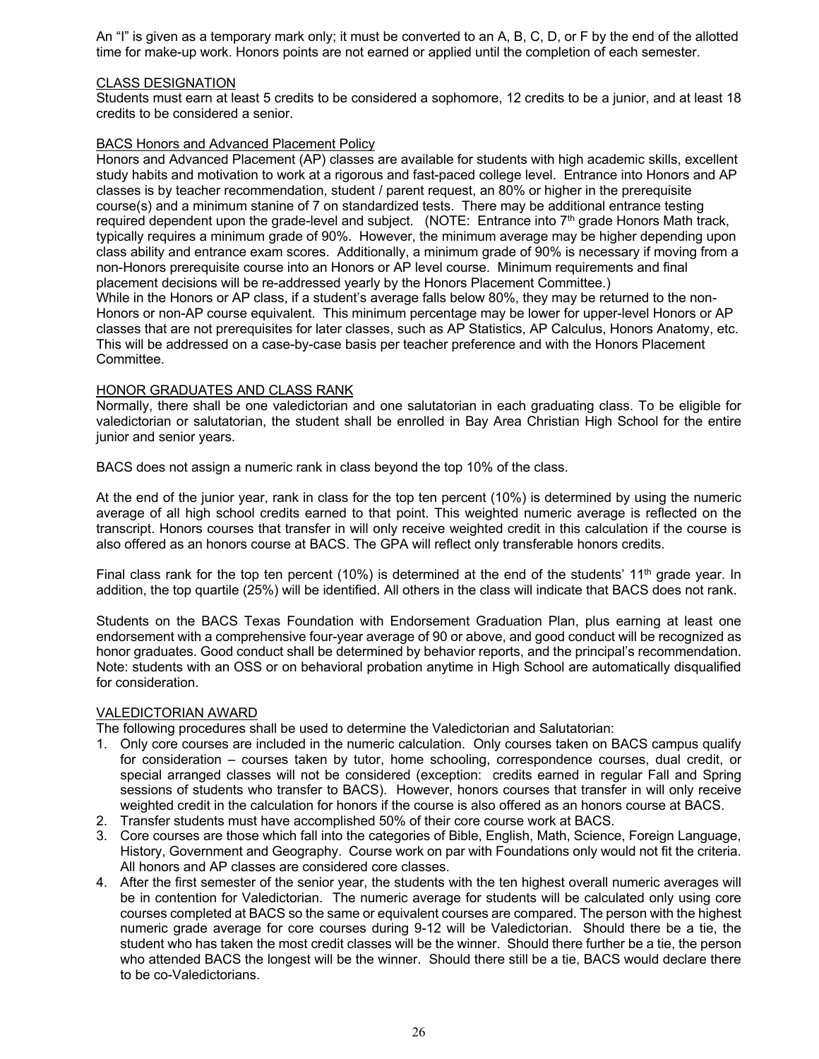An "I" is given as a temporary mark only; it must be converted to an A, B, C, D, or F by the end of the allotted time for make-up work. Honors points are not earned or applied until the completion of each semester.

## CLASS DESIGNATION

Students must earn at least 5 credits to be considered a sophomore, 12 credits to be a junior, and at least 18 credits to be considered a senior.

## BACS Honors and Advanced Placement Policy

Honors and Advanced Placement (AP) classes are available for students with high academic skills, excellent study habits and motivation to work at a rigorous and fast-paced college level. Entrance into Honors and AP classes is by teacher recommendation, student / parent request, an 80% or higher in the prerequisite course(s) and a minimum stanine of 7 on standardized tests. There may be additional entrance testing required dependent upon the grade-level and subject. (NOTE: Entrance into 7th grade Honors Math track, typically requires a minimum grade of 90%. However, the minimum average may be higher depending upon class ability and entrance exam scores. Additionally, a minimum grade of 90% is necessary if moving from a non-Honors prerequisite course into an Honors or AP level course. Minimum requirements and final placement decisions will be re-addressed yearly by the Honors Placement Committee.)
While in the Honors or AP class, if a student's average falls below 80%, they may be returned to the non-Honors or non-AP course equivalent. This minimum percentage may be lower for upper-level Honors or AP classes that are not prerequisites for later classes, such as AP Statistics, AP Calculus, Honors Anatomy, etc. This will be addressed on a case-by-case basis per teacher preference and with the Honors Placement Committee.

## HONOR GRADUATES AND CLASS RANK

Normally, there shall be one valedictorian and one salutatorian in each graduating class. To be eligible for valedictorian or salutatorian, the student shall be enrolled in Bay Area Christian High School for the entire junior and senior years.

BACS does not assign a numeric rank in class beyond the top 10% of the class.

At the end of the junior year, rank in class for the top ten percent (10%) is determined by using the numeric average of all high school credits earned to that point. This weighted numeric average is reflected on the transcript. Honors courses that transfer in will only receive weighted credit in this calculation if the course is also offered as an honors course at BACS. The GPA will reflect only transferable honors credits.

Final class rank for the top ten percent (10%) is determined at the end of the students' 11th grade year. In addition, the top quartile (25%) will be identified. All others in the class will indicate that BACS does not rank.

Students on the BACS Texas Foundation with Endorsement Graduation Plan, plus earning at least one endorsement with a comprehensive four-year average of 90 or above, and good conduct will be recognized as honor graduates. Good conduct shall be determined by behavior reports, and the principal's recommendation. Note: students with an OSS or on behavioral probation anytime in High School are automatically disqualified for consideration.

## VALEDICTORIAN AWARD

The following procedures shall be used to determine the Valedictorian and Salutatorian:

1. Only core courses are included in the numeric calculation. Only courses taken on BACS campus qualify for consideration – courses taken by tutor, home schooling, correspondence courses, dual credit, or special arranged classes will not be considered (exception: credits earned in regular Fall and Spring sessions of students who transfer to BACS). However, honors courses that transfer in will only receive weighted credit in the calculation for honors if the course is also offered as an honors course at BACS.
2. Transfer students must have accomplished 50% of their core course work at BACS.
3. Core courses are those which fall into the categories of Bible, English, Math, Science, Foreign Language, History, Government and Geography. Course work on par with Foundations only would not fit the criteria. All honors and AP classes are considered core classes.
4. After the first semester of the senior year, the students with the ten highest overall numeric averages will be in contention for Valedictorian. The numeric average for students will be calculated only using core courses completed at BACS so the same or equivalent courses are compared. The person with the highest numeric grade average for core courses during 9-12 will be Valedictorian. Should there be a tie, the student who has taken the most credit classes will be the winner. Should there further be a tie, the person who attended BACS the longest will be the winner. Should there still be a tie, BACS would declare there to be co-Valedictorians.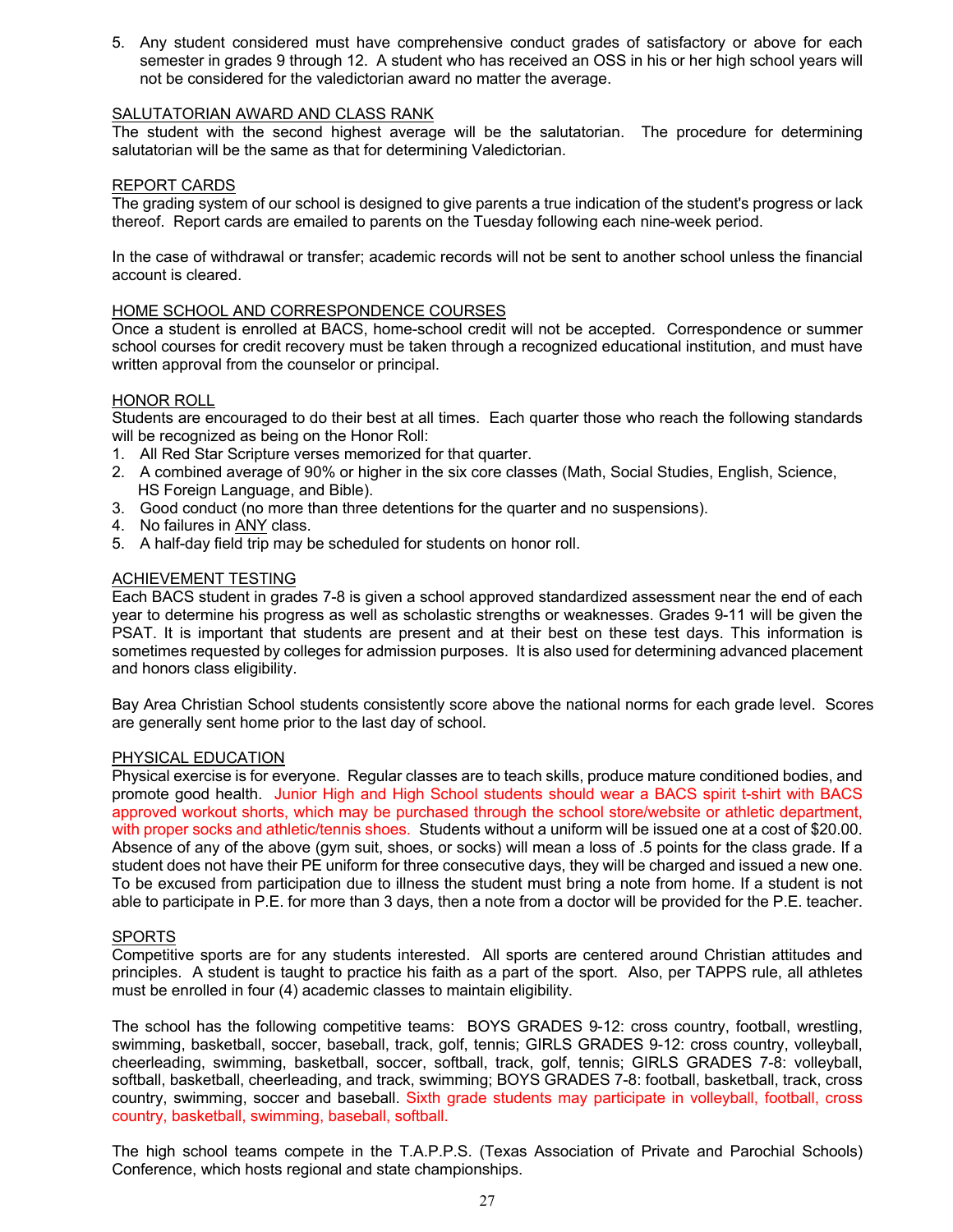5. Any student considered must have comprehensive conduct grades of satisfactory or above for each semester in grades 9 through 12. A student who has received an OSS in his or her high school years will not be considered for the valedictorian award no matter the average.

## SALUTATORIAN AWARD AND CLASS RANK

The student with the second highest average will be the salutatorian. The procedure for determining salutatorian will be the same as that for determining Valedictorian.

## REPORT CARDS

The grading system of our school is designed to give parents a true indication of the student's progress or lack thereof. Report cards are emailed to parents on the Tuesday following each nine-week period.

In the case of withdrawal or transfer; academic records will not be sent to another school unless the financial account is cleared.

## HOME SCHOOL AND CORRESPONDENCE COURSES

Once a student is enrolled at BACS, home-school credit will not be accepted. Correspondence or summer school courses for credit recovery must be taken through a recognized educational institution, and must have written approval from the counselor or principal.

## HONOR ROLL

Students are encouraged to do their best at all times. Each quarter those who reach the following standards will be recognized as being on the Honor Roll:

1. All Red Star Scripture verses memorized for that quarter.
2. A combined average of 90% or higher in the six core classes (Math, Social Studies, English, Science, HS Foreign Language, and Bible).
3. Good conduct (no more than three detentions for the quarter and no suspensions).
4. No failures in ANY class.
5. A half-day field trip may be scheduled for students on honor roll.

## ACHIEVEMENT TESTING

Each BACS student in grades 7-8 is given a school approved standardized assessment near the end of each year to determine his progress as well as scholastic strengths or weaknesses. Grades 9-11 will be given the PSAT. It is important that students are present and at their best on these test days. This information is sometimes requested by colleges for admission purposes. It is also used for determining advanced placement and honors class eligibility.

Bay Area Christian School students consistently score above the national norms for each grade level. Scores are generally sent home prior to the last day of school.

## PHYSICAL EDUCATION

Physical exercise is for everyone. Regular classes are to teach skills, produce mature conditioned bodies, and promote good health. Junior High and High School students should wear a BACS spirit t-shirt with BACS approved workout shorts, which may be purchased through the school store/website or athletic department, with proper socks and athletic/tennis shoes. Students without a uniform will be issued one at a cost of $20.00. Absence of any of the above (gym suit, shoes, or socks) will mean a loss of .5 points for the class grade. If a student does not have their PE uniform for three consecutive days, they will be charged and issued a new one. To be excused from participation due to illness the student must bring a note from home. If a student is not able to participate in P.E. for more than 3 days, then a note from a doctor will be provided for the P.E. teacher.

## SPORTS

Competitive sports are for any students interested. All sports are centered around Christian attitudes and principles. A student is taught to practice his faith as a part of the sport. Also, per TAPPS rule, all athletes must be enrolled in four (4) academic classes to maintain eligibility.

The school has the following competitive teams: BOYS GRADES 9-12: cross country, football, wrestling, swimming, basketball, soccer, baseball, track, golf, tennis; GIRLS GRADES 9-12: cross country, volleyball, cheerleading, swimming, basketball, soccer, softball, track, golf, tennis; GIRLS GRADES 7-8: volleyball, softball, basketball, cheerleading, and track, swimming; BOYS GRADES 7-8: football, basketball, track, cross country, swimming, soccer and baseball. Sixth grade students may participate in volleyball, football, cross country, basketball, swimming, baseball, softball.

The high school teams compete in the T.A.P.P.S. (Texas Association of Private and Parochial Schools) Conference, which hosts regional and state championships.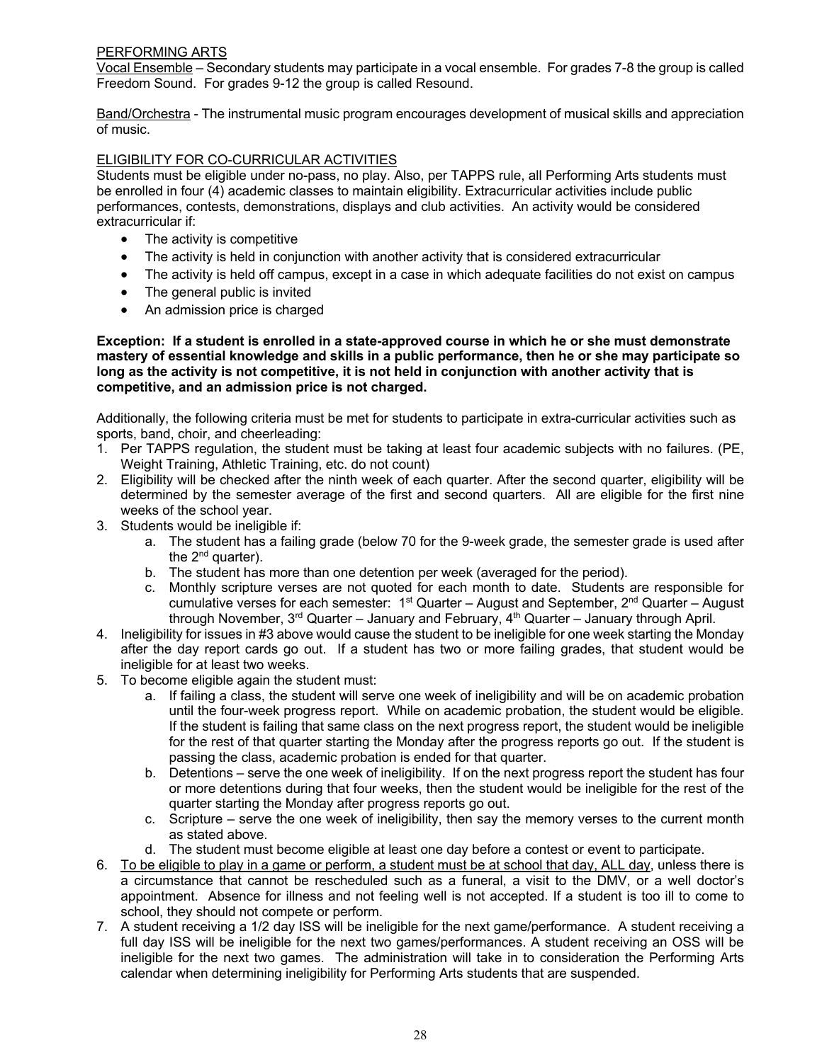## PERFORMING ARTS

Vocal Ensemble – Secondary students may participate in a vocal ensemble. For grades 7-8 the group is called Freedom Sound. For grades 9-12 the group is called Resound.

Band/Orchestra - The instrumental music program encourages development of musical skills and appreciation of music.

## ELIGIBILITY FOR CO-CURRICULAR ACTIVITIES

Students must be eligible under no-pass, no play. Also, per TAPPS rule, all Performing Arts students must be enrolled in four (4) academic classes to maintain eligibility. Extracurricular activities include public performances, contests, demonstrations, displays and club activities. An activity would be considered extracurricular if:

- The activity is competitive
- The activity is held in conjunction with another activity that is considered extracurricular
- The activity is held off campus, except in a case in which adequate facilities do not exist on campus
- The general public is invited
- An admission price is charged

**Exception: If a student is enrolled in a state-approved course in which he or she must demonstrate mastery of essential knowledge and skills in a public performance, then he or she may participate so long as the activity is not competitive, it is not held in conjunction with another activity that is competitive, and an admission price is not charged.**

Additionally, the following criteria must be met for students to participate in extra-curricular activities such as sports, band, choir, and cheerleading:

1. Per TAPPS regulation, the student must be taking at least four academic subjects with no failures. (PE, Weight Training, Athletic Training, etc. do not count)
2. Eligibility will be checked after the ninth week of each quarter. After the second quarter, eligibility will be determined by the semester average of the first and second quarters. All are eligible for the first nine weeks of the school year.
3. Students would be ineligible if:
   a. The student has a failing grade (below 70 for the 9-week grade, the semester grade is used after the 2nd quarter).
   b. The student has more than one detention per week (averaged for the period).
   c. Monthly scripture verses are not quoted for each month to date. Students are responsible for cumulative verses for each semester: 1st Quarter – August and September, 2nd Quarter – August through November, 3rd Quarter – January and February, 4th Quarter – January through April.
4. Ineligibility for issues in #3 above would cause the student to be ineligible for one week starting the Monday after the day report cards go out. If a student has two or more failing grades, that student would be ineligible for at least two weeks.
5. To become eligible again the student must:
   a. If failing a class, the student will serve one week of ineligibility and will be on academic probation until the four-week progress report. While on academic probation, the student would be eligible. If the student is failing that same class on the next progress report, the student would be ineligible for the rest of that quarter starting the Monday after the progress reports go out. If the student is passing the class, academic probation is ended for that quarter.
   b. Detentions – serve the one week of ineligibility. If on the next progress report the student has four or more detentions during that four weeks, then the student would be ineligible for the rest of the quarter starting the Monday after progress reports go out.
   c. Scripture – serve the one week of ineligibility, then say the memory verses to the current month as stated above.
   d. The student must become eligible at least one day before a contest or event to participate.
6. <u>To be eligible to play in a game or perform, a student must be at school that day, ALL day</u>, unless there is a circumstance that cannot be rescheduled such as a funeral, a visit to the DMV, or a well doctor's appointment. Absence for illness and not feeling well is not accepted. If a student is too ill to come to school, they should not compete or perform.
7. A student receiving a 1/2 day ISS will be ineligible for the next game/performance. A student receiving a full day ISS will be ineligible for the next two games/performances. A student receiving an OSS will be ineligible for the next two games. The administration will take in to consideration the Performing Arts calendar when determining ineligibility for Performing Arts students that are suspended.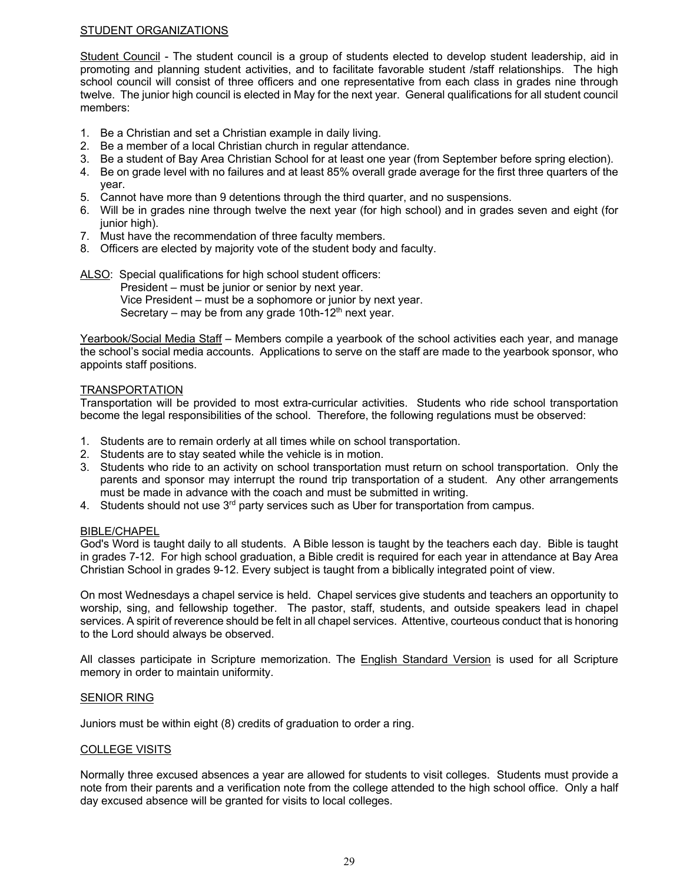## STUDENT ORGANIZATIONS

Student Council - The student council is a group of students elected to develop student leadership, aid in promoting and planning student activities, and to facilitate favorable student /staff relationships. The high school council will consist of three officers and one representative from each class in grades nine through twelve. The junior high council is elected in May for the next year. General qualifications for all student council members:

1. Be a Christian and set a Christian example in daily living.
2. Be a member of a local Christian church in regular attendance.
3. Be a student of Bay Area Christian School for at least one year (from September before spring election).
4. Be on grade level with no failures and at least 85% overall grade average for the first three quarters of the year.
5. Cannot have more than 9 detentions through the third quarter, and no suspensions.
6. Will be in grades nine through twelve the next year (for high school) and in grades seven and eight (for junior high).
7. Must have the recommendation of three faculty members.
8. Officers are elected by majority vote of the student body and faculty.

ALSO: Special qualifications for high school student officers:
President – must be junior or senior by next year.
Vice President – must be a sophomore or junior by next year.
Secretary – may be from any grade 10th-12th next year.

Yearbook/Social Media Staff – Members compile a yearbook of the school activities each year, and manage the school's social media accounts. Applications to serve on the staff are made to the yearbook sponsor, who appoints staff positions.

## TRANSPORTATION

Transportation will be provided to most extra-curricular activities. Students who ride school transportation become the legal responsibilities of the school. Therefore, the following regulations must be observed:

1. Students are to remain orderly at all times while on school transportation.
2. Students are to stay seated while the vehicle is in motion.
3. Students who ride to an activity on school transportation must return on school transportation. Only the parents and sponsor may interrupt the round trip transportation of a student. Any other arrangements must be made in advance with the coach and must be submitted in writing.
4. Students should not use 3rd party services such as Uber for transportation from campus.

## BIBLE/CHAPEL

God's Word is taught daily to all students. A Bible lesson is taught by the teachers each day. Bible is taught in grades 7-12. For high school graduation, a Bible credit is required for each year in attendance at Bay Area Christian School in grades 9-12. Every subject is taught from a biblically integrated point of view.

On most Wednesdays a chapel service is held. Chapel services give students and teachers an opportunity to worship, sing, and fellowship together. The pastor, staff, students, and outside speakers lead in chapel services. A spirit of reverence should be felt in all chapel services. Attentive, courteous conduct that is honoring to the Lord should always be observed.

All classes participate in Scripture memorization. The English Standard Version is used for all Scripture memory in order to maintain uniformity.

## SENIOR RING

Juniors must be within eight (8) credits of graduation to order a ring.

## COLLEGE VISITS

Normally three excused absences a year are allowed for students to visit colleges. Students must provide a note from their parents and a verification note from the college attended to the high school office. Only a half day excused absence will be granted for visits to local colleges.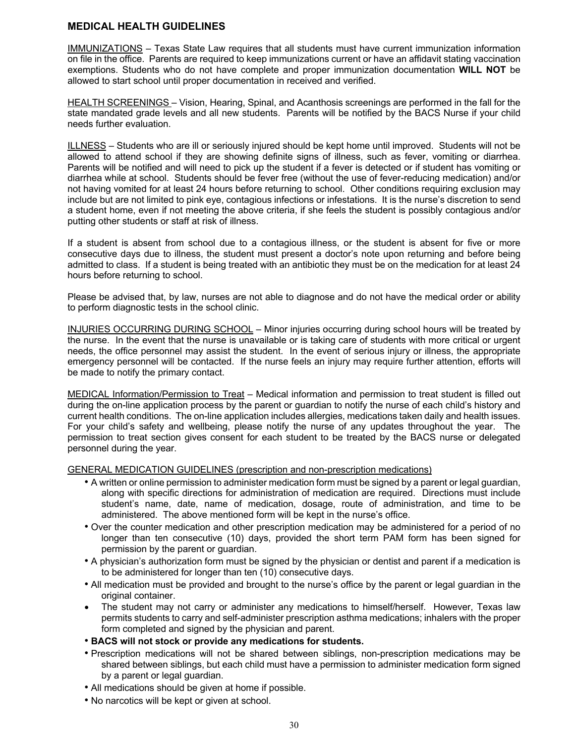## MEDICAL HEALTH GUIDELINES

IMMUNIZATIONS – Texas State Law requires that all students must have current immunization information on file in the office. Parents are required to keep immunizations current or have an affidavit stating vaccination exemptions. Students who do not have complete and proper immunization documentation **WILL NOT** be allowed to start school until proper documentation in received and verified.

HEALTH SCREENINGS – Vision, Hearing, Spinal, and Acanthosis screenings are performed in the fall for the state mandated grade levels and all new students. Parents will be notified by the BACS Nurse if your child needs further evaluation.

ILLNESS – Students who are ill or seriously injured should be kept home until improved. Students will not be allowed to attend school if they are showing definite signs of illness, such as fever, vomiting or diarrhea. Parents will be notified and will need to pick up the student if a fever is detected or if student has vomiting or diarrhea while at school. Students should be fever free (without the use of fever-reducing medication) and/or not having vomited for at least 24 hours before returning to school. Other conditions requiring exclusion may include but are not limited to pink eye, contagious infections or infestations. It is the nurse's discretion to send a student home, even if not meeting the above criteria, if she feels the student is possibly contagious and/or putting other students or staff at risk of illness.

If a student is absent from school due to a contagious illness, or the student is absent for five or more consecutive days due to illness, the student must present a doctor's note upon returning and before being admitted to class. If a student is being treated with an antibiotic they must be on the medication for at least 24 hours before returning to school.

Please be advised that, by law, nurses are not able to diagnose and do not have the medical order or ability to perform diagnostic tests in the school clinic.

INJURIES OCCURRING DURING SCHOOL – Minor injuries occurring during school hours will be treated by the nurse. In the event that the nurse is unavailable or is taking care of students with more critical or urgent needs, the office personnel may assist the student. In the event of serious injury or illness, the appropriate emergency personnel will be contacted. If the nurse feels an injury may require further attention, efforts will be made to notify the primary contact.

MEDICAL Information/Permission to Treat – Medical information and permission to treat student is filled out during the on-line application process by the parent or guardian to notify the nurse of each child's history and current health conditions. The on-line application includes allergies, medications taken daily and health issues. For your child's safety and wellbeing, please notify the nurse of any updates throughout the year. The permission to treat section gives consent for each student to be treated by the BACS nurse or delegated personnel during the year.

GENERAL MEDICATION GUIDELINES (prescription and non-prescription medications)

- A written or online permission to administer medication form must be signed by a parent or legal guardian, along with specific directions for administration of medication are required. Directions must include student's name, date, name of medication, dosage, route of administration, and time to be administered. The above mentioned form will be kept in the nurse's office.
- Over the counter medication and other prescription medication may be administered for a period of no longer than ten consecutive (10) days, provided the short term PAM form has been signed for permission by the parent or guardian.
- A physician's authorization form must be signed by the physician or dentist and parent if a medication is to be administered for longer than ten (10) consecutive days.
- All medication must be provided and brought to the nurse's office by the parent or legal guardian in the original container.
- The student may not carry or administer any medications to himself/herself. However, Texas law permits students to carry and self-administer prescription asthma medications; inhalers with the proper form completed and signed by the physician and parent.
- **BACS will not stock or provide any medications for students.**
- Prescription medications will not be shared between siblings, non-prescription medications may be shared between siblings, but each child must have a permission to administer medication form signed by a parent or legal guardian.
- All medications should be given at home if possible.
- No narcotics will be kept or given at school.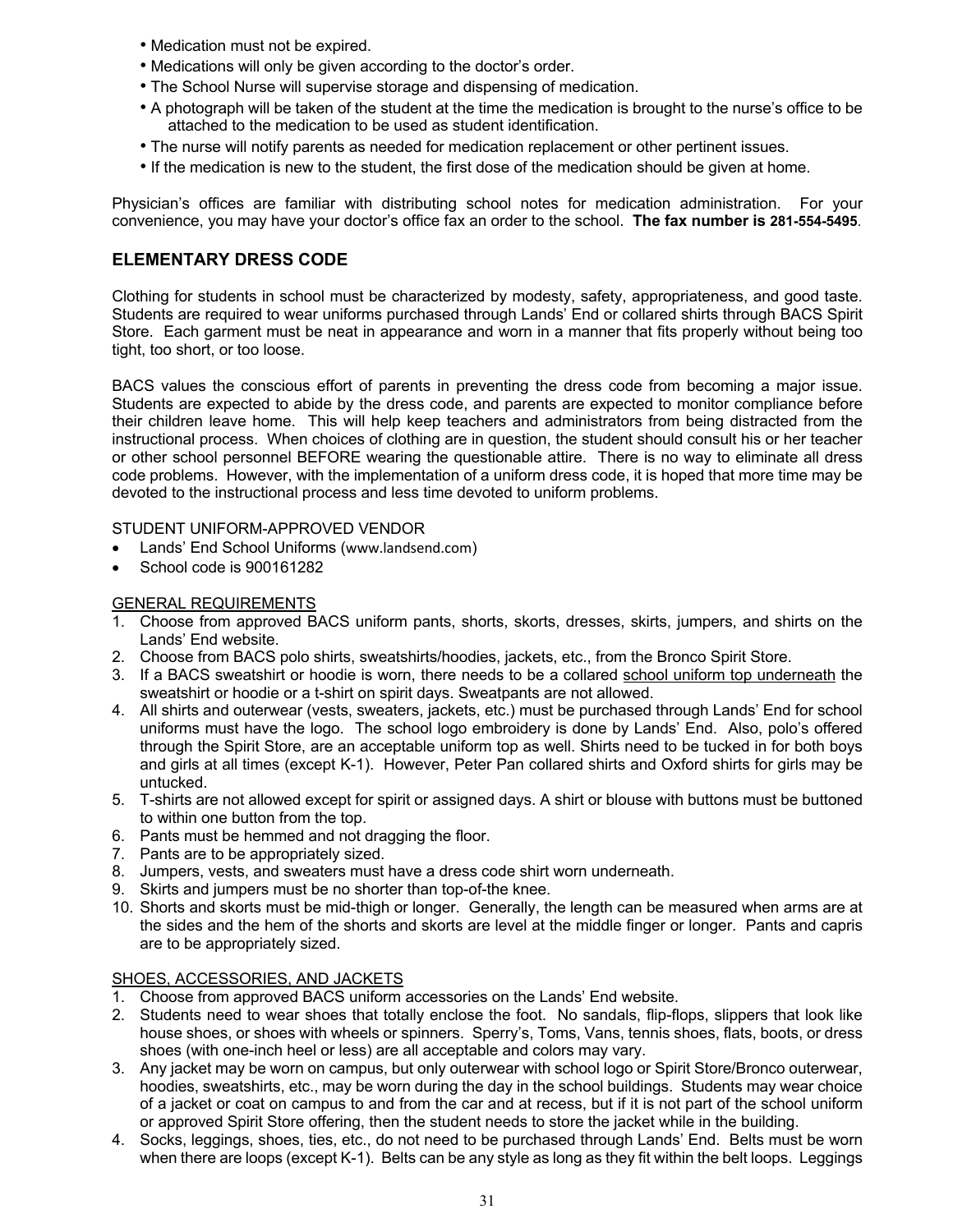- Medication must not be expired.
- Medications will only be given according to the doctor's order.
- The School Nurse will supervise storage and dispensing of medication.
- A photograph will be taken of the student at the time the medication is brought to the nurse's office to be attached to the medication to be used as student identification.
- The nurse will notify parents as needed for medication replacement or other pertinent issues.
- If the medication is new to the student, the first dose of the medication should be given at home.

Physician's offices are familiar with distributing school notes for medication administration. For your convenience, you may have your doctor's office fax an order to the school. **The fax number is 281-554-5495**.

## ELEMENTARY DRESS CODE

Clothing for students in school must be characterized by modesty, safety, appropriateness, and good taste. Students are required to wear uniforms purchased through Lands' End or collared shirts through BACS Spirit Store. Each garment must be neat in appearance and worn in a manner that fits properly without being too tight, too short, or too loose.

BACS values the conscious effort of parents in preventing the dress code from becoming a major issue. Students are expected to abide by the dress code, and parents are expected to monitor compliance before their children leave home. This will help keep teachers and administrators from being distracted from the instructional process. When choices of clothing are in question, the student should consult his or her teacher or other school personnel BEFORE wearing the questionable attire. There is no way to eliminate all dress code problems. However, with the implementation of a uniform dress code, it is hoped that more time may be devoted to the instructional process and less time devoted to uniform problems.

STUDENT UNIFORM-APPROVED VENDOR

- Lands' End School Uniforms (www.landsend.com)
- School code is 900161282

GENERAL REQUIREMENTS

1. Choose from approved BACS uniform pants, shorts, skorts, dresses, skirts, jumpers, and shirts on the Lands' End website.
2. Choose from BACS polo shirts, sweatshirts/hoodies, jackets, etc., from the Bronco Spirit Store.
3. If a BACS sweatshirt or hoodie is worn, there needs to be a collared school uniform top underneath the sweatshirt or hoodie or a t-shirt on spirit days. Sweatpants are not allowed.
4. All shirts and outerwear (vests, sweaters, jackets, etc.) must be purchased through Lands' End for school uniforms must have the logo. The school logo embroidery is done by Lands' End. Also, polo's offered through the Spirit Store, are an acceptable uniform top as well. Shirts need to be tucked in for both boys and girls at all times (except K-1). However, Peter Pan collared shirts and Oxford shirts for girls may be untucked.
5. T-shirts are not allowed except for spirit or assigned days. A shirt or blouse with buttons must be buttoned to within one button from the top.
6. Pants must be hemmed and not dragging the floor.
7. Pants are to be appropriately sized.
8. Jumpers, vests, and sweaters must have a dress code shirt worn underneath.
9. Skirts and jumpers must be no shorter than top-of-the knee.
10. Shorts and skorts must be mid-thigh or longer. Generally, the length can be measured when arms are at the sides and the hem of the shorts and skorts are level at the middle finger or longer. Pants and capris are to be appropriately sized.

SHOES, ACCESSORIES, AND JACKETS

1. Choose from approved BACS uniform accessories on the Lands' End website.
2. Students need to wear shoes that totally enclose the foot. No sandals, flip-flops, slippers that look like house shoes, or shoes with wheels or spinners. Sperry's, Toms, Vans, tennis shoes, flats, boots, or dress shoes (with one-inch heel or less) are all acceptable and colors may vary.
3. Any jacket may be worn on campus, but only outerwear with school logo or Spirit Store/Bronco outerwear, hoodies, sweatshirts, etc., may be worn during the day in the school buildings. Students may wear choice of a jacket or coat on campus to and from the car and at recess, but if it is not part of the school uniform or approved Spirit Store offering, then the student needs to store the jacket while in the building.
4. Socks, leggings, shoes, ties, etc., do not need to be purchased through Lands' End. Belts must be worn when there are loops (except K-1). Belts can be any style as long as they fit within the belt loops. Leggings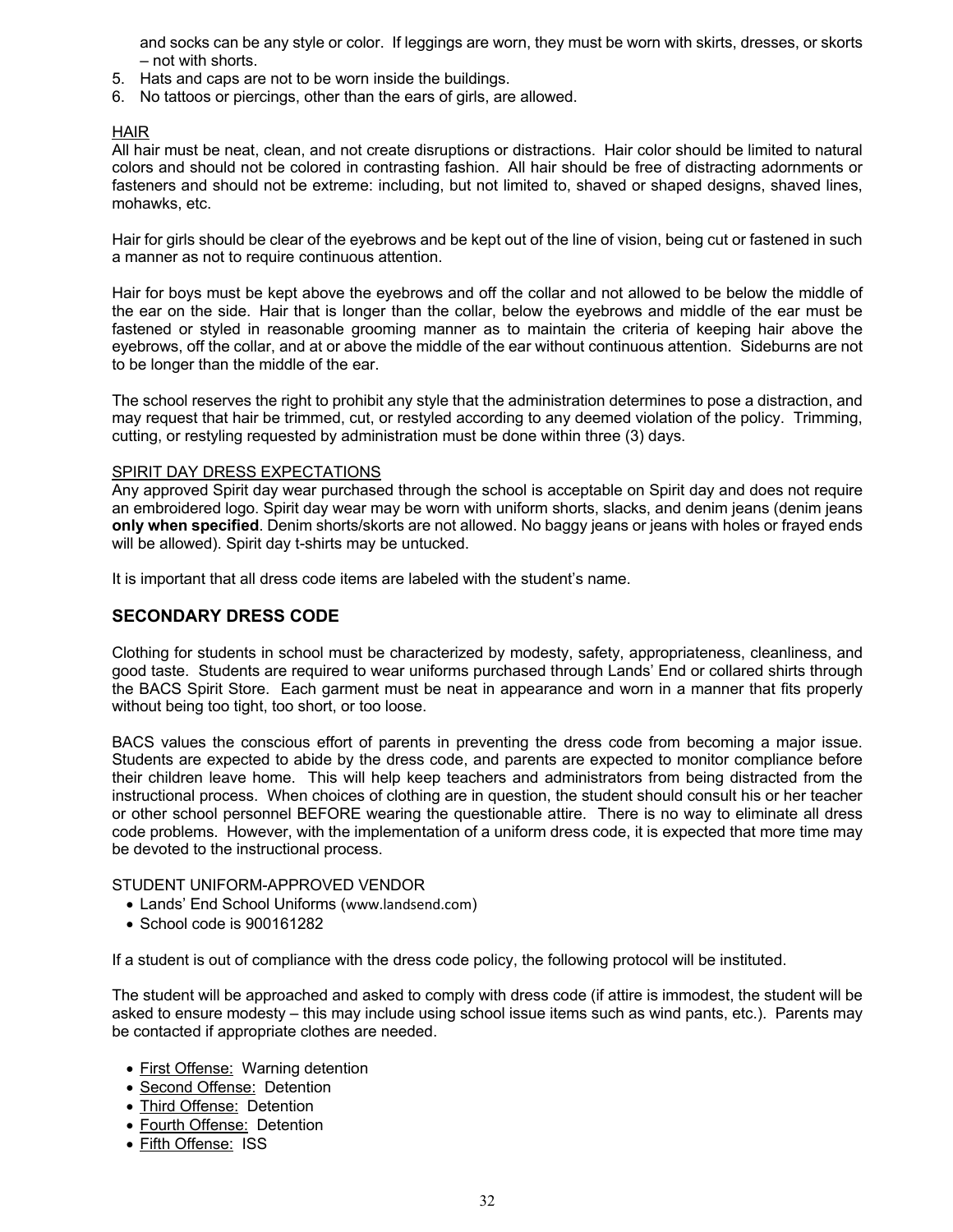and socks can be any style or color. If leggings are worn, they must be worn with skirts, dresses, or skorts – not with shorts.

5. Hats and caps are not to be worn inside the buildings.
6. No tattoos or piercings, other than the ears of girls, are allowed.

HAIR

All hair must be neat, clean, and not create disruptions or distractions. Hair color should be limited to natural colors and should not be colored in contrasting fashion. All hair should be free of distracting adornments or fasteners and should not be extreme: including, but not limited to, shaved or shaped designs, shaved lines, mohawks, etc.

Hair for girls should be clear of the eyebrows and be kept out of the line of vision, being cut or fastened in such a manner as not to require continuous attention.

Hair for boys must be kept above the eyebrows and off the collar and not allowed to be below the middle of the ear on the side. Hair that is longer than the collar, below the eyebrows and middle of the ear must be fastened or styled in reasonable grooming manner as to maintain the criteria of keeping hair above the eyebrows, off the collar, and at or above the middle of the ear without continuous attention. Sideburns are not to be longer than the middle of the ear.

The school reserves the right to prohibit any style that the administration determines to pose a distraction, and may request that hair be trimmed, cut, or restyled according to any deemed violation of the policy. Trimming, cutting, or restyling requested by administration must be done within three (3) days.

SPIRIT DAY DRESS EXPECTATIONS

Any approved Spirit day wear purchased through the school is acceptable on Spirit day and does not require an embroidered logo. Spirit day wear may be worn with uniform shorts, slacks, and denim jeans (denim jeans **only when specified**. Denim shorts/skorts are not allowed. No baggy jeans or jeans with holes or frayed ends will be allowed). Spirit day t-shirts may be untucked.

It is important that all dress code items are labeled with the student's name.

## SECONDARY DRESS CODE

Clothing for students in school must be characterized by modesty, safety, appropriateness, cleanliness, and good taste. Students are required to wear uniforms purchased through Lands' End or collared shirts through the BACS Spirit Store. Each garment must be neat in appearance and worn in a manner that fits properly without being too tight, too short, or too loose.

BACS values the conscious effort of parents in preventing the dress code from becoming a major issue. Students are expected to abide by the dress code, and parents are expected to monitor compliance before their children leave home. This will help keep teachers and administrators from being distracted from the instructional process. When choices of clothing are in question, the student should consult his or her teacher or other school personnel BEFORE wearing the questionable attire. There is no way to eliminate all dress code problems. However, with the implementation of a uniform dress code, it is expected that more time may be devoted to the instructional process.

STUDENT UNIFORM-APPROVED VENDOR

- Lands' End School Uniforms (www.landsend.com)
- School code is 900161282

If a student is out of compliance with the dress code policy, the following protocol will be instituted.

The student will be approached and asked to comply with dress code (if attire is immodest, the student will be asked to ensure modesty – this may include using school issue items such as wind pants, etc.). Parents may be contacted if appropriate clothes are needed.

- First Offense: Warning detention
- Second Offense: Detention
- Third Offense: Detention
- Fourth Offense: Detention
- Fifth Offense: ISS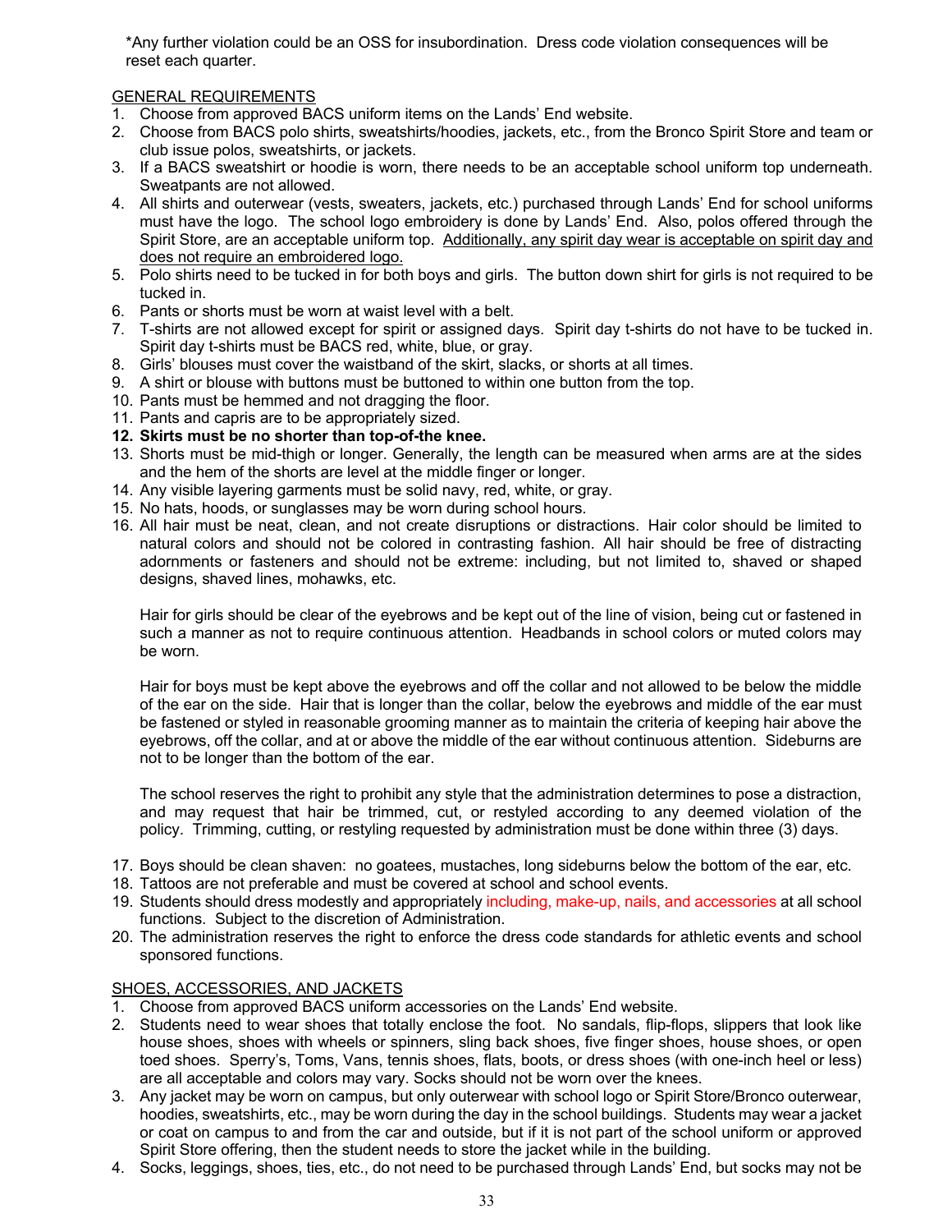*Any further violation could be an OSS for insubordination. Dress code violation consequences will be reset each quarter.

GENERAL REQUIREMENTS

1. Choose from approved BACS uniform items on the Lands' End website.
2. Choose from BACS polo shirts, sweatshirts/hoodies, jackets, etc., from the Bronco Spirit Store and team or club issue polos, sweatshirts, or jackets.
3. If a BACS sweatshirt or hoodie is worn, there needs to be an acceptable school uniform top underneath. Sweatpants are not allowed.
4. All shirts and outerwear (vests, sweaters, jackets, etc.) purchased through Lands' End for school uniforms must have the logo. The school logo embroidery is done by Lands' End. Also, polos offered through the Spirit Store, are an acceptable uniform top. Additionally, any spirit day wear is acceptable on spirit day and does not require an embroidered logo.
5. Polo shirts need to be tucked in for both boys and girls. The button down shirt for girls is not required to be tucked in.
6. Pants or shorts must be worn at waist level with a belt.
7. T-shirts are not allowed except for spirit or assigned days. Spirit day t-shirts do not have to be tucked in. Spirit day t-shirts must be BACS red, white, blue, or gray.
8. Girls' blouses must cover the waistband of the skirt, slacks, or shorts at all times.
9. A shirt or blouse with buttons must be buttoned to within one button from the top.
10. Pants must be hemmed and not dragging the floor.
11. Pants and capris are to be appropriately sized.
12. **Skirts must be no shorter than top-of-the knee.**
13. Shorts must be mid-thigh or longer. Generally, the length can be measured when arms are at the sides and the hem of the shorts are level at the middle finger or longer.
14. Any visible layering garments must be solid navy, red, white, or gray.
15. No hats, hoods, or sunglasses may be worn during school hours.
16. All hair must be neat, clean, and not create disruptions or distractions. Hair color should be limited to natural colors and should not be colored in contrasting fashion. All hair should be free of distracting adornments or fasteners and should not be extreme: including, but not limited to, shaved or shaped designs, shaved lines, mohawks, etc.

    Hair for girls should be clear of the eyebrows and be kept out of the line of vision, being cut or fastened in such a manner as not to require continuous attention. Headbands in school colors or muted colors may be worn.

    Hair for boys must be kept above the eyebrows and off the collar and not allowed to be below the middle of the ear on the side. Hair that is longer than the collar, below the eyebrows and middle of the ear must be fastened or styled in reasonable grooming manner as to maintain the criteria of keeping hair above the eyebrows, off the collar, and at or above the middle of the ear without continuous attention. Sideburns are not to be longer than the bottom of the ear.

    The school reserves the right to prohibit any style that the administration determines to pose a distraction, and may request that hair be trimmed, cut, or restyled according to any deemed violation of the policy. Trimming, cutting, or restyling requested by administration must be done within three (3) days.

17. Boys should be clean shaven: no goatees, mustaches, long sideburns below the bottom of the ear, etc.
18. Tattoos are not preferable and must be covered at school and school events.
19. Students should dress modestly and appropriately including, make-up, nails, and accessories at all school functions. Subject to the discretion of Administration.
20. The administration reserves the right to enforce the dress code standards for athletic events and school sponsored functions.

SHOES, ACCESSORIES, AND JACKETS

1. Choose from approved BACS uniform accessories on the Lands' End website.
2. Students need to wear shoes that totally enclose the foot. No sandals, flip-flops, slippers that look like house shoes, shoes with wheels or spinners, sling back shoes, five finger shoes, house shoes, or open toed shoes. Sperry's, Toms, Vans, tennis shoes, flats, boots, or dress shoes (with one-inch heel or less) are all acceptable and colors may vary. Socks should not be worn over the knees.
3. Any jacket may be worn on campus, but only outerwear with school logo or Spirit Store/Bronco outerwear, hoodies, sweatshirts, etc., may be worn during the day in the school buildings. Students may wear a jacket or coat on campus to and from the car and outside, but if it is not part of the school uniform or approved Spirit Store offering, then the student needs to store the jacket while in the building.
4. Socks, leggings, shoes, ties, etc., do not need to be purchased through Lands' End, but socks may not be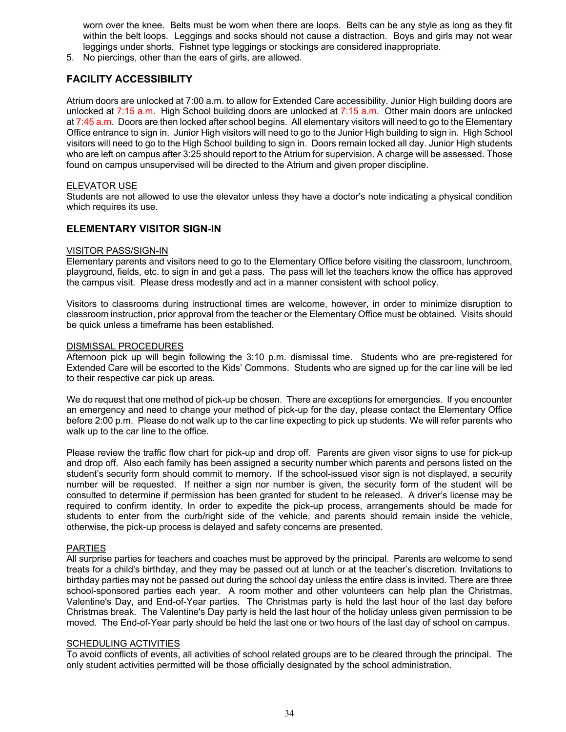worn over the knee. Belts must be worn when there are loops. Belts can be any style as long as they fit within the belt loops. Leggings and socks should not cause a distraction. Boys and girls may not wear leggings under shorts. Fishnet type leggings or stockings are considered inappropriate.

5. No piercings, other than the ears of girls, are allowed.

## FACILITY ACCESSIBILITY

Atrium doors are unlocked at 7:00 a.m. to allow for Extended Care accessibility. Junior High building doors are unlocked at 7:15 a.m. High School building doors are unlocked at 7:15 a.m. Other main doors are unlocked at 7:45 a.m. Doors are then locked after school begins. All elementary visitors will need to go to the Elementary Office entrance to sign in. Junior High visitors will need to go to the Junior High building to sign in. High School visitors will need to go to the High School building to sign in. Doors remain locked all day. Junior High students who are left on campus after 3:25 should report to the Atrium for supervision. A charge will be assessed. Those found on campus unsupervised will be directed to the Atrium and given proper discipline.

ELEVATOR USE

Students are not allowed to use the elevator unless they have a doctor's note indicating a physical condition which requires its use.

## ELEMENTARY VISITOR SIGN-IN

VISITOR PASS/SIGN-IN

Elementary parents and visitors need to go to the Elementary Office before visiting the classroom, lunchroom, playground, fields, etc. to sign in and get a pass. The pass will let the teachers know the office has approved the campus visit. Please dress modestly and act in a manner consistent with school policy.

Visitors to classrooms during instructional times are welcome, however, in order to minimize disruption to classroom instruction, prior approval from the teacher or the Elementary Office must be obtained. Visits should be quick unless a timeframe has been established.

DISMISSAL PROCEDURES

Afternoon pick up will begin following the 3:10 p.m. dismissal time. Students who are pre-registered for Extended Care will be escorted to the Kids' Commons. Students who are signed up for the car line will be led to their respective car pick up areas.

We do request that one method of pick-up be chosen. There are exceptions for emergencies. If you encounter an emergency and need to change your method of pick-up for the day, please contact the Elementary Office before 2:00 p.m. Please do not walk up to the car line expecting to pick up students. We will refer parents who walk up to the car line to the office.

Please review the traffic flow chart for pick-up and drop off. Parents are given visor signs to use for pick-up and drop off. Also each family has been assigned a security number which parents and persons listed on the student's security form should commit to memory. If the school-issued visor sign is not displayed, a security number will be requested. If neither a sign nor number is given, the security form of the student will be consulted to determine if permission has been granted for student to be released. A driver's license may be required to confirm identity. In order to expedite the pick-up process, arrangements should be made for students to enter from the curb/right side of the vehicle, and parents should remain inside the vehicle, otherwise, the pick-up process is delayed and safety concerns are presented.

PARTIES

All surprise parties for teachers and coaches must be approved by the principal. Parents are welcome to send treats for a child's birthday, and they may be passed out at lunch or at the teacher's discretion. Invitations to birthday parties may not be passed out during the school day unless the entire class is invited. There are three school-sponsored parties each year. A room mother and other volunteers can help plan the Christmas, Valentine's Day, and End-of-Year parties. The Christmas party is held the last hour of the last day before Christmas break. The Valentine's Day party is held the last hour of the holiday unless given permission to be moved. The End-of-Year party should be held the last one or two hours of the last day of school on campus.

SCHEDULING ACTIVITIES

To avoid conflicts of events, all activities of school related groups are to be cleared through the principal. The only student activities permitted will be those officially designated by the school administration.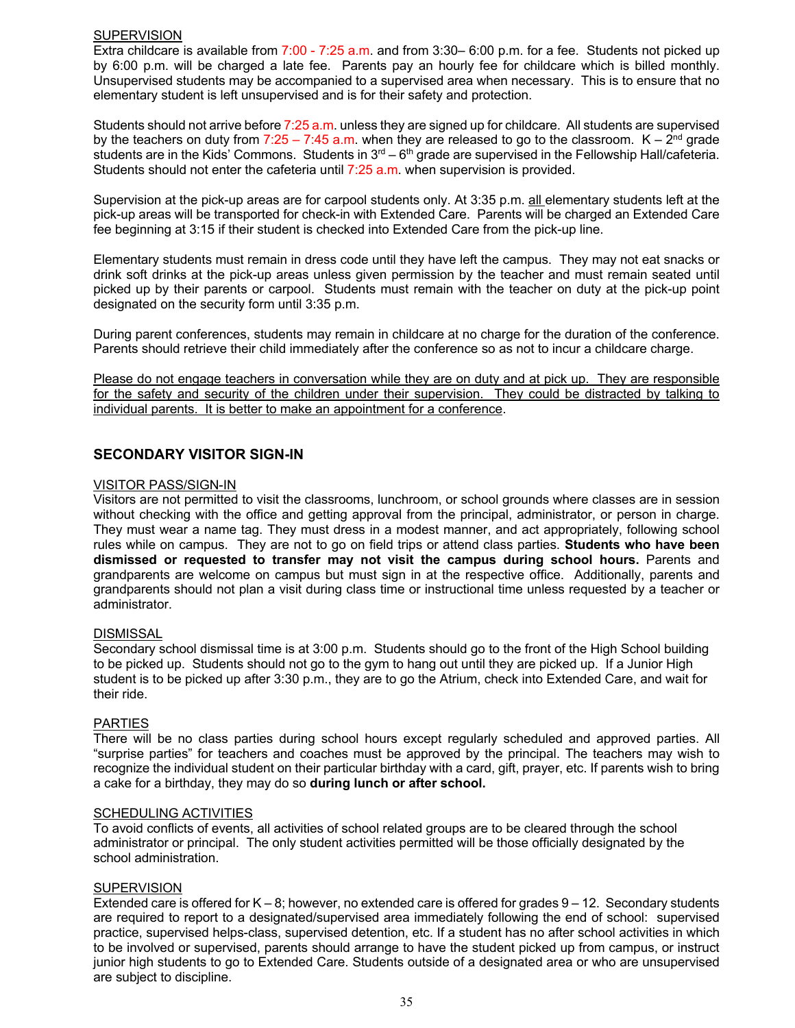SUPERVISION

Extra childcare is available from 7:00 - 7:25 a.m. and from 3:30– 6:00 p.m. for a fee. Students not picked up by 6:00 p.m. will be charged a late fee. Parents pay an hourly fee for childcare which is billed monthly. Unsupervised students may be accompanied to a supervised area when necessary. This is to ensure that no elementary student is left unsupervised and is for their safety and protection.

Students should not arrive before 7:25 a.m. unless they are signed up for childcare. All students are supervised by the teachers on duty from 7:25 – 7:45 a.m. when they are released to go to the classroom. K – 2nd grade students are in the Kids' Commons. Students in 3rd – 6th grade are supervised in the Fellowship Hall/cafeteria. Students should not enter the cafeteria until 7:25 a.m. when supervision is provided.

Supervision at the pick-up areas are for carpool students only. At 3:35 p.m. all elementary students left at the pick-up areas will be transported for check-in with Extended Care. Parents will be charged an Extended Care fee beginning at 3:15 if their student is checked into Extended Care from the pick-up line.

Elementary students must remain in dress code until they have left the campus. They may not eat snacks or drink soft drinks at the pick-up areas unless given permission by the teacher and must remain seated until picked up by their parents or carpool. Students must remain with the teacher on duty at the pick-up point designated on the security form until 3:35 p.m.

During parent conferences, students may remain in childcare at no charge for the duration of the conference. Parents should retrieve their child immediately after the conference so as not to incur a childcare charge.

Please do not engage teachers in conversation while they are on duty and at pick up. They are responsible for the safety and security of the children under their supervision. They could be distracted by talking to individual parents. It is better to make an appointment for a conference.

## SECONDARY VISITOR SIGN-IN

VISITOR PASS/SIGN-IN

Visitors are not permitted to visit the classrooms, lunchroom, or school grounds where classes are in session without checking with the office and getting approval from the principal, administrator, or person in charge. They must wear a name tag. They must dress in a modest manner, and act appropriately, following school rules while on campus. They are not to go on field trips or attend class parties. **Students who have been dismissed or requested to transfer may not visit the campus during school hours.** Parents and grandparents are welcome on campus but must sign in at the respective office. Additionally, parents and grandparents should not plan a visit during class time or instructional time unless requested by a teacher or administrator.

DISMISSAL

Secondary school dismissal time is at 3:00 p.m. Students should go to the front of the High School building to be picked up. Students should not go to the gym to hang out until they are picked up. If a Junior High student is to be picked up after 3:30 p.m., they are to go the Atrium, check into Extended Care, and wait for their ride.

PARTIES

There will be no class parties during school hours except regularly scheduled and approved parties. All "surprise parties" for teachers and coaches must be approved by the principal. The teachers may wish to recognize the individual student on their particular birthday with a card, gift, prayer, etc. If parents wish to bring a cake for a birthday, they may do so **during lunch or after school.**

SCHEDULING ACTIVITIES

To avoid conflicts of events, all activities of school related groups are to be cleared through the school administrator or principal. The only student activities permitted will be those officially designated by the school administration.

SUPERVISION

Extended care is offered for K – 8; however, no extended care is offered for grades 9 – 12. Secondary students are required to report to a designated/supervised area immediately following the end of school: supervised practice, supervised helps-class, supervised detention, etc. If a student has no after school activities in which to be involved or supervised, parents should arrange to have the student picked up from campus, or instruct junior high students to go to Extended Care. Students outside of a designated area or who are unsupervised are subject to discipline.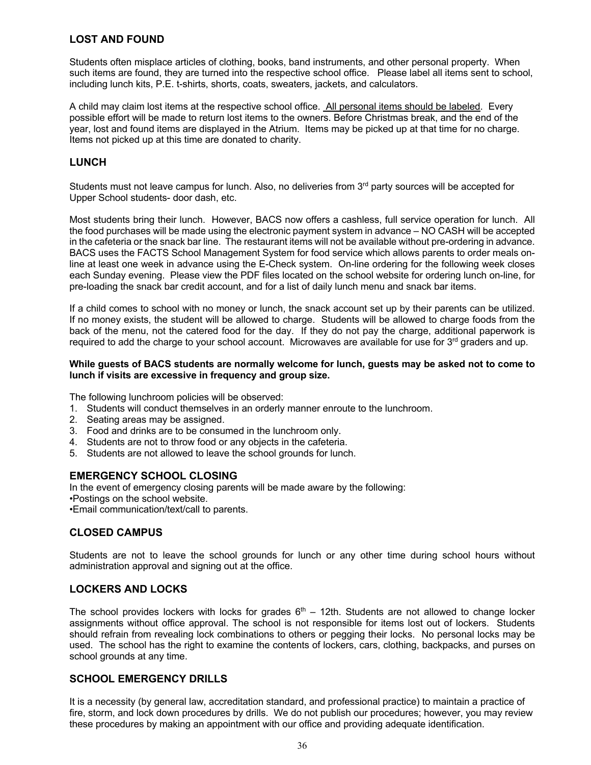## LOST AND FOUND

Students often misplace articles of clothing, books, band instruments, and other personal property. When such items are found, they are turned into the respective school office. Please label all items sent to school, including lunch kits, P.E. t-shirts, shorts, coats, sweaters, jackets, and calculators.

A child may claim lost items at the respective school office. All personal items should be labeled. Every possible effort will be made to return lost items to the owners. Before Christmas break, and the end of the year, lost and found items are displayed in the Atrium. Items may be picked up at that time for no charge. Items not picked up at this time are donated to charity.

## LUNCH

Students must not leave campus for lunch. Also, no deliveries from 3rd party sources will be accepted for Upper School students- door dash, etc.

Most students bring their lunch. However, BACS now offers a cashless, full service operation for lunch. All the food purchases will be made using the electronic payment system in advance – NO CASH will be accepted in the cafeteria or the snack bar line. The restaurant items will not be available without pre-ordering in advance. BACS uses the FACTS School Management System for food service which allows parents to order meals on-line at least one week in advance using the E-Check system. On-line ordering for the following week closes each Sunday evening. Please view the PDF files located on the school website for ordering lunch on-line, for pre-loading the snack bar credit account, and for a list of daily lunch menu and snack bar items.

If a child comes to school with no money or lunch, the snack account set up by their parents can be utilized. If no money exists, the student will be allowed to charge. Students will be allowed to charge foods from the back of the menu, not the catered food for the day. If they do not pay the charge, additional paperwork is required to add the charge to your school account. Microwaves are available for use for 3rd graders and up.

**While guests of BACS students are normally welcome for lunch, guests may be asked not to come to lunch if visits are excessive in frequency and group size.**

The following lunchroom policies will be observed:

1. Students will conduct themselves in an orderly manner enroute to the lunchroom.
2. Seating areas may be assigned.
3. Food and drinks are to be consumed in the lunchroom only.
4. Students are not to throw food or any objects in the cafeteria.
5. Students are not allowed to leave the school grounds for lunch.

## EMERGENCY SCHOOL CLOSING

In the event of emergency closing parents will be made aware by the following:

•Postings on the school website.
•Email communication/text/call to parents.

## CLOSED CAMPUS

Students are not to leave the school grounds for lunch or any other time during school hours without administration approval and signing out at the office.

## LOCKERS AND LOCKS

The school provides lockers with locks for grades 6th – 12th. Students are not allowed to change locker assignments without office approval. The school is not responsible for items lost out of lockers. Students should refrain from revealing lock combinations to others or pegging their locks. No personal locks may be used. The school has the right to examine the contents of lockers, cars, clothing, backpacks, and purses on school grounds at any time.

## SCHOOL EMERGENCY DRILLS

It is a necessity (by general law, accreditation standard, and professional practice) to maintain a practice of fire, storm, and lock down procedures by drills. We do not publish our procedures; however, you may review these procedures by making an appointment with our office and providing adequate identification.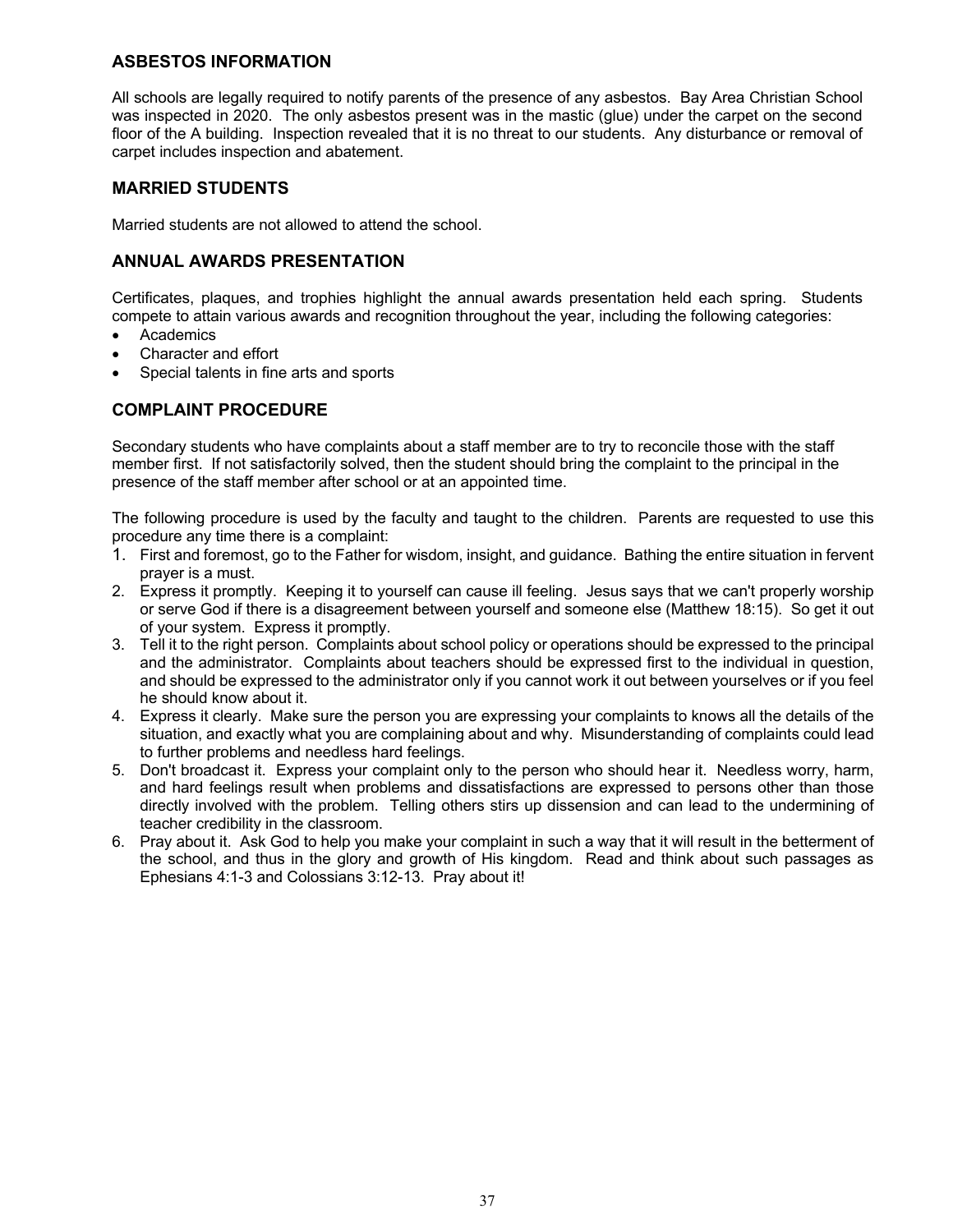## ASBESTOS INFORMATION

All schools are legally required to notify parents of the presence of any asbestos. Bay Area Christian School was inspected in 2020. The only asbestos present was in the mastic (glue) under the carpet on the second floor of the A building. Inspection revealed that it is no threat to our students. Any disturbance or removal of carpet includes inspection and abatement.

## MARRIED STUDENTS

Married students are not allowed to attend the school.

## ANNUAL AWARDS PRESENTATION

Certificates, plaques, and trophies highlight the annual awards presentation held each spring. Students compete to attain various awards and recognition throughout the year, including the following categories:

- Academics
- Character and effort
- Special talents in fine arts and sports

## COMPLAINT PROCEDURE

Secondary students who have complaints about a staff member are to try to reconcile those with the staff member first. If not satisfactorily solved, then the student should bring the complaint to the principal in the presence of the staff member after school or at an appointed time.

The following procedure is used by the faculty and taught to the children. Parents are requested to use this procedure any time there is a complaint:

1. First and foremost, go to the Father for wisdom, insight, and guidance. Bathing the entire situation in fervent prayer is a must.
2. Express it promptly. Keeping it to yourself can cause ill feeling. Jesus says that we can't properly worship or serve God if there is a disagreement between yourself and someone else (Matthew 18:15). So get it out of your system. Express it promptly.
3. Tell it to the right person. Complaints about school policy or operations should be expressed to the principal and the administrator. Complaints about teachers should be expressed first to the individual in question, and should be expressed to the administrator only if you cannot work it out between yourselves or if you feel he should know about it.
4. Express it clearly. Make sure the person you are expressing your complaints to knows all the details of the situation, and exactly what you are complaining about and why. Misunderstanding of complaints could lead to further problems and needless hard feelings.
5. Don't broadcast it. Express your complaint only to the person who should hear it. Needless worry, harm, and hard feelings result when problems and dissatisfactions are expressed to persons other than those directly involved with the problem. Telling others stirs up dissension and can lead to the undermining of teacher credibility in the classroom.
6. Pray about it. Ask God to help you make your complaint in such a way that it will result in the betterment of the school, and thus in the glory and growth of His kingdom. Read and think about such passages as Ephesians 4:1-3 and Colossians 3:12-13. Pray about it!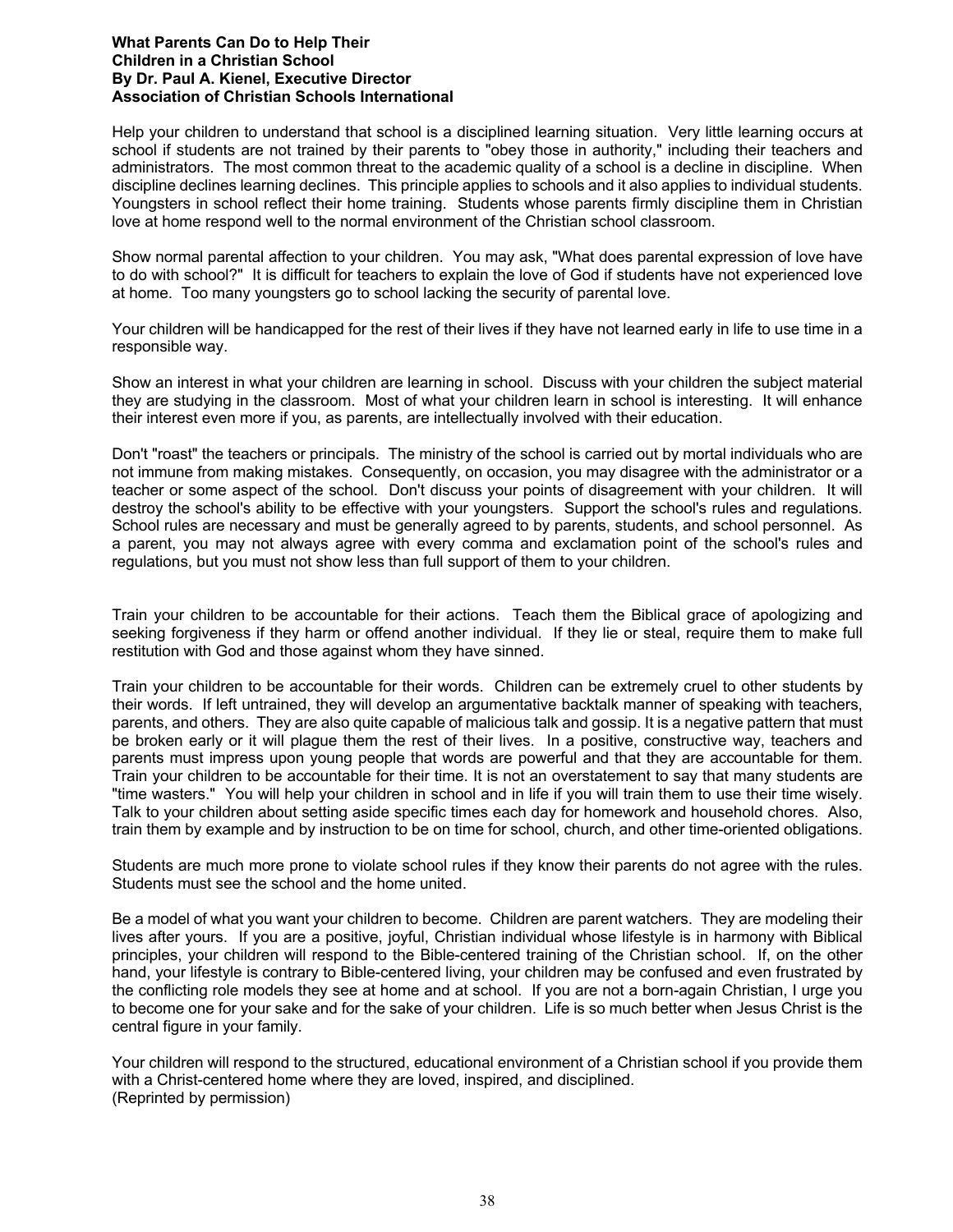**What Parents Can Do to Help Their Children in a Christian School**
**By Dr. Paul A. Kienel, Executive Director**
**Association of Christian Schools International**

Help your children to understand that school is a disciplined learning situation. Very little learning occurs at school if students are not trained by their parents to "obey those in authority," including their teachers and administrators. The most common threat to the academic quality of a school is a decline in discipline. When discipline declines learning declines. This principle applies to schools and it also applies to individual students. Youngsters in school reflect their home training. Students whose parents firmly discipline them in Christian love at home respond well to the normal environment of the Christian school classroom.

Show normal parental affection to your children. You may ask, "What does parental expression of love have to do with school?" It is difficult for teachers to explain the love of God if students have not experienced love at home. Too many youngsters go to school lacking the security of parental love.

Your children will be handicapped for the rest of their lives if they have not learned early in life to use time in a responsible way.

Show an interest in what your children are learning in school. Discuss with your children the subject material they are studying in the classroom. Most of what your children learn in school is interesting. It will enhance their interest even more if you, as parents, are intellectually involved with their education.

Don't "roast" the teachers or principals. The ministry of the school is carried out by mortal individuals who are not immune from making mistakes. Consequently, on occasion, you may disagree with the administrator or a teacher or some aspect of the school. Don't discuss your points of disagreement with your children. It will destroy the school's ability to be effective with your youngsters. Support the school's rules and regulations. School rules are necessary and must be generally agreed to by parents, students, and school personnel. As a parent, you may not always agree with every comma and exclamation point of the school's rules and regulations, but you must not show less than full support of them to your children.

Train your children to be accountable for their actions. Teach them the Biblical grace of apologizing and seeking forgiveness if they harm or offend another individual. If they lie or steal, require them to make full restitution with God and those against whom they have sinned.

Train your children to be accountable for their words. Children can be extremely cruel to other students by their words. If left untrained, they will develop an argumentative backtalk manner of speaking with teachers, parents, and others. They are also quite capable of malicious talk and gossip. It is a negative pattern that must be broken early or it will plague them the rest of their lives. In a positive, constructive way, teachers and parents must impress upon young people that words are powerful and that they are accountable for them. Train your children to be accountable for their time. It is not an overstatement to say that many students are "time wasters." You will help your children in school and in life if you will train them to use their time wisely. Talk to your children about setting aside specific times each day for homework and household chores. Also, train them by example and by instruction to be on time for school, church, and other time-oriented obligations.

Students are much more prone to violate school rules if they know their parents do not agree with the rules. Students must see the school and the home united.

Be a model of what you want your children to become. Children are parent watchers. They are modeling their lives after yours. If you are a positive, joyful, Christian individual whose lifestyle is in harmony with Biblical principles, your children will respond to the Bible-centered training of the Christian school. If, on the other hand, your lifestyle is contrary to Bible-centered living, your children may be confused and even frustrated by the conflicting role models they see at home and at school. If you are not a born-again Christian, I urge you to become one for your sake and for the sake of your children. Life is so much better when Jesus Christ is the central figure in your family.

Your children will respond to the structured, educational environment of a Christian school if you provide them with a Christ-centered home where they are loved, inspired, and disciplined.
(Reprinted by permission)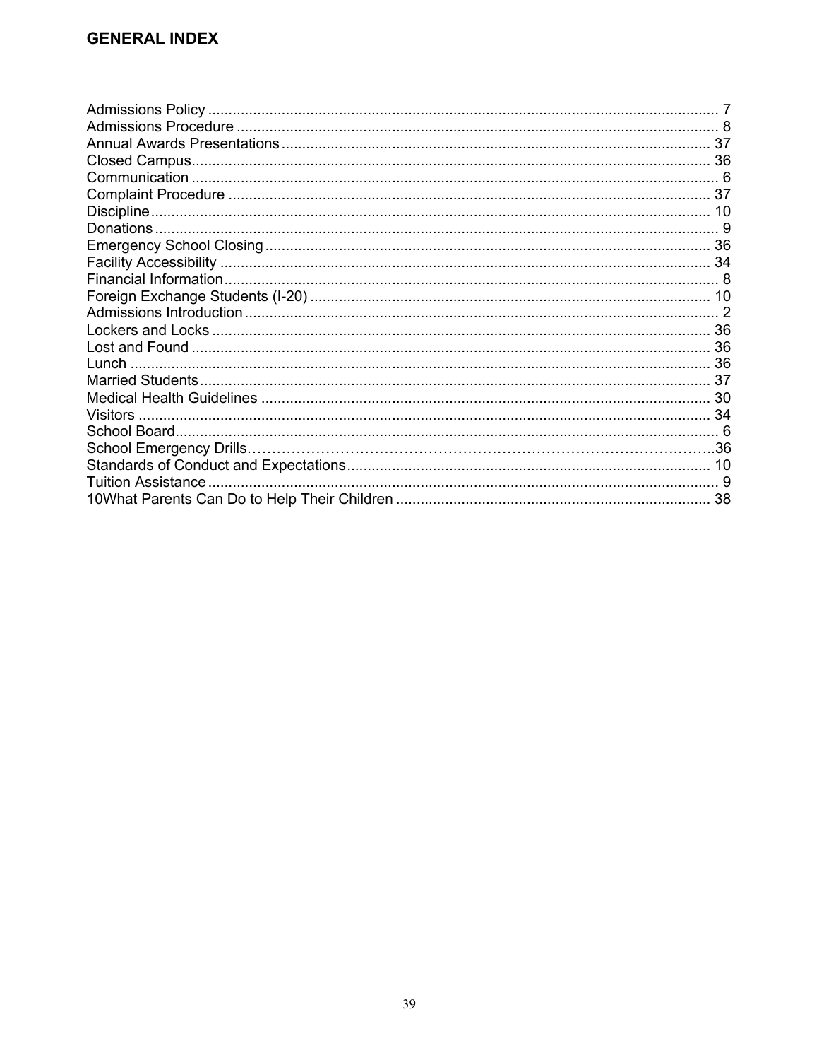## GENERAL INDEX

Admissions Policy ........................................................................................................................... 7
Admissions Procedure .................................................................................................................... 8
Annual Awards Presentations ........................................................................................................ 37
Closed Campus.............................................................................................................................. 36
Communication ............................................................................................................................... 6
Complaint Procedure ..................................................................................................................... 37
Discipline........................................................................................................................................ 10
Donations ........................................................................................................................................ 9
Emergency School Closing ............................................................................................................ 36
Facility Accessibility ....................................................................................................................... 34
Financial Information....................................................................................................................... 8
Foreign Exchange Students (I-20) ................................................................................................. 10
Admissions Introduction .................................................................................................................. 2
Lockers and Locks ......................................................................................................................... 36
Lost and Found .............................................................................................................................. 36
Lunch ............................................................................................................................................. 36
Married Students............................................................................................................................ 37
Medical Health Guidelines ............................................................................................................. 30
Visitors ........................................................................................................................................... 34
School Board.................................................................................................................................... 6
School Emergency Drills……………………………………………………………………………….36
Standards of Conduct and Expectations........................................................................................ 10
Tuition Assistance ........................................................................................................................... 9
10What Parents Can Do to Help Their Children ............................................................................ 38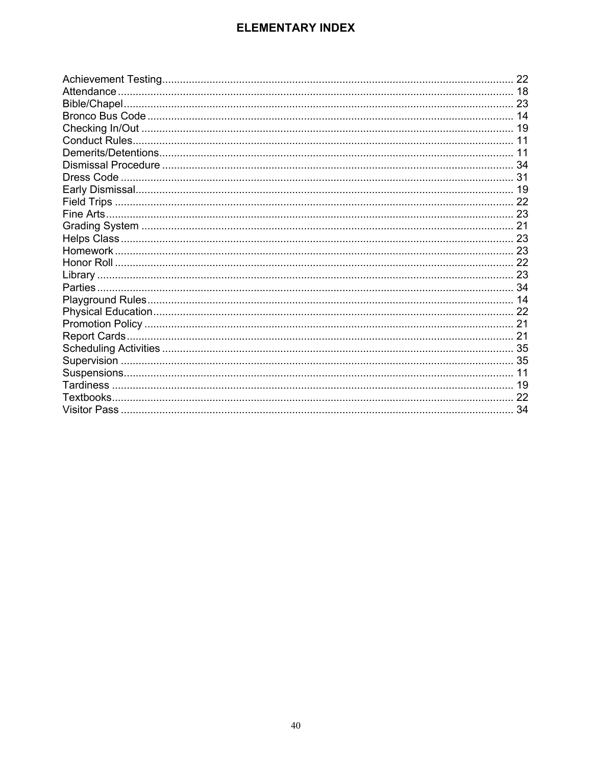# ELEMENTARY INDEX

Achievement Testing........................................................................................................................ 22
Attendance ....................................................................................................................................... 18
Bible/Chapel...................................................................................................................................... 23
Bronco Bus Code ............................................................................................................................. 14
Checking In/Out ............................................................................................................................... 19
Conduct Rules................................................................................................................................... 11
Demerits/Detentions......................................................................................................................... 11
Dismissal Procedure ........................................................................................................................ 34
Dress Code ...................................................................................................................................... 31
Early Dismissal.................................................................................................................................. 19
Field Trips ........................................................................................................................................ 22
Fine Arts............................................................................................................................................ 23
Grading System ............................................................................................................................... 21
Helps Class ...................................................................................................................................... 23
Homework ........................................................................................................................................ 23
Honor Roll ........................................................................................................................................ 22
Library .............................................................................................................................................. 23
Parties .............................................................................................................................................. 34
Playground Rules............................................................................................................................. 14
Physical Education........................................................................................................................... 22
Promotion Policy .............................................................................................................................. 21
Report Cards.................................................................................................................................... 21
Scheduling Activities ........................................................................................................................ 35
Supervision ...................................................................................................................................... 35
Suspensions..................................................................................................................................... 11
Tardiness ......................................................................................................................................... 19
Textbooks......................................................................................................................................... 22
Visitor Pass ...................................................................................................................................... 34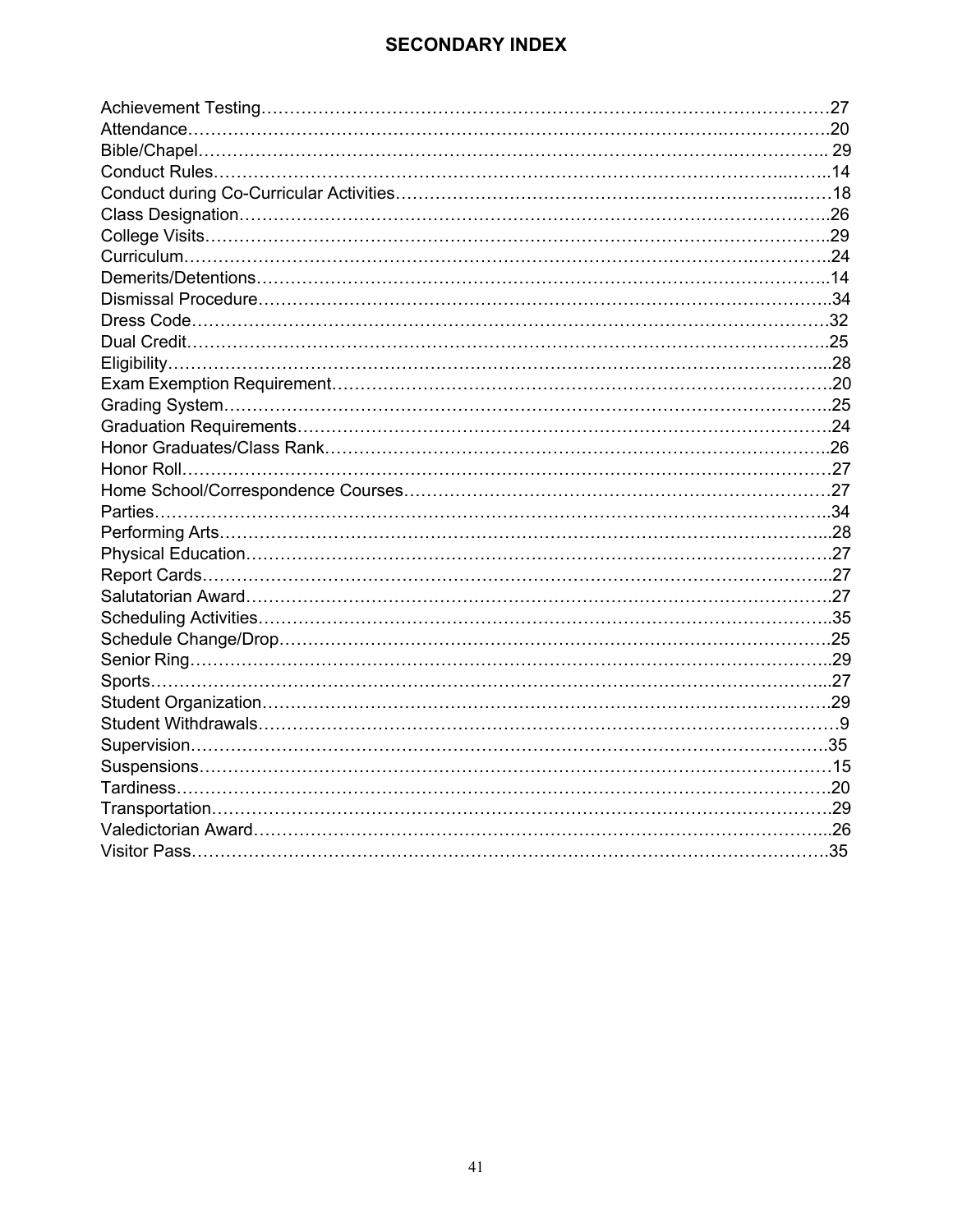# SECONDARY INDEX

Achievement Testing…………………………………………………………………27
Attendance……………………………………………………………………………20
Bible/Chapel…………………………………………………………………………29
Conduct Rules………………………………………………………………………14
Conduct during Co-Curricular Activities………………………………………18
Class Designation…………………………………………………………………26
College Visits………………………………………………………………………29
Curriculum…………………………………………………………………………24
Demerits/Detentions………………………………………………………………14
Dismissal Procedure………………………………………………………………34
Dress Code…………………………………………………………………………32
Dual Credit…………………………………………………………………………25
Eligibility……………………………………………………………………………28
Exam Exemption Requirement…………………………………………………20
Grading System……………………………………………………………………25
Graduation Requirements………………………………………………………24
Honor Graduates/Class Rank……………………………………………………26
Honor Roll…………………………………………………………………………27
Home School/Correspondence Courses………………………………………27
Parties………………………………………………………………………………34
Performing Arts……………………………………………………………………28
Physical Education…………………………………………………………………27
Report Cards………………………………………………………………………27
Salutatorian Award…………………………………………………………………27
Scheduling Activities………………………………………………………………35
Schedule Change/Drop……………………………………………………………25
Senior Ring…………………………………………………………………………29
Sports………………………………………………………………………………27
Student Organization………………………………………………………………29
Student Withdrawals…………………………………………………………………9
Supervision…………………………………………………………………………35
Suspensions…………………………………………………………………………15
Tardiness……………………………………………………………………………20
Transportation………………………………………………………………………29
Valedictorian Award………………………………………………………………26
Visitor Pass…………………………………………………………………………35